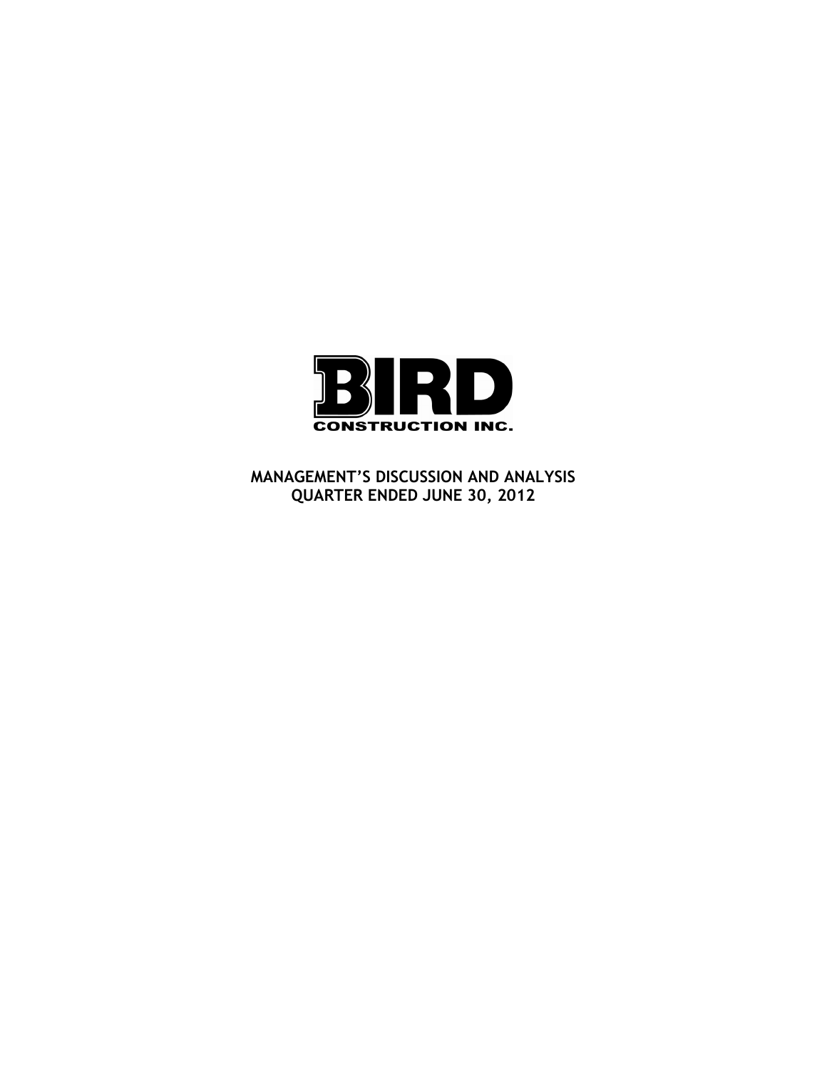# BIRD
CONSTRUCTION INC.

## MANAGEMENT'S DISCUSSION AND ANALYSIS
## QUARTER ENDED JUNE 30, 2012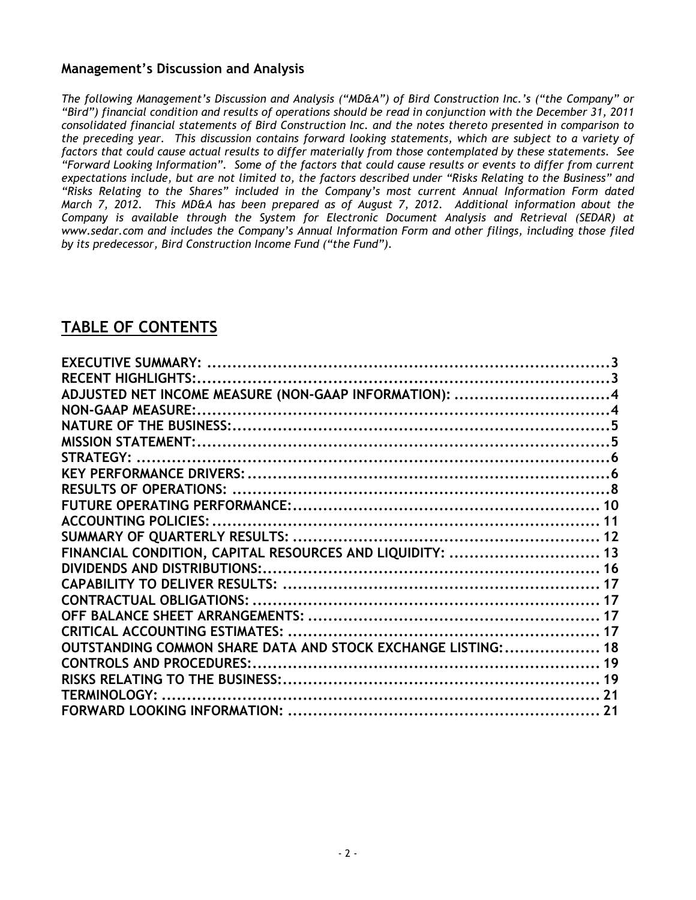## Management's Discussion and Analysis

*The following Management's Discussion and Analysis ("MD&A") of Bird Construction Inc.'s ("the Company" or "Bird") financial condition and results of operations should be read in conjunction with the December 31, 2011 consolidated financial statements of Bird Construction Inc. and the notes thereto presented in comparison to the preceding year. This discussion contains forward looking statements, which are subject to a variety of factors that could cause actual results to differ materially from those contemplated by these statements. See "Forward Looking Information". Some of the factors that could cause results or events to differ from current expectations include, but are not limited to, the factors described under "Risks Relating to the Business" and "Risks Relating to the Shares" included in the Company's most current Annual Information Form dated March 7, 2012. This MD&A has been prepared as of August 7, 2012. Additional information about the Company is available through the System for Electronic Document Analysis and Retrieval (SEDAR) at www.sedar.com and includes the Company's Annual Information Form and other filings, including those filed by its predecessor, Bird Construction Income Fund ("the Fund").*

# TABLE OF CONTENTS

| Section | Page |
|---|---|
| **EXECUTIVE SUMMARY:** | **3** |
| **RECENT HIGHLIGHTS:** | **3** |
| **ADJUSTED NET INCOME MEASURE (NON-GAAP INFORMATION):** | **4** |
| **NON-GAAP MEASURE:** | **4** |
| **NATURE OF THE BUSINESS:** | **5** |
| **MISSION STATEMENT:** | **5** |
| **STRATEGY:** | **6** |
| **KEY PERFORMANCE DRIVERS:** | **6** |
| **RESULTS OF OPERATIONS:** | **8** |
| **FUTURE OPERATING PERFORMANCE:** | **10** |
| **ACCOUNTING POLICIES:** | **11** |
| **SUMMARY OF QUARTERLY RESULTS:** | **12** |
| **FINANCIAL CONDITION, CAPITAL RESOURCES AND LIQUIDITY:** | **13** |
| **DIVIDENDS AND DISTRIBUTIONS:** | **16** |
| **CAPABILITY TO DELIVER RESULTS:** | **17** |
| **CONTRACTUAL OBLIGATIONS:** | **17** |
| **OFF BALANCE SHEET ARRANGEMENTS:** | **17** |
| **CRITICAL ACCOUNTING ESTIMATES:** | **17** |
| **OUTSTANDING COMMON SHARE DATA AND STOCK EXCHANGE LISTING:** | **18** |
| **CONTROLS AND PROCEDURES:** | **19** |
| **RISKS RELATING TO THE BUSINESS:** | **19** |
| **TERMINOLOGY:** | **21** |
| **FORWARD LOOKING INFORMATION:** | **21** |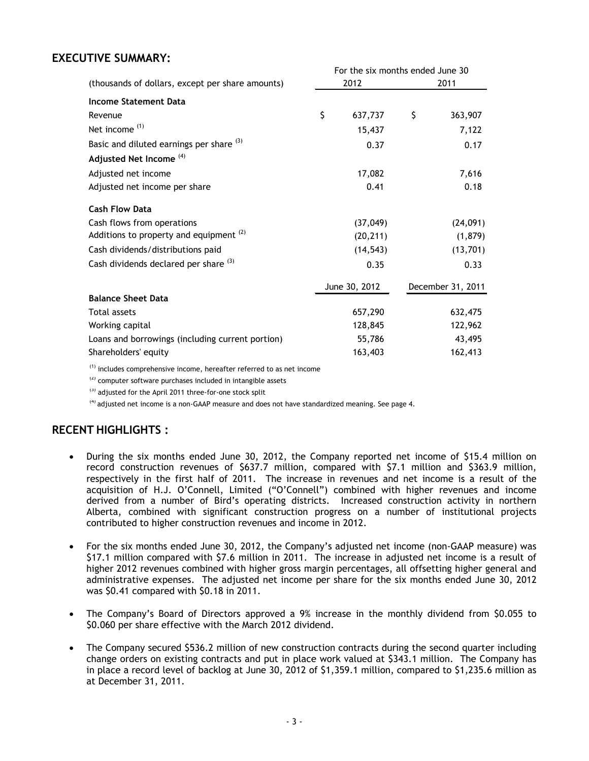## EXECUTIVE SUMMARY:

| (thousands of dollars, except per share amounts) | For the six months ended June 30 2012 | 2011 |
|---|---|---|
| **Income Statement Data** | | |
| Revenue | $ 637,737 | $ 363,907 |
| Net income [(1)] | 15,437 | 7,122 |
| Basic and diluted earnings per share [(3)] | 0.37 | 0.17 |
| **Adjusted Net Income** [(4)] | | |
| Adjusted net income | 17,082 | 7,616 |
| Adjusted net income per share | 0.41 | 0.18 |
| **Cash Flow Data** | | |
| Cash flows from operations | (37,049) | (24,091) |
| Additions to property and equipment [(2)] | (20,211) | (1,879) |
| Cash dividends/distributions paid | (14,543) | (13,701) |
| Cash dividends declared per share [(3)] | 0.35 | 0.33 |
| | June 30, 2012 | December 31, 2011 |
| **Balance Sheet Data** | | |
| Total assets | 657,290 | 632,475 |
| Working capital | 128,845 | 122,962 |
| Loans and borrowings (including current portion) | 55,786 | 43,495 |
| Shareholders' equity | 163,403 | 162,413 |

[(1)] includes comprehensive income, hereafter referred to as net income

[(2)] computer software purchases included in intangible assets

[(3)] adjusted for the April 2011 three-for-one stock split

[(4)] adjusted net income is a non-GAAP measure and does not have standardized meaning. See page 4.

## RECENT HIGHLIGHTS :

- During the six months ended June 30, 2012, the Company reported net income of $15.4 million on record construction revenues of $637.7 million, compared with $7.1 million and $363.9 million, respectively in the first half of 2011. The increase in revenues and net income is a result of the acquisition of H.J. O'Connell, Limited ("O'Connell") combined with higher revenues and income derived from a number of Bird's operating districts. Increased construction activity in northern Alberta, combined with significant construction progress on a number of institutional projects contributed to higher construction revenues and income in 2012.

- For the six months ended June 30, 2012, the Company's adjusted net income (non-GAAP measure) was $17.1 million compared with $7.6 million in 2011. The increase in adjusted net income is a result of higher 2012 revenues combined with higher gross margin percentages, all offsetting higher general and administrative expenses. The adjusted net income per share for the six months ended June 30, 2012 was $0.41 compared with $0.18 in 2011.

- The Company's Board of Directors approved a 9% increase in the monthly dividend from $0.055 to $0.060 per share effective with the March 2012 dividend.

- The Company secured $536.2 million of new construction contracts during the second quarter including change orders on existing contracts and put in place work valued at $343.1 million. The Company has in place a record level of backlog at June 30, 2012 of $1,359.1 million, compared to $1,235.6 million as at December 31, 2011.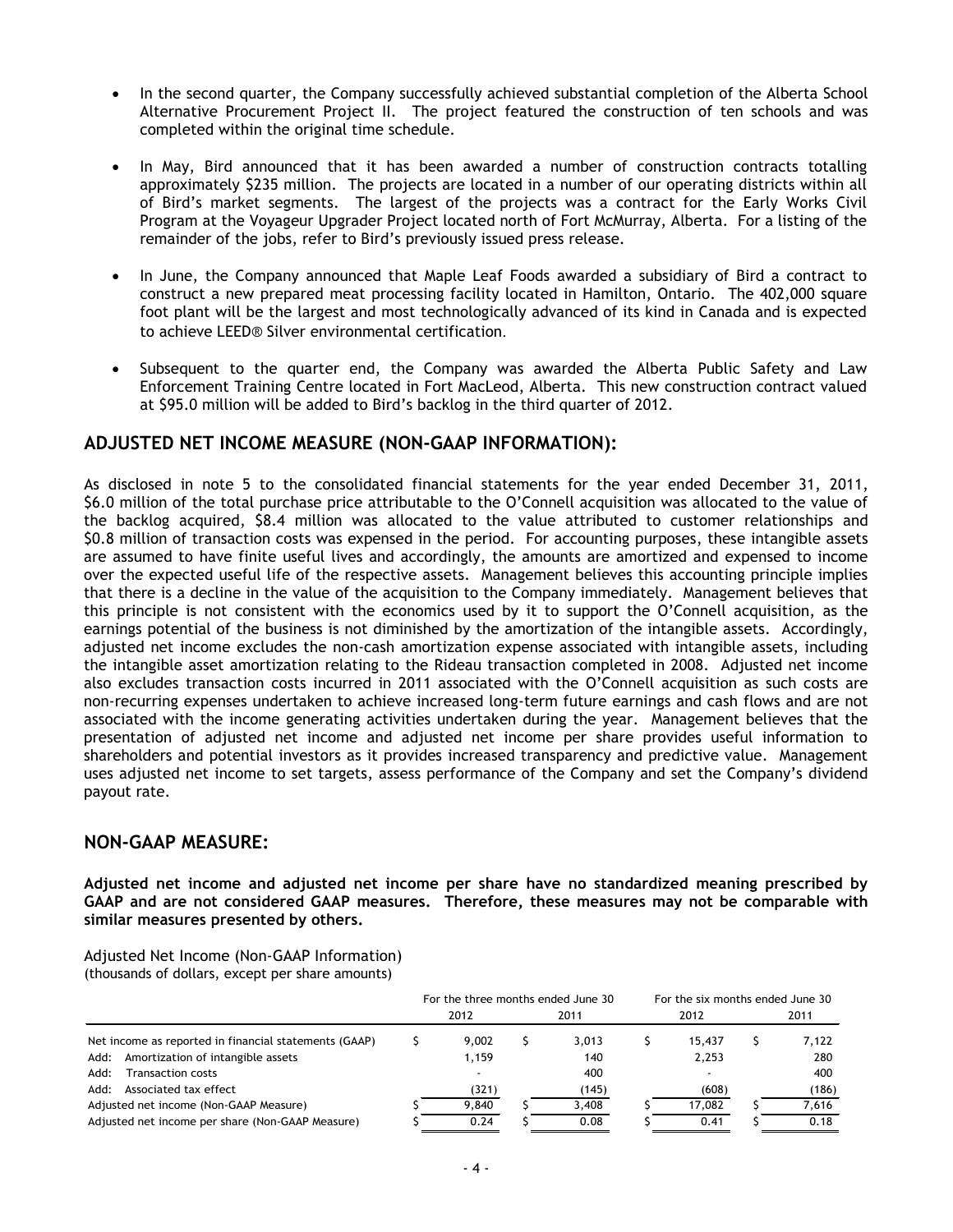- In the second quarter, the Company successfully achieved substantial completion of the Alberta School Alternative Procurement Project II. The project featured the construction of ten schools and was completed within the original time schedule.

- In May, Bird announced that it has been awarded a number of construction contracts totalling approximately $235 million. The projects are located in a number of our operating districts within all of Bird's market segments. The largest of the projects was a contract for the Early Works Civil Program at the Voyageur Upgrader Project located north of Fort McMurray, Alberta. For a listing of the remainder of the jobs, refer to Bird's previously issued press release.

- In June, the Company announced that Maple Leaf Foods awarded a subsidiary of Bird a contract to construct a new prepared meat processing facility located in Hamilton, Ontario. The 402,000 square foot plant will be the largest and most technologically advanced of its kind in Canada and is expected to achieve LEED® Silver environmental certification.

- Subsequent to the quarter end, the Company was awarded the Alberta Public Safety and Law Enforcement Training Centre located in Fort MacLeod, Alberta. This new construction contract valued at $95.0 million will be added to Bird's backlog in the third quarter of 2012.

## ADJUSTED NET INCOME MEASURE (NON-GAAP INFORMATION):

As disclosed in note 5 to the consolidated financial statements for the year ended December 31, 2011, $6.0 million of the total purchase price attributable to the O'Connell acquisition was allocated to the value of the backlog acquired, $8.4 million was allocated to the value attributed to customer relationships and $0.8 million of transaction costs was expensed in the period. For accounting purposes, these intangible assets are assumed to have finite useful lives and accordingly, the amounts are amortized and expensed to income over the expected useful life of the respective assets. Management believes this accounting principle implies that there is a decline in the value of the acquisition to the Company immediately. Management believes that this principle is not consistent with the economics used by it to support the O'Connell acquisition, as the earnings potential of the business is not diminished by the amortization of the intangible assets. Accordingly, adjusted net income excludes the non-cash amortization expense associated with intangible assets, including the intangible asset amortization relating to the Rideau transaction completed in 2008. Adjusted net income also excludes transaction costs incurred in 2011 associated with the O'Connell acquisition as such costs are non-recurring expenses undertaken to achieve increased long-term future earnings and cash flows and are not associated with the income generating activities undertaken during the year. Management believes that the presentation of adjusted net income and adjusted net income per share provides useful information to shareholders and potential investors as it provides increased transparency and predictive value. Management uses adjusted net income to set targets, assess performance of the Company and set the Company's dividend payout rate.

## NON-GAAP MEASURE:

**Adjusted net income and adjusted net income per share have no standardized meaning prescribed by GAAP and are not considered GAAP measures. Therefore, these measures may not be comparable with similar measures presented by others.**

Adjusted Net Income (Non-GAAP Information)
(thousands of dollars, except per share amounts)

| | For the three months ended June 30 | | For the six months ended June 30 | |
|---|---|---|---|---|
| | 2012 | 2011 | 2012 | 2011 |
| Net income as reported in financial statements (GAAP) | $ 9,002 | $ 3,013 | $ 15,437 | $ 7,122 |
| Add: Amortization of intangible assets | 1,159 | 140 | 2,253 | 280 |
| Add: Transaction costs | - | 400 | - | 400 |
| Add: Associated tax effect | (321) | (145) | (608) | (186) |
| Adjusted net income (Non-GAAP Measure) | $ 9,840 | $ 3,408 | $ 17,082 | $ 7,616 |
| Adjusted net income per share (Non-GAAP Measure) | $ 0.24 | $ 0.08 | $ 0.41 | $ 0.18 |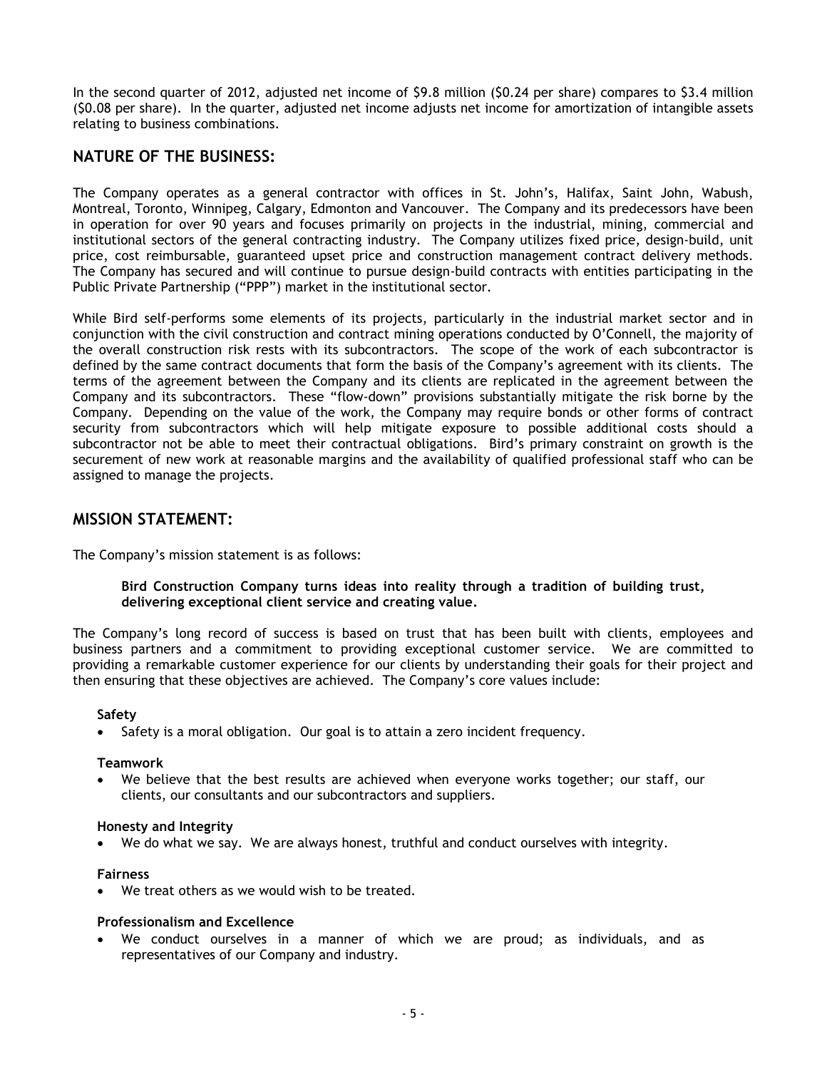In the second quarter of 2012, adjusted net income of $9.8 million ($0.24 per share) compares to $3.4 million ($0.08 per share). In the quarter, adjusted net income adjusts net income for amortization of intangible assets relating to business combinations.

## NATURE OF THE BUSINESS:

The Company operates as a general contractor with offices in St. John's, Halifax, Saint John, Wabush, Montreal, Toronto, Winnipeg, Calgary, Edmonton and Vancouver. The Company and its predecessors have been in operation for over 90 years and focuses primarily on projects in the industrial, mining, commercial and institutional sectors of the general contracting industry. The Company utilizes fixed price, design-build, unit price, cost reimbursable, guaranteed upset price and construction management contract delivery methods. The Company has secured and will continue to pursue design-build contracts with entities participating in the Public Private Partnership ("PPP") market in the institutional sector.

While Bird self-performs some elements of its projects, particularly in the industrial market sector and in conjunction with the civil construction and contract mining operations conducted by O'Connell, the majority of the overall construction risk rests with its subcontractors. The scope of the work of each subcontractor is defined by the same contract documents that form the basis of the Company's agreement with its clients. The terms of the agreement between the Company and its clients are replicated in the agreement between the Company and its subcontractors. These "flow-down" provisions substantially mitigate the risk borne by the Company. Depending on the value of the work, the Company may require bonds or other forms of contract security from subcontractors which will help mitigate exposure to possible additional costs should a subcontractor not be able to meet their contractual obligations. Bird's primary constraint on growth is the securement of new work at reasonable margins and the availability of qualified professional staff who can be assigned to manage the projects.

## MISSION STATEMENT:

The Company's mission statement is as follows:

> **Bird Construction Company turns ideas into reality through a tradition of building trust, delivering exceptional client service and creating value.**

The Company's long record of success is based on trust that has been built with clients, employees and business partners and a commitment to providing exceptional customer service. We are committed to providing a remarkable customer experience for our clients by understanding their goals for their project and then ensuring that these objectives are achieved. The Company's core values include:

**Safety**

- Safety is a moral obligation. Our goal is to attain a zero incident frequency.

**Teamwork**

- We believe that the best results are achieved when everyone works together; our staff, our clients, our consultants and our subcontractors and suppliers.

**Honesty and Integrity**

- We do what we say. We are always honest, truthful and conduct ourselves with integrity.

**Fairness**

- We treat others as we would wish to be treated.

**Professionalism and Excellence**

- We conduct ourselves in a manner of which we are proud; as individuals, and as representatives of our Company and industry.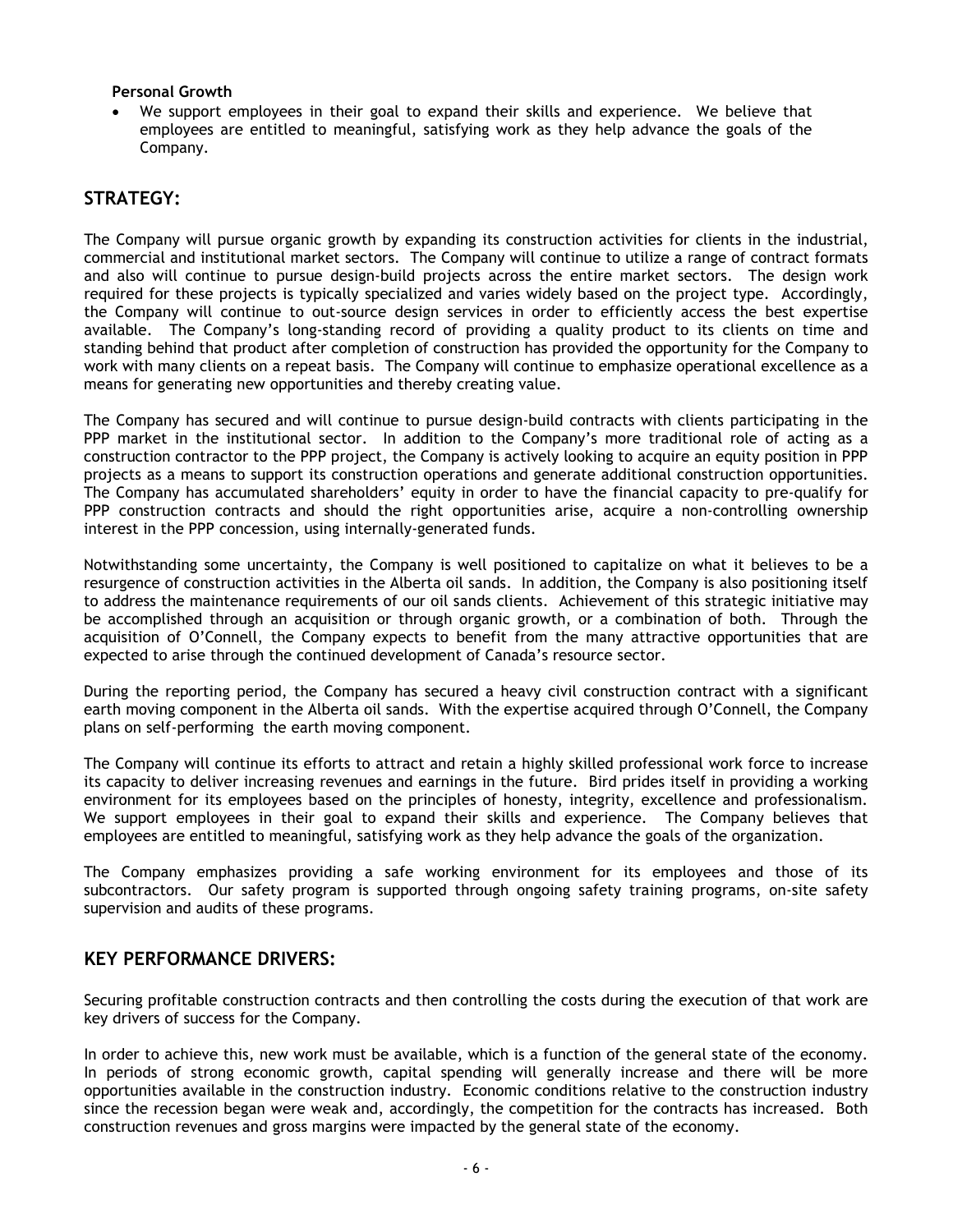**Personal Growth**

- We support employees in their goal to expand their skills and experience. We believe that employees are entitled to meaningful, satisfying work as they help advance the goals of the Company.

## STRATEGY:

The Company will pursue organic growth by expanding its construction activities for clients in the industrial, commercial and institutional market sectors. The Company will continue to utilize a range of contract formats and also will continue to pursue design-build projects across the entire market sectors. The design work required for these projects is typically specialized and varies widely based on the project type. Accordingly, the Company will continue to out-source design services in order to efficiently access the best expertise available. The Company's long-standing record of providing a quality product to its clients on time and standing behind that product after completion of construction has provided the opportunity for the Company to work with many clients on a repeat basis. The Company will continue to emphasize operational excellence as a means for generating new opportunities and thereby creating value.

The Company has secured and will continue to pursue design-build contracts with clients participating in the PPP market in the institutional sector. In addition to the Company's more traditional role of acting as a construction contractor to the PPP project, the Company is actively looking to acquire an equity position in PPP projects as a means to support its construction operations and generate additional construction opportunities. The Company has accumulated shareholders' equity in order to have the financial capacity to pre-qualify for PPP construction contracts and should the right opportunities arise, acquire a non-controlling ownership interest in the PPP concession, using internally-generated funds.

Notwithstanding some uncertainty, the Company is well positioned to capitalize on what it believes to be a resurgence of construction activities in the Alberta oil sands. In addition, the Company is also positioning itself to address the maintenance requirements of our oil sands clients. Achievement of this strategic initiative may be accomplished through an acquisition or through organic growth, or a combination of both. Through the acquisition of O'Connell, the Company expects to benefit from the many attractive opportunities that are expected to arise through the continued development of Canada's resource sector.

During the reporting period, the Company has secured a heavy civil construction contract with a significant earth moving component in the Alberta oil sands. With the expertise acquired through O'Connell, the Company plans on self-performing the earth moving component.

The Company will continue its efforts to attract and retain a highly skilled professional work force to increase its capacity to deliver increasing revenues and earnings in the future. Bird prides itself in providing a working environment for its employees based on the principles of honesty, integrity, excellence and professionalism. We support employees in their goal to expand their skills and experience. The Company believes that employees are entitled to meaningful, satisfying work as they help advance the goals of the organization.

The Company emphasizes providing a safe working environment for its employees and those of its subcontractors. Our safety program is supported through ongoing safety training programs, on-site safety supervision and audits of these programs.

## KEY PERFORMANCE DRIVERS:

Securing profitable construction contracts and then controlling the costs during the execution of that work are key drivers of success for the Company.

In order to achieve this, new work must be available, which is a function of the general state of the economy. In periods of strong economic growth, capital spending will generally increase and there will be more opportunities available in the construction industry. Economic conditions relative to the construction industry since the recession began were weak and, accordingly, the competition for the contracts has increased. Both construction revenues and gross margins were impacted by the general state of the economy.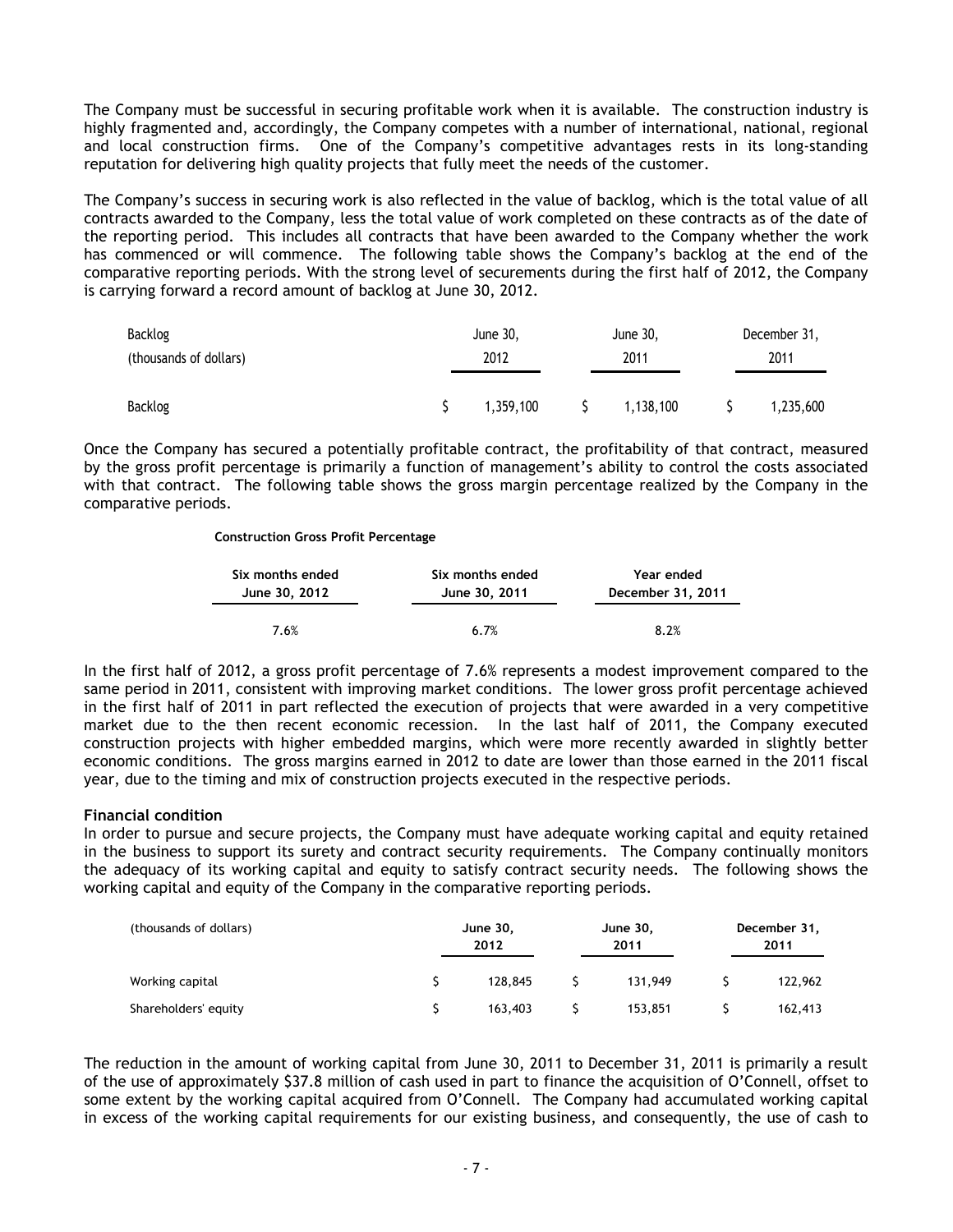The Company must be successful in securing profitable work when it is available. The construction industry is highly fragmented and, accordingly, the Company competes with a number of international, national, regional and local construction firms. One of the Company's competitive advantages rests in its long-standing reputation for delivering high quality projects that fully meet the needs of the customer.

The Company's success in securing work is also reflected in the value of backlog, which is the total value of all contracts awarded to the Company, less the total value of work completed on these contracts as of the date of the reporting period. This includes all contracts that have been awarded to the Company whether the work has commenced or will commence. The following table shows the Company's backlog at the end of the comparative reporting periods. With the strong level of securements during the first half of 2012, the Company is carrying forward a record amount of backlog at June 30, 2012.

| Backlog (thousands of dollars) | June 30, 2012 | June 30, 2011 | December 31, 2011 |
|---|---|---|---|
| Backlog | $ 1,359,100 | $ 1,138,100 | $ 1,235,600 |

Once the Company has secured a potentially profitable contract, the profitability of that contract, measured by the gross profit percentage is primarily a function of management's ability to control the costs associated with that contract. The following table shows the gross margin percentage realized by the Company in the comparative periods.

**Construction Gross Profit Percentage**

| Six months ended June 30, 2012 | Six months ended June 30, 2011 | Year ended December 31, 2011 |
|---|---|---|
| 7.6% | 6.7% | 8.2% |

In the first half of 2012, a gross profit percentage of 7.6% represents a modest improvement compared to the same period in 2011, consistent with improving market conditions. The lower gross profit percentage achieved in the first half of 2011 in part reflected the execution of projects that were awarded in a very competitive market due to the then recent economic recession. In the last half of 2011, the Company executed construction projects with higher embedded margins, which were more recently awarded in slightly better economic conditions. The gross margins earned in 2012 to date are lower than those earned in the 2011 fiscal year, due to the timing and mix of construction projects executed in the respective periods.

**Financial condition**

In order to pursue and secure projects, the Company must have adequate working capital and equity retained in the business to support its surety and contract security requirements. The Company continually monitors the adequacy of its working capital and equity to satisfy contract security needs. The following shows the working capital and equity of the Company in the comparative reporting periods.

| (thousands of dollars) | June 30, 2012 | June 30, 2011 | December 31, 2011 |
|---|---|---|---|
| Working capital | $ 128,845 | $ 131,949 | $ 122,962 |
| Shareholders' equity | $ 163,403 | $ 153,851 | $ 162,413 |

The reduction in the amount of working capital from June 30, 2011 to December 31, 2011 is primarily a result of the use of approximately $37.8 million of cash used in part to finance the acquisition of O'Connell, offset to some extent by the working capital acquired from O'Connell. The Company had accumulated working capital in excess of the working capital requirements for our existing business, and consequently, the use of cash to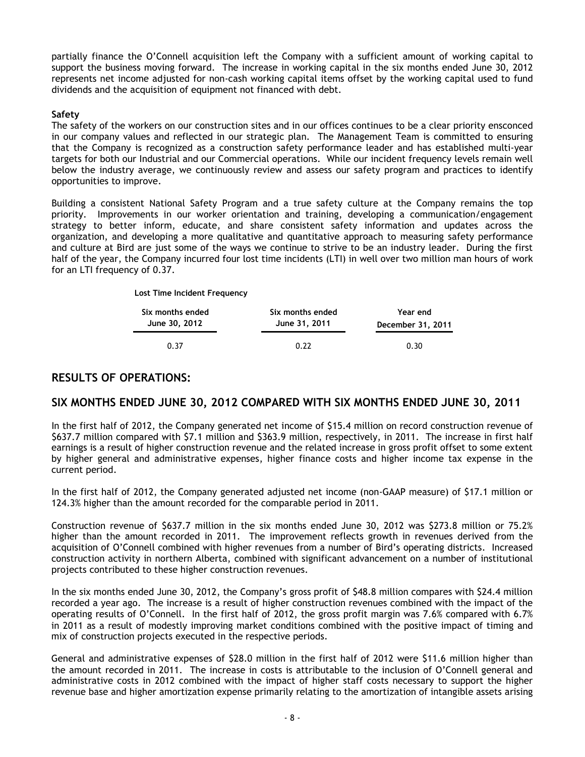partially finance the O'Connell acquisition left the Company with a sufficient amount of working capital to support the business moving forward. The increase in working capital in the six months ended June 30, 2012 represents net income adjusted for non-cash working capital items offset by the working capital used to fund dividends and the acquisition of equipment not financed with debt.

**Safety**

The safety of the workers on our construction sites and in our offices continues to be a clear priority ensconced in our company values and reflected in our strategic plan. The Management Team is committed to ensuring that the Company is recognized as a construction safety performance leader and has established multi-year targets for both our Industrial and our Commercial operations. While our incident frequency levels remain well below the industry average, we continuously review and assess our safety program and practices to identify opportunities to improve.

Building a consistent National Safety Program and a true safety culture at the Company remains the top priority. Improvements in our worker orientation and training, developing a communication/engagement strategy to better inform, educate, and share consistent safety information and updates across the organization, and developing a more qualitative and quantitative approach to measuring safety performance and culture at Bird are just some of the ways we continue to strive to be an industry leader. During the first half of the year, the Company incurred four lost time incidents (LTI) in well over two million man hours of work for an LTI frequency of 0.37.

**Lost Time Incident Frequency**

| Six months ended June 30, 2012 | Six months ended June 31, 2011 | Year end December 31, 2011 |
|---|---|---|
| 0.37 | 0.22 | 0.30 |

## RESULTS OF OPERATIONS:

## SIX MONTHS ENDED JUNE 30, 2012 COMPARED WITH SIX MONTHS ENDED JUNE 30, 2011

In the first half of 2012, the Company generated net income of $15.4 million on record construction revenue of $637.7 million compared with $7.1 million and $363.9 million, respectively, in 2011. The increase in first half earnings is a result of higher construction revenue and the related increase in gross profit offset to some extent by higher general and administrative expenses, higher finance costs and higher income tax expense in the current period.

In the first half of 2012, the Company generated adjusted net income (non-GAAP measure) of $17.1 million or 124.3% higher than the amount recorded for the comparable period in 2011.

Construction revenue of $637.7 million in the six months ended June 30, 2012 was $273.8 million or 75.2% higher than the amount recorded in 2011. The improvement reflects growth in revenues derived from the acquisition of O'Connell combined with higher revenues from a number of Bird's operating districts. Increased construction activity in northern Alberta, combined with significant advancement on a number of institutional projects contributed to these higher construction revenues.

In the six months ended June 30, 2012, the Company's gross profit of $48.8 million compares with $24.4 million recorded a year ago. The increase is a result of higher construction revenues combined with the impact of the operating results of O'Connell. In the first half of 2012, the gross profit margin was 7.6% compared with 6.7% in 2011 as a result of modestly improving market conditions combined with the positive impact of timing and mix of construction projects executed in the respective periods.

General and administrative expenses of $28.0 million in the first half of 2012 were $11.6 million higher than the amount recorded in 2011. The increase in costs is attributable to the inclusion of O'Connell general and administrative costs in 2012 combined with the impact of higher staff costs necessary to support the higher revenue base and higher amortization expense primarily relating to the amortization of intangible assets arising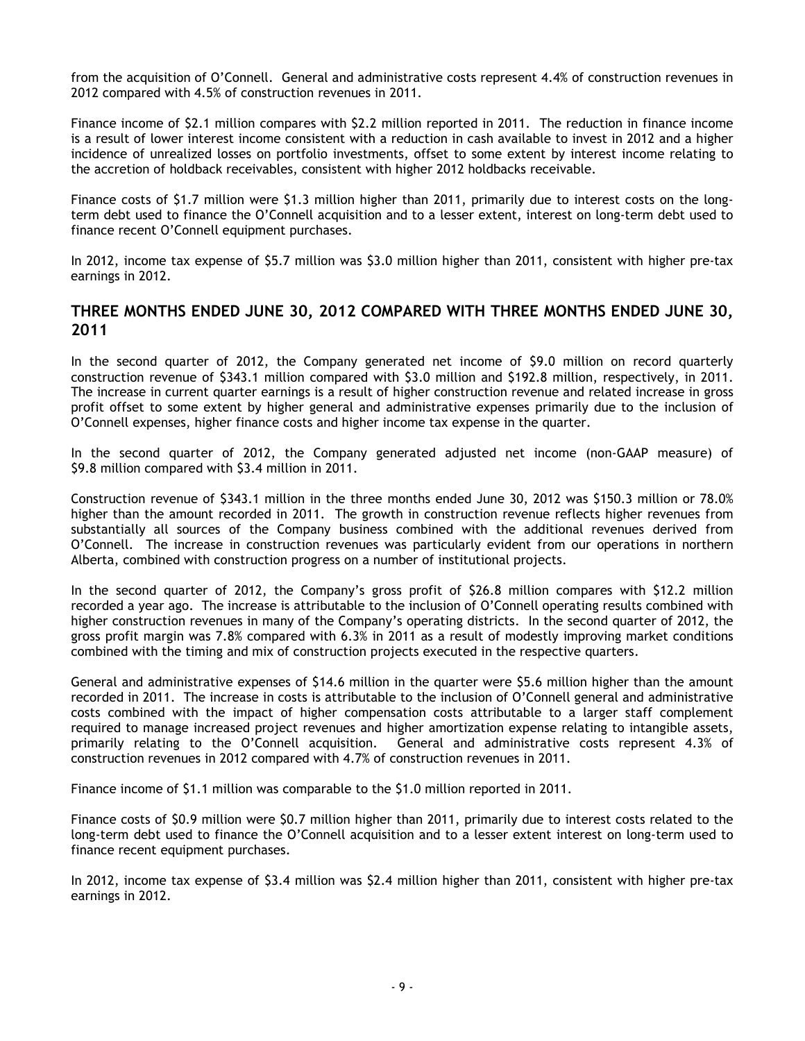from the acquisition of O'Connell. General and administrative costs represent 4.4% of construction revenues in 2012 compared with 4.5% of construction revenues in 2011.

Finance income of $2.1 million compares with $2.2 million reported in 2011. The reduction in finance income is a result of lower interest income consistent with a reduction in cash available to invest in 2012 and a higher incidence of unrealized losses on portfolio investments, offset to some extent by interest income relating to the accretion of holdback receivables, consistent with higher 2012 holdbacks receivable.

Finance costs of $1.7 million were $1.3 million higher than 2011, primarily due to interest costs on the long-term debt used to finance the O'Connell acquisition and to a lesser extent, interest on long-term debt used to finance recent O'Connell equipment purchases.

In 2012, income tax expense of $5.7 million was $3.0 million higher than 2011, consistent with higher pre-tax earnings in 2012.

## THREE MONTHS ENDED JUNE 30, 2012 COMPARED WITH THREE MONTHS ENDED JUNE 30, 2011

In the second quarter of 2012, the Company generated net income of $9.0 million on record quarterly construction revenue of $343.1 million compared with $3.0 million and $192.8 million, respectively, in 2011. The increase in current quarter earnings is a result of higher construction revenue and related increase in gross profit offset to some extent by higher general and administrative expenses primarily due to the inclusion of O'Connell expenses, higher finance costs and higher income tax expense in the quarter.

In the second quarter of 2012, the Company generated adjusted net income (non-GAAP measure) of $9.8 million compared with $3.4 million in 2011.

Construction revenue of $343.1 million in the three months ended June 30, 2012 was $150.3 million or 78.0% higher than the amount recorded in 2011. The growth in construction revenue reflects higher revenues from substantially all sources of the Company business combined with the additional revenues derived from O'Connell. The increase in construction revenues was particularly evident from our operations in northern Alberta, combined with construction progress on a number of institutional projects.

In the second quarter of 2012, the Company's gross profit of $26.8 million compares with $12.2 million recorded a year ago. The increase is attributable to the inclusion of O'Connell operating results combined with higher construction revenues in many of the Company's operating districts. In the second quarter of 2012, the gross profit margin was 7.8% compared with 6.3% in 2011 as a result of modestly improving market conditions combined with the timing and mix of construction projects executed in the respective quarters.

General and administrative expenses of $14.6 million in the quarter were $5.6 million higher than the amount recorded in 2011. The increase in costs is attributable to the inclusion of O'Connell general and administrative costs combined with the impact of higher compensation costs attributable to a larger staff complement required to manage increased project revenues and higher amortization expense relating to intangible assets, primarily relating to the O'Connell acquisition. General and administrative costs represent 4.3% of construction revenues in 2012 compared with 4.7% of construction revenues in 2011.

Finance income of $1.1 million was comparable to the $1.0 million reported in 2011.

Finance costs of $0.9 million were $0.7 million higher than 2011, primarily due to interest costs related to the long-term debt used to finance the O'Connell acquisition and to a lesser extent interest on long-term used to finance recent equipment purchases.

In 2012, income tax expense of $3.4 million was $2.4 million higher than 2011, consistent with higher pre-tax earnings in 2012.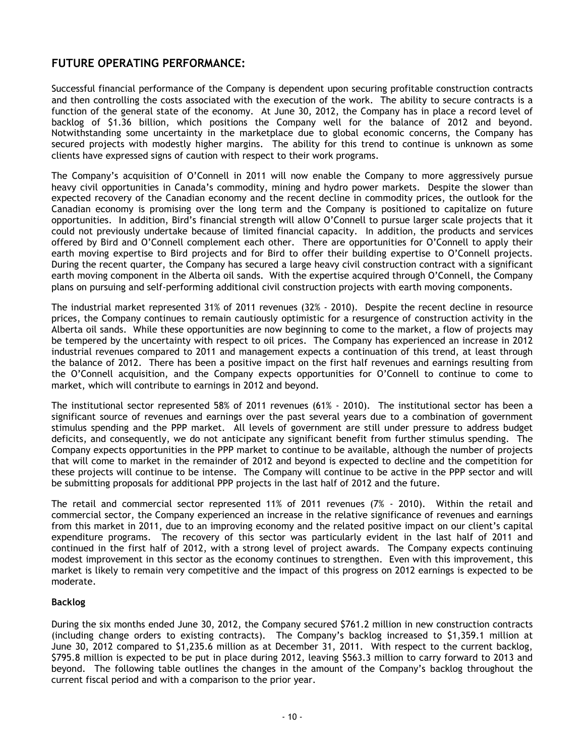## FUTURE OPERATING PERFORMANCE:

Successful financial performance of the Company is dependent upon securing profitable construction contracts and then controlling the costs associated with the execution of the work. The ability to secure contracts is a function of the general state of the economy. At June 30, 2012, the Company has in place a record level of backlog of $1.36 billion, which positions the Company well for the balance of 2012 and beyond. Notwithstanding some uncertainty in the marketplace due to global economic concerns, the Company has secured projects with modestly higher margins. The ability for this trend to continue is unknown as some clients have expressed signs of caution with respect to their work programs.

The Company's acquisition of O'Connell in 2011 will now enable the Company to more aggressively pursue heavy civil opportunities in Canada's commodity, mining and hydro power markets. Despite the slower than expected recovery of the Canadian economy and the recent decline in commodity prices, the outlook for the Canadian economy is promising over the long term and the Company is positioned to capitalize on future opportunities. In addition, Bird's financial strength will allow O'Connell to pursue larger scale projects that it could not previously undertake because of limited financial capacity. In addition, the products and services offered by Bird and O'Connell complement each other. There are opportunities for O'Connell to apply their earth moving expertise to Bird projects and for Bird to offer their building expertise to O'Connell projects. During the recent quarter, the Company has secured a large heavy civil construction contract with a significant earth moving component in the Alberta oil sands. With the expertise acquired through O'Connell, the Company plans on pursuing and self-performing additional civil construction projects with earth moving components.

The industrial market represented 31% of 2011 revenues (32% - 2010). Despite the recent decline in resource prices, the Company continues to remain cautiously optimistic for a resurgence of construction activity in the Alberta oil sands. While these opportunities are now beginning to come to the market, a flow of projects may be tempered by the uncertainty with respect to oil prices. The Company has experienced an increase in 2012 industrial revenues compared to 2011 and management expects a continuation of this trend, at least through the balance of 2012. There has been a positive impact on the first half revenues and earnings resulting from the O'Connell acquisition, and the Company expects opportunities for O'Connell to continue to come to market, which will contribute to earnings in 2012 and beyond.

The institutional sector represented 58% of 2011 revenues (61% - 2010). The institutional sector has been a significant source of revenues and earnings over the past several years due to a combination of government stimulus spending and the PPP market. All levels of government are still under pressure to address budget deficits, and consequently, we do not anticipate any significant benefit from further stimulus spending. The Company expects opportunities in the PPP market to continue to be available, although the number of projects that will come to market in the remainder of 2012 and beyond is expected to decline and the competition for these projects will continue to be intense. The Company will continue to be active in the PPP sector and will be submitting proposals for additional PPP projects in the last half of 2012 and the future.

The retail and commercial sector represented 11% of 2011 revenues (7% - 2010). Within the retail and commercial sector, the Company experienced an increase in the relative significance of revenues and earnings from this market in 2011, due to an improving economy and the related positive impact on our client's capital expenditure programs. The recovery of this sector was particularly evident in the last half of 2011 and continued in the first half of 2012, with a strong level of project awards. The Company expects continuing modest improvement in this sector as the economy continues to strengthen. Even with this improvement, this market is likely to remain very competitive and the impact of this progress on 2012 earnings is expected to be moderate.

**Backlog**

During the six months ended June 30, 2012, the Company secured $761.2 million in new construction contracts (including change orders to existing contracts). The Company's backlog increased to $1,359.1 million at June 30, 2012 compared to $1,235.6 million as at December 31, 2011. With respect to the current backlog, $795.8 million is expected to be put in place during 2012, leaving $563.3 million to carry forward to 2013 and beyond. The following table outlines the changes in the amount of the Company's backlog throughout the current fiscal period and with a comparison to the prior year.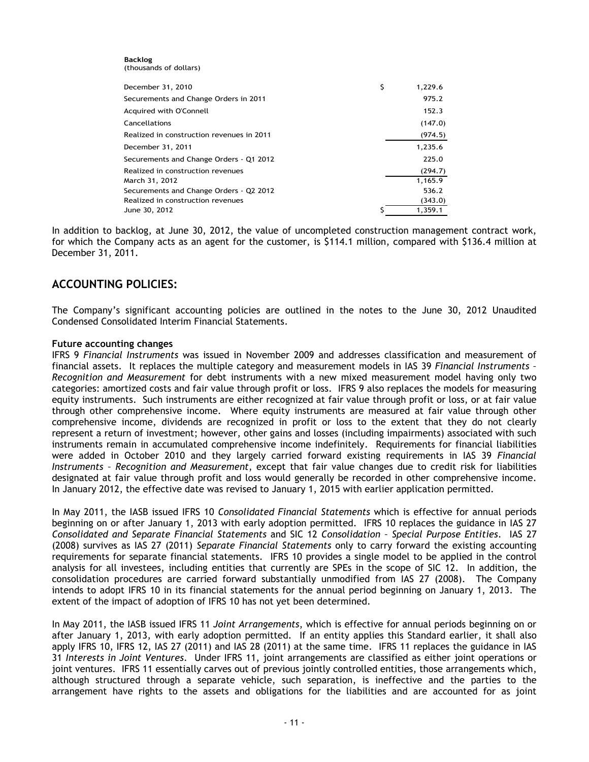**Backlog**
(thousands of dollars)

| | |
|---|---|
| December 31, 2010 | $ 1,229.6 |
| Securements and Change Orders in 2011 | 975.2 |
| Acquired with O'Connell | 152.3 |
| Cancellations | (147.0) |
| Realized in construction revenues in 2011 | (974.5) |
| December 31, 2011 | 1,235.6 |
| Securements and Change Orders - Q1 2012 | 225.0 |
| Realized in construction revenues | (294.7) |
| March 31, 2012 | 1,165.9 |
| Securements and Change Orders - Q2 2012 | 536.2 |
| Realized in construction revenues | (343.0) |
| June 30, 2012 | $ 1,359.1 |

In addition to backlog, at June 30, 2012, the value of uncompleted construction management contract work, for which the Company acts as an agent for the customer, is $114.1 million, compared with $136.4 million at December 31, 2011.

## ACCOUNTING POLICIES:

The Company's significant accounting policies are outlined in the notes to the June 30, 2012 Unaudited Condensed Consolidated Interim Financial Statements.

**Future accounting changes**

IFRS 9 *Financial Instruments* was issued in November 2009 and addresses classification and measurement of financial assets. It replaces the multiple category and measurement models in IAS 39 *Financial Instruments – Recognition and Measurement* for debt instruments with a new mixed measurement model having only two categories: amortized costs and fair value through profit or loss. IFRS 9 also replaces the models for measuring equity instruments. Such instruments are either recognized at fair value through profit or loss, or at fair value through other comprehensive income. Where equity instruments are measured at fair value through other comprehensive income, dividends are recognized in profit or loss to the extent that they do not clearly represent a return of investment; however, other gains and losses (including impairments) associated with such instruments remain in accumulated comprehensive income indefinitely. Requirements for financial liabilities were added in October 2010 and they largely carried forward existing requirements in IAS 39 *Financial Instruments – Recognition and Measurement*, except that fair value changes due to credit risk for liabilities designated at fair value through profit and loss would generally be recorded in other comprehensive income. In January 2012, the effective date was revised to January 1, 2015 with earlier application permitted.

In May 2011, the IASB issued IFRS 10 *Consolidated Financial Statements* which is effective for annual periods beginning on or after January 1, 2013 with early adoption permitted. IFRS 10 replaces the guidance in IAS 27 *Consolidated and Separate Financial Statements* and SIC 12 *Consolidation – Special Purpose Entities*. IAS 27 (2008) survives as IAS 27 (2011) *Separate Financial Statements* only to carry forward the existing accounting requirements for separate financial statements. IFRS 10 provides a single model to be applied in the control analysis for all investees, including entities that currently are SPEs in the scope of SIC 12. In addition, the consolidation procedures are carried forward substantially unmodified from IAS 27 (2008). The Company intends to adopt IFRS 10 in its financial statements for the annual period beginning on January 1, 2013. The extent of the impact of adoption of IFRS 10 has not yet been determined.

In May 2011, the IASB issued IFRS 11 *Joint Arrangements*, which is effective for annual periods beginning on or after January 1, 2013, with early adoption permitted. If an entity applies this Standard earlier, it shall also apply IFRS 10, IFRS 12, IAS 27 (2011) and IAS 28 (2011) at the same time. IFRS 11 replaces the guidance in IAS 31 *Interests in Joint Ventures*. Under IFRS 11, joint arrangements are classified as either joint operations or joint ventures. IFRS 11 essentially carves out of previous jointly controlled entities, those arrangements which, although structured through a separate vehicle, such separation, is ineffective and the parties to the arrangement have rights to the assets and obligations for the liabilities and are accounted for as joint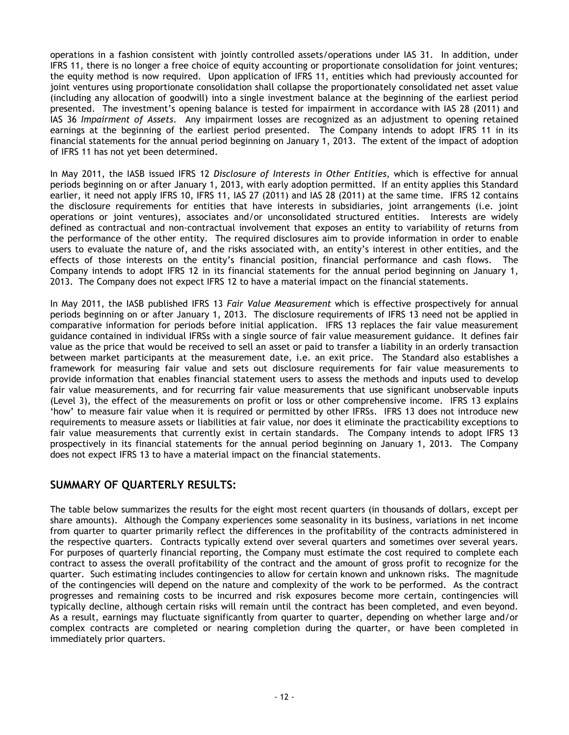operations in a fashion consistent with jointly controlled assets/operations under IAS 31. In addition, under IFRS 11, there is no longer a free choice of equity accounting or proportionate consolidation for joint ventures; the equity method is now required. Upon application of IFRS 11, entities which had previously accounted for joint ventures using proportionate consolidation shall collapse the proportionately consolidated net asset value (including any allocation of goodwill) into a single investment balance at the beginning of the earliest period presented. The investment's opening balance is tested for impairment in accordance with IAS 28 (2011) and IAS 36 *Impairment of Assets*. Any impairment losses are recognized as an adjustment to opening retained earnings at the beginning of the earliest period presented. The Company intends to adopt IFRS 11 in its financial statements for the annual period beginning on January 1, 2013. The extent of the impact of adoption of IFRS 11 has not yet been determined.

In May 2011, the IASB issued IFRS 12 *Disclosure of Interests in Other Entities*, which is effective for annual periods beginning on or after January 1, 2013, with early adoption permitted. If an entity applies this Standard earlier, it need not apply IFRS 10, IFRS 11, IAS 27 (2011) and IAS 28 (2011) at the same time. IFRS 12 contains the disclosure requirements for entities that have interests in subsidiaries, joint arrangements (i.e. joint operations or joint ventures), associates and/or unconsolidated structured entities. Interests are widely defined as contractual and non-contractual involvement that exposes an entity to variability of returns from the performance of the other entity. The required disclosures aim to provide information in order to enable users to evaluate the nature of, and the risks associated with, an entity's interest in other entities, and the effects of those interests on the entity's financial position, financial performance and cash flows. The Company intends to adopt IFRS 12 in its financial statements for the annual period beginning on January 1, 2013. The Company does not expect IFRS 12 to have a material impact on the financial statements.

In May 2011, the IASB published IFRS 13 *Fair Value Measurement* which is effective prospectively for annual periods beginning on or after January 1, 2013. The disclosure requirements of IFRS 13 need not be applied in comparative information for periods before initial application. IFRS 13 replaces the fair value measurement guidance contained in individual IFRSs with a single source of fair value measurement guidance. It defines fair value as the price that would be received to sell an asset or paid to transfer a liability in an orderly transaction between market participants at the measurement date, i.e. an exit price. The Standard also establishes a framework for measuring fair value and sets out disclosure requirements for fair value measurements to provide information that enables financial statement users to assess the methods and inputs used to develop fair value measurements, and for recurring fair value measurements that use significant unobservable inputs (Level 3), the effect of the measurements on profit or loss or other comprehensive income. IFRS 13 explains 'how' to measure fair value when it is required or permitted by other IFRSs. IFRS 13 does not introduce new requirements to measure assets or liabilities at fair value, nor does it eliminate the practicability exceptions to fair value measurements that currently exist in certain standards. The Company intends to adopt IFRS 13 prospectively in its financial statements for the annual period beginning on January 1, 2013. The Company does not expect IFRS 13 to have a material impact on the financial statements.

## SUMMARY OF QUARTERLY RESULTS:

The table below summarizes the results for the eight most recent quarters (in thousands of dollars, except per share amounts). Although the Company experiences some seasonality in its business, variations in net income from quarter to quarter primarily reflect the differences in the profitability of the contracts administered in the respective quarters. Contracts typically extend over several quarters and sometimes over several years. For purposes of quarterly financial reporting, the Company must estimate the cost required to complete each contract to assess the overall profitability of the contract and the amount of gross profit to recognize for the quarter. Such estimating includes contingencies to allow for certain known and unknown risks. The magnitude of the contingencies will depend on the nature and complexity of the work to be performed. As the contract progresses and remaining costs to be incurred and risk exposures become more certain, contingencies will typically decline, although certain risks will remain until the contract has been completed, and even beyond. As a result, earnings may fluctuate significantly from quarter to quarter, depending on whether large and/or complex contracts are completed or nearing completion during the quarter, or have been completed in immediately prior quarters.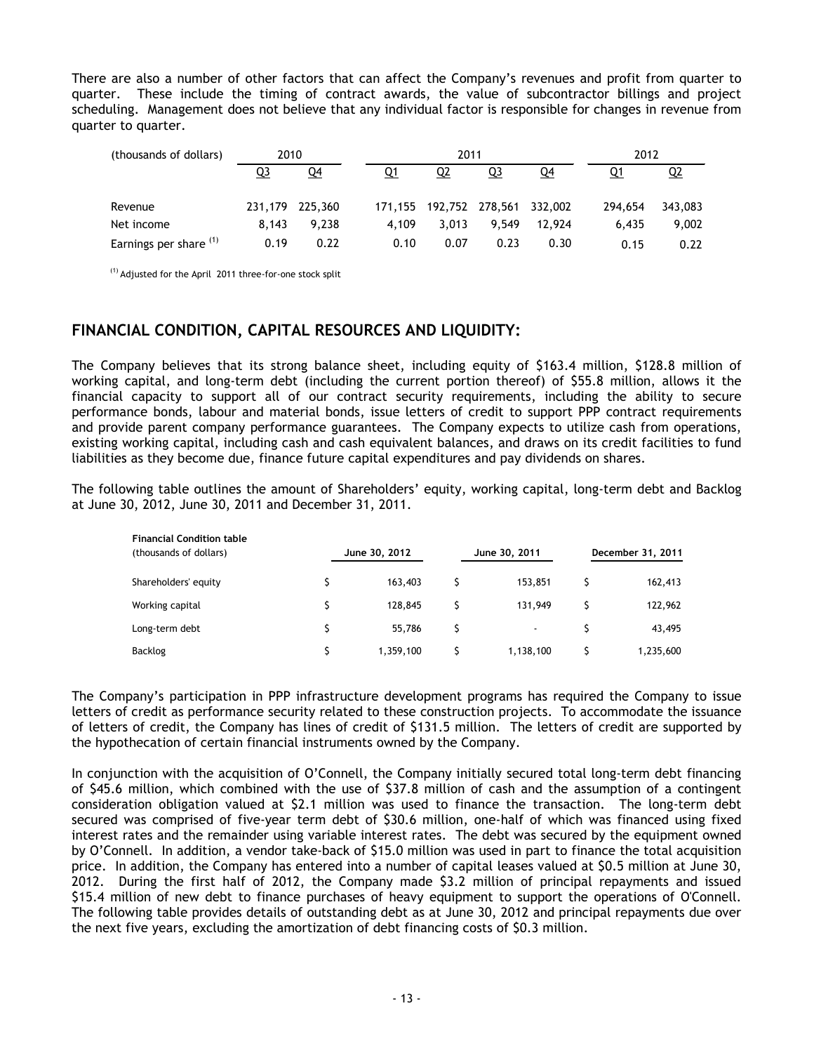There are also a number of other factors that can affect the Company's revenues and profit from quarter to quarter. These include the timing of contract awards, the value of subcontractor billings and project scheduling. Management does not believe that any individual factor is responsible for changes in revenue from quarter to quarter.

| (thousands of dollars) | 2010 | | 2011 | | | | 2012 | |
|---|---|---|---|---|---|---|---|---|
| | Q3 | Q4 | Q1 | Q2 | Q3 | Q4 | Q1 | Q2 |
| Revenue | 231,179 | 225,360 | 171,155 | 192,752 | 278,561 | 332,002 | 294,654 | 343,083 |
| Net income | 8,143 | 9,238 | 4,109 | 3,013 | 9,549 | 12,924 | 6,435 | 9,002 |
| Earnings per share [(1)] | 0.19 | 0.22 | 0.10 | 0.07 | 0.23 | 0.30 | 0.15 | 0.22 |

[(1)] Adjusted for the April 2011 three-for-one stock split

## FINANCIAL CONDITION, CAPITAL RESOURCES AND LIQUIDITY:

The Company believes that its strong balance sheet, including equity of $163.4 million, $128.8 million of working capital, and long-term debt (including the current portion thereof) of $55.8 million, allows it the financial capacity to support all of our contract security requirements, including the ability to secure performance bonds, labour and material bonds, issue letters of credit to support PPP contract requirements and provide parent company performance guarantees. The Company expects to utilize cash from operations, existing working capital, including cash and cash equivalent balances, and draws on its credit facilities to fund liabilities as they become due, finance future capital expenditures and pay dividends on shares.

The following table outlines the amount of Shareholders' equity, working capital, long-term debt and Backlog at June 30, 2012, June 30, 2011 and December 31, 2011.

| **Financial Condition table** (thousands of dollars) | **June 30, 2012** | **June 30, 2011** | **December 31, 2011** |
|---|---|---|---|
| Shareholders' equity | $ 163,403 | $ 153,851 | $ 162,413 |
| Working capital | $ 128,845 | $ 131,949 | $ 122,962 |
| Long-term debt | $ 55,786 | $ - | $ 43,495 |
| Backlog | $ 1,359,100 | $ 1,138,100 | $ 1,235,600 |

The Company's participation in PPP infrastructure development programs has required the Company to issue letters of credit as performance security related to these construction projects. To accommodate the issuance of letters of credit, the Company has lines of credit of $131.5 million. The letters of credit are supported by the hypothecation of certain financial instruments owned by the Company.

In conjunction with the acquisition of O'Connell, the Company initially secured total long-term debt financing of $45.6 million, which combined with the use of $37.8 million of cash and the assumption of a contingent consideration obligation valued at $2.1 million was used to finance the transaction. The long-term debt secured was comprised of five-year term debt of $30.6 million, one-half of which was financed using fixed interest rates and the remainder using variable interest rates. The debt was secured by the equipment owned by O'Connell. In addition, a vendor take-back of $15.0 million was used in part to finance the total acquisition price. In addition, the Company has entered into a number of capital leases valued at $0.5 million at June 30, 2012. During the first half of 2012, the Company made $3.2 million of principal repayments and issued $15.4 million of new debt to finance purchases of heavy equipment to support the operations of O'Connell. The following table provides details of outstanding debt as at June 30, 2012 and principal repayments due over the next five years, excluding the amortization of debt financing costs of $0.3 million.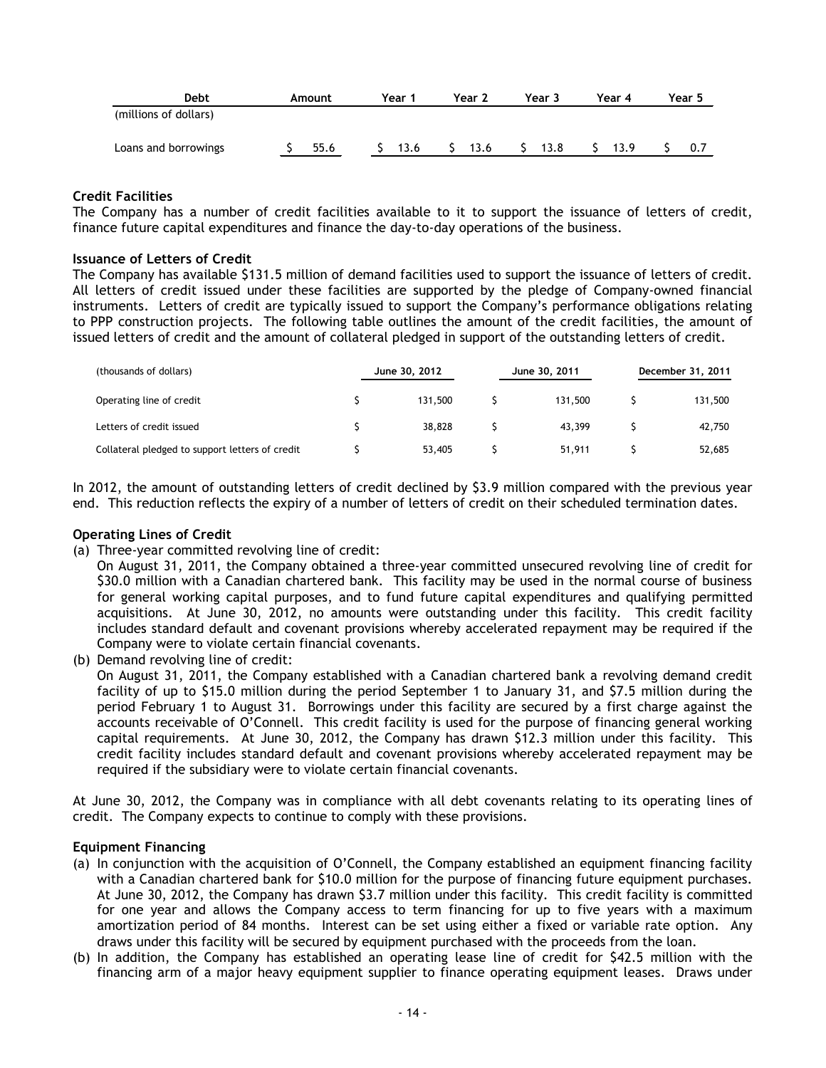| Debt | Amount | Year 1 | Year 2 | Year 3 | Year 4 | Year 5 |
|---|---|---|---|---|---|---|
| (millions of dollars) | | | | | | |
| Loans and borrowings | $ 55.6 | $ 13.6 | $ 13.6 | $ 13.8 | $ 13.9 | $ 0.7 |

**Credit Facilities**

The Company has a number of credit facilities available to it to support the issuance of letters of credit, finance future capital expenditures and finance the day-to-day operations of the business.

**Issuance of Letters of Credit**

The Company has available $131.5 million of demand facilities used to support the issuance of letters of credit. All letters of credit issued under these facilities are supported by the pledge of Company-owned financial instruments. Letters of credit are typically issued to support the Company's performance obligations relating to PPP construction projects. The following table outlines the amount of the credit facilities, the amount of issued letters of credit and the amount of collateral pledged in support of the outstanding letters of credit.

| (thousands of dollars) | June 30, 2012 | June 30, 2011 | December 31, 2011 |
|---|---|---|---|
| Operating line of credit | $ 131,500 | $ 131,500 | $ 131,500 |
| Letters of credit issued | $ 38,828 | $ 43,399 | $ 42,750 |
| Collateral pledged to support letters of credit | $ 53,405 | $ 51,911 | $ 52,685 |

In 2012, the amount of outstanding letters of credit declined by $3.9 million compared with the previous year end. This reduction reflects the expiry of a number of letters of credit on their scheduled termination dates.

**Operating Lines of Credit**

(a) Three-year committed revolving line of credit:
On August 31, 2011, the Company obtained a three-year committed unsecured revolving line of credit for $30.0 million with a Canadian chartered bank. This facility may be used in the normal course of business for general working capital purposes, and to fund future capital expenditures and qualifying permitted acquisitions. At June 30, 2012, no amounts were outstanding under this facility. This credit facility includes standard default and covenant provisions whereby accelerated repayment may be required if the Company were to violate certain financial covenants.

(b) Demand revolving line of credit:
On August 31, 2011, the Company established with a Canadian chartered bank a revolving demand credit facility of up to $15.0 million during the period September 1 to January 31, and $7.5 million during the period February 1 to August 31. Borrowings under this facility are secured by a first charge against the accounts receivable of O'Connell. This credit facility is used for the purpose of financing general working capital requirements. At June 30, 2012, the Company has drawn $12.3 million under this facility. This credit facility includes standard default and covenant provisions whereby accelerated repayment may be required if the subsidiary were to violate certain financial covenants.

At June 30, 2012, the Company was in compliance with all debt covenants relating to its operating lines of credit. The Company expects to continue to comply with these provisions.

**Equipment Financing**

(a) In conjunction with the acquisition of O'Connell, the Company established an equipment financing facility with a Canadian chartered bank for $10.0 million for the purpose of financing future equipment purchases. At June 30, 2012, the Company has drawn $3.7 million under this facility. This credit facility is committed for one year and allows the Company access to term financing for up to five years with a maximum amortization period of 84 months. Interest can be set using either a fixed or variable rate option. Any draws under this facility will be secured by equipment purchased with the proceeds from the loan.

(b) In addition, the Company has established an operating lease line of credit for $42.5 million with the financing arm of a major heavy equipment supplier to finance operating equipment leases. Draws under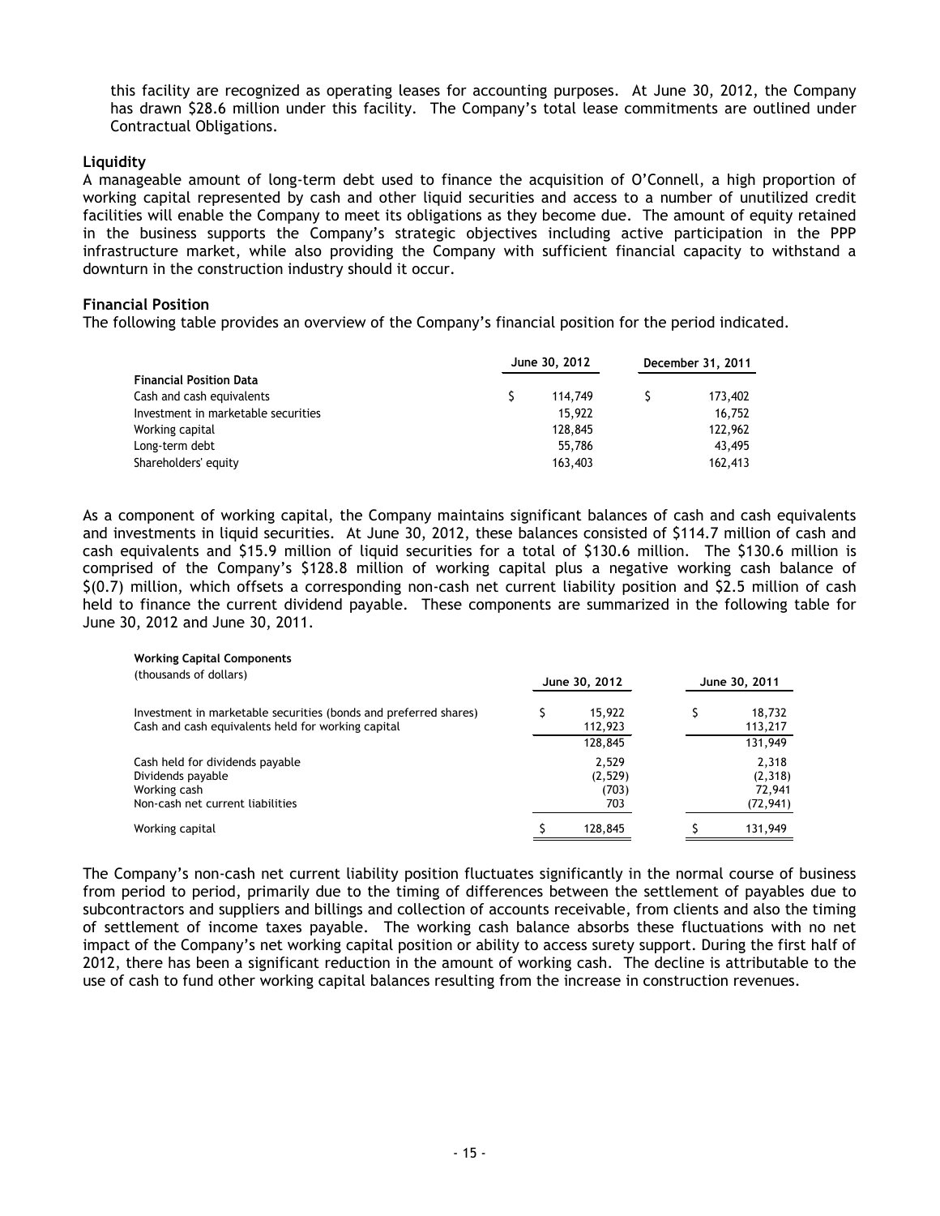this facility are recognized as operating leases for accounting purposes. At June 30, 2012, the Company has drawn $28.6 million under this facility. The Company's total lease commitments are outlined under Contractual Obligations.

**Liquidity**

A manageable amount of long-term debt used to finance the acquisition of O'Connell, a high proportion of working capital represented by cash and other liquid securities and access to a number of unutilized credit facilities will enable the Company to meet its obligations as they become due. The amount of equity retained in the business supports the Company's strategic objectives including active participation in the PPP infrastructure market, while also providing the Company with sufficient financial capacity to withstand a downturn in the construction industry should it occur.

**Financial Position**

The following table provides an overview of the Company's financial position for the period indicated.

| | June 30, 2012 | December 31, 2011 |
|---|---|---|
| **Financial Position Data** | | |
| Cash and cash equivalents | $ 114,749 | $ 173,402 |
| Investment in marketable securities | 15,922 | 16,752 |
| Working capital | 128,845 | 122,962 |
| Long-term debt | 55,786 | 43,495 |
| Shareholders' equity | 163,403 | 162,413 |

As a component of working capital, the Company maintains significant balances of cash and cash equivalents and investments in liquid securities. At June 30, 2012, these balances consisted of $114.7 million of cash and cash equivalents and $15.9 million of liquid securities for a total of $130.6 million. The $130.6 million is comprised of the Company's $128.8 million of working capital plus a negative working cash balance of $(0.7) million, which offsets a corresponding non-cash net current liability position and $2.5 million of cash held to finance the current dividend payable. These components are summarized in the following table for June 30, 2012 and June 30, 2011.

| **Working Capital Components**<br>(thousands of dollars) | June 30, 2012 | June 30, 2011 |
|---|---|---|
| Investment in marketable securities (bonds and preferred shares) | $ 15,922 | $ 18,732 |
| Cash and cash equivalents held for working capital | 112,923 | 113,217 |
| | 128,845 | 131,949 |
| Cash held for dividends payable | 2,529 | 2,318 |
| Dividends payable | (2,529) | (2,318) |
| Working cash | (703) | 72,941 |
| Non-cash net current liabilities | 703 | (72,941) |
| Working capital | $ 128,845 | $ 131,949 |

The Company's non-cash net current liability position fluctuates significantly in the normal course of business from period to period, primarily due to the timing of differences between the settlement of payables due to subcontractors and suppliers and billings and collection of accounts receivable, from clients and also the timing of settlement of income taxes payable. The working cash balance absorbs these fluctuations with no net impact of the Company's net working capital position or ability to access surety support. During the first half of 2012, there has been a significant reduction in the amount of working cash. The decline is attributable to the use of cash to fund other working capital balances resulting from the increase in construction revenues.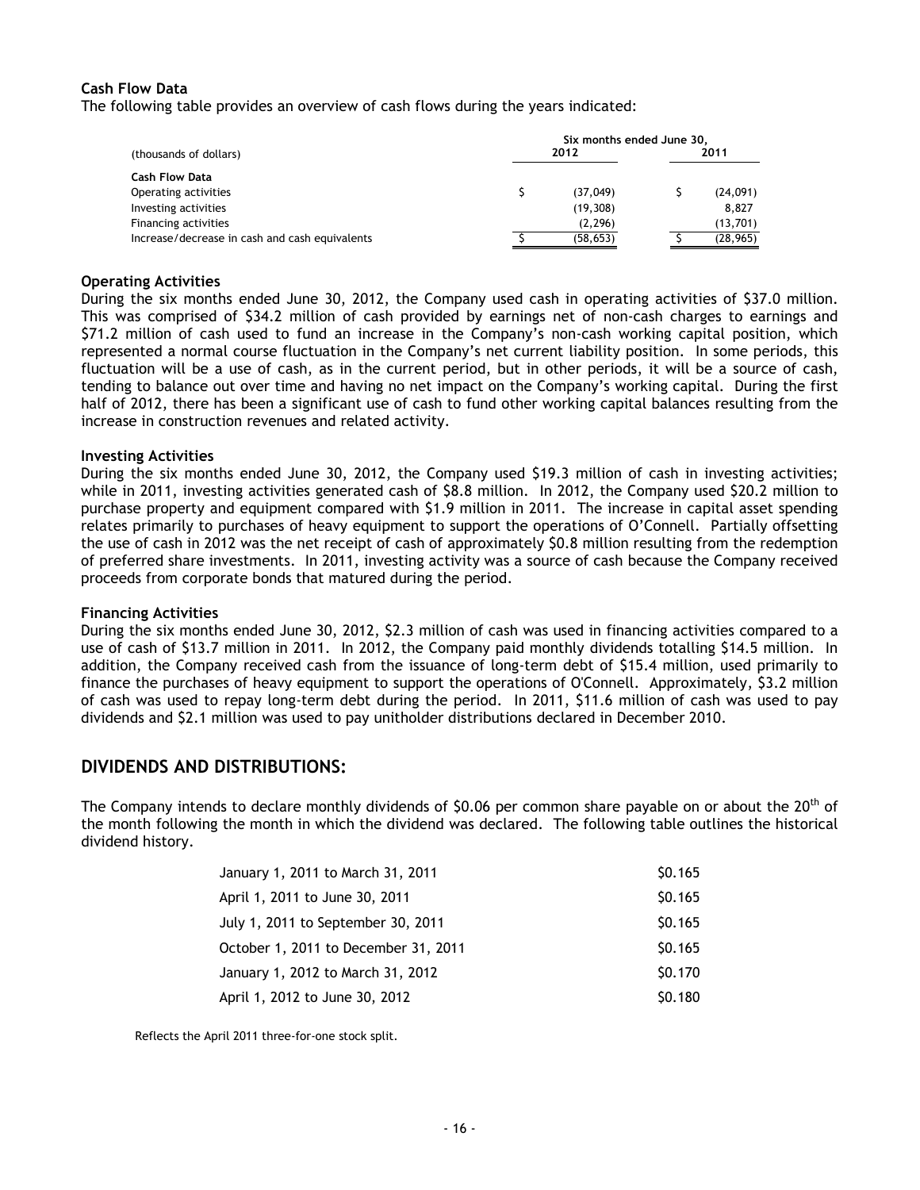### Cash Flow Data

The following table provides an overview of cash flows during the years indicated:

| (thousands of dollars) | Six months ended June 30, 2012 | 2011 |
|---|---|---|
| **Cash Flow Data** | | |
| Operating activities | $ (37,049) | $ (24,091) |
| Investing activities | (19,308) | 8,827 |
| Financing activities | (2,296) | (13,701) |
| Increase/decrease in cash and cash equivalents | $ (58,653) | $ (28,965) |

### Operating Activities

During the six months ended June 30, 2012, the Company used cash in operating activities of $37.0 million. This was comprised of $34.2 million of cash provided by earnings net of non-cash charges to earnings and $71.2 million of cash used to fund an increase in the Company's non-cash working capital position, which represented a normal course fluctuation in the Company's net current liability position. In some periods, this fluctuation will be a use of cash, as in the current period, but in other periods, it will be a source of cash, tending to balance out over time and having no net impact on the Company's working capital. During the first half of 2012, there has been a significant use of cash to fund other working capital balances resulting from the increase in construction revenues and related activity.

### Investing Activities

During the six months ended June 30, 2012, the Company used $19.3 million of cash in investing activities; while in 2011, investing activities generated cash of $8.8 million. In 2012, the Company used $20.2 million to purchase property and equipment compared with $1.9 million in 2011. The increase in capital asset spending relates primarily to purchases of heavy equipment to support the operations of O'Connell. Partially offsetting the use of cash in 2012 was the net receipt of cash of approximately $0.8 million resulting from the redemption of preferred share investments. In 2011, investing activity was a source of cash because the Company received proceeds from corporate bonds that matured during the period.

### Financing Activities

During the six months ended June 30, 2012, $2.3 million of cash was used in financing activities compared to a use of cash of $13.7 million in 2011. In 2012, the Company paid monthly dividends totalling $14.5 million. In addition, the Company received cash from the issuance of long-term debt of $15.4 million, used primarily to finance the purchases of heavy equipment to support the operations of O'Connell. Approximately, $3.2 million of cash was used to repay long-term debt during the period. In 2011, $11.6 million of cash was used to pay dividends and $2.1 million was used to pay unitholder distributions declared in December 2010.

## DIVIDENDS AND DISTRIBUTIONS:

The Company intends to declare monthly dividends of $0.06 per common share payable on or about the 20th of the month following the month in which the dividend was declared. The following table outlines the historical dividend history.

| Period | Dividend |
|---|---|
| January 1, 2011 to March 31, 2011 | $0.165 |
| April 1, 2011 to June 30, 2011 | $0.165 |
| July 1, 2011 to September 30, 2011 | $0.165 |
| October 1, 2011 to December 31, 2011 | $0.165 |
| January 1, 2012 to March 31, 2012 | $0.170 |
| April 1, 2012 to June 30, 2012 | $0.180 |

Reflects the April 2011 three-for-one stock split.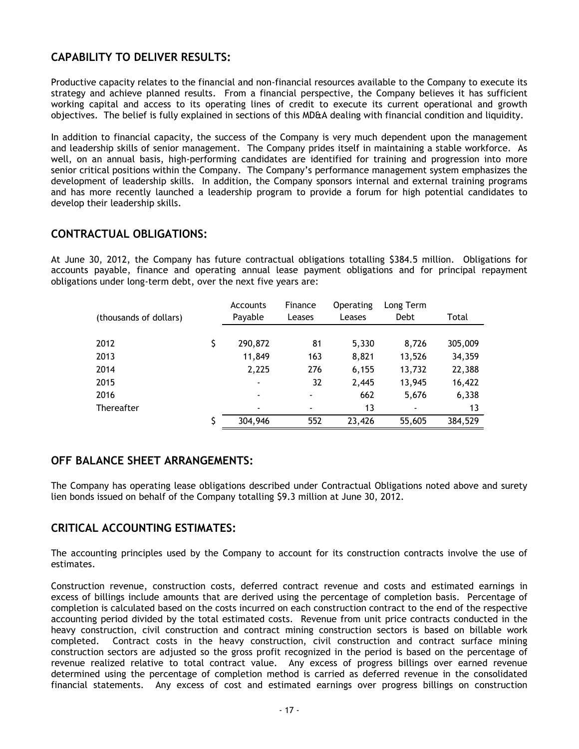## CAPABILITY TO DELIVER RESULTS:

Productive capacity relates to the financial and non-financial resources available to the Company to execute its strategy and achieve planned results. From a financial perspective, the Company believes it has sufficient working capital and access to its operating lines of credit to execute its current operational and growth objectives. The belief is fully explained in sections of this MD&A dealing with financial condition and liquidity.

In addition to financial capacity, the success of the Company is very much dependent upon the management and leadership skills of senior management. The Company prides itself in maintaining a stable workforce. As well, on an annual basis, high-performing candidates are identified for training and progression into more senior critical positions within the Company. The Company's performance management system emphasizes the development of leadership skills. In addition, the Company sponsors internal and external training programs and has more recently launched a leadership program to provide a forum for high potential candidates to develop their leadership skills.

## CONTRACTUAL OBLIGATIONS:

At June 30, 2012, the Company has future contractual obligations totalling $384.5 million. Obligations for accounts payable, finance and operating annual lease payment obligations and for principal repayment obligations under long-term debt, over the next five years are:

| (thousands of dollars) | Accounts Payable | Finance Leases | Operating Leases | Long Term Debt | Total |
|---|---|---|---|---|---|
| 2012 | $ 290,872 | 81 | 5,330 | 8,726 | 305,009 |
| 2013 | 11,849 | 163 | 8,821 | 13,526 | 34,359 |
| 2014 | 2,225 | 276 | 6,155 | 13,732 | 22,388 |
| 2015 | - | 32 | 2,445 | 13,945 | 16,422 |
| 2016 | - | - | 662 | 5,676 | 6,338 |
| Thereafter | - | - | 13 | - | 13 |
| | $ 304,946 | 552 | 23,426 | 55,605 | 384,529 |

## OFF BALANCE SHEET ARRANGEMENTS:

The Company has operating lease obligations described under Contractual Obligations noted above and surety lien bonds issued on behalf of the Company totalling $9.3 million at June 30, 2012.

## CRITICAL ACCOUNTING ESTIMATES:

The accounting principles used by the Company to account for its construction contracts involve the use of estimates.

Construction revenue, construction costs, deferred contract revenue and costs and estimated earnings in excess of billings include amounts that are derived using the percentage of completion basis. Percentage of completion is calculated based on the costs incurred on each construction contract to the end of the respective accounting period divided by the total estimated costs. Revenue from unit price contracts conducted in the heavy construction, civil construction and contract mining construction sectors is based on billable work completed. Contract costs in the heavy construction, civil construction and contract surface mining construction sectors are adjusted so the gross profit recognized in the period is based on the percentage of revenue realized relative to total contract value. Any excess of progress billings over earned revenue determined using the percentage of completion method is carried as deferred revenue in the consolidated financial statements. Any excess of cost and estimated earnings over progress billings on construction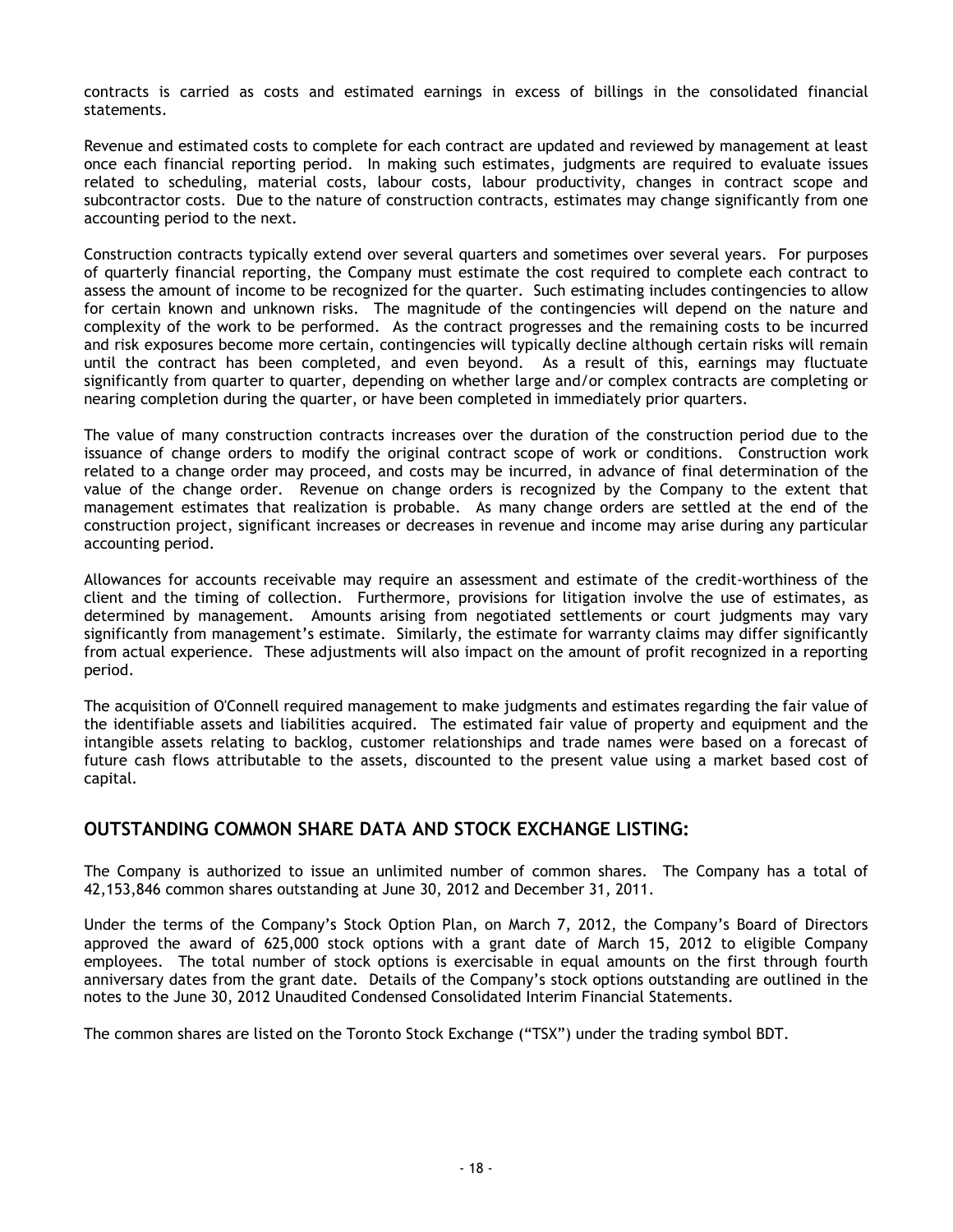contracts is carried as costs and estimated earnings in excess of billings in the consolidated financial statements.

Revenue and estimated costs to complete for each contract are updated and reviewed by management at least once each financial reporting period. In making such estimates, judgments are required to evaluate issues related to scheduling, material costs, labour costs, labour productivity, changes in contract scope and subcontractor costs. Due to the nature of construction contracts, estimates may change significantly from one accounting period to the next.

Construction contracts typically extend over several quarters and sometimes over several years. For purposes of quarterly financial reporting, the Company must estimate the cost required to complete each contract to assess the amount of income to be recognized for the quarter. Such estimating includes contingencies to allow for certain known and unknown risks. The magnitude of the contingencies will depend on the nature and complexity of the work to be performed. As the contract progresses and the remaining costs to be incurred and risk exposures become more certain, contingencies will typically decline although certain risks will remain until the contract has been completed, and even beyond. As a result of this, earnings may fluctuate significantly from quarter to quarter, depending on whether large and/or complex contracts are completing or nearing completion during the quarter, or have been completed in immediately prior quarters.

The value of many construction contracts increases over the duration of the construction period due to the issuance of change orders to modify the original contract scope of work or conditions. Construction work related to a change order may proceed, and costs may be incurred, in advance of final determination of the value of the change order. Revenue on change orders is recognized by the Company to the extent that management estimates that realization is probable. As many change orders are settled at the end of the construction project, significant increases or decreases in revenue and income may arise during any particular accounting period.

Allowances for accounts receivable may require an assessment and estimate of the credit-worthiness of the client and the timing of collection. Furthermore, provisions for litigation involve the use of estimates, as determined by management. Amounts arising from negotiated settlements or court judgments may vary significantly from management's estimate. Similarly, the estimate for warranty claims may differ significantly from actual experience. These adjustments will also impact on the amount of profit recognized in a reporting period.

The acquisition of O'Connell required management to make judgments and estimates regarding the fair value of the identifiable assets and liabilities acquired. The estimated fair value of property and equipment and the intangible assets relating to backlog, customer relationships and trade names were based on a forecast of future cash flows attributable to the assets, discounted to the present value using a market based cost of capital.

## OUTSTANDING COMMON SHARE DATA AND STOCK EXCHANGE LISTING:

The Company is authorized to issue an unlimited number of common shares. The Company has a total of 42,153,846 common shares outstanding at June 30, 2012 and December 31, 2011.

Under the terms of the Company's Stock Option Plan, on March 7, 2012, the Company's Board of Directors approved the award of 625,000 stock options with a grant date of March 15, 2012 to eligible Company employees. The total number of stock options is exercisable in equal amounts on the first through fourth anniversary dates from the grant date. Details of the Company's stock options outstanding are outlined in the notes to the June 30, 2012 Unaudited Condensed Consolidated Interim Financial Statements.

The common shares are listed on the Toronto Stock Exchange ("TSX") under the trading symbol BDT.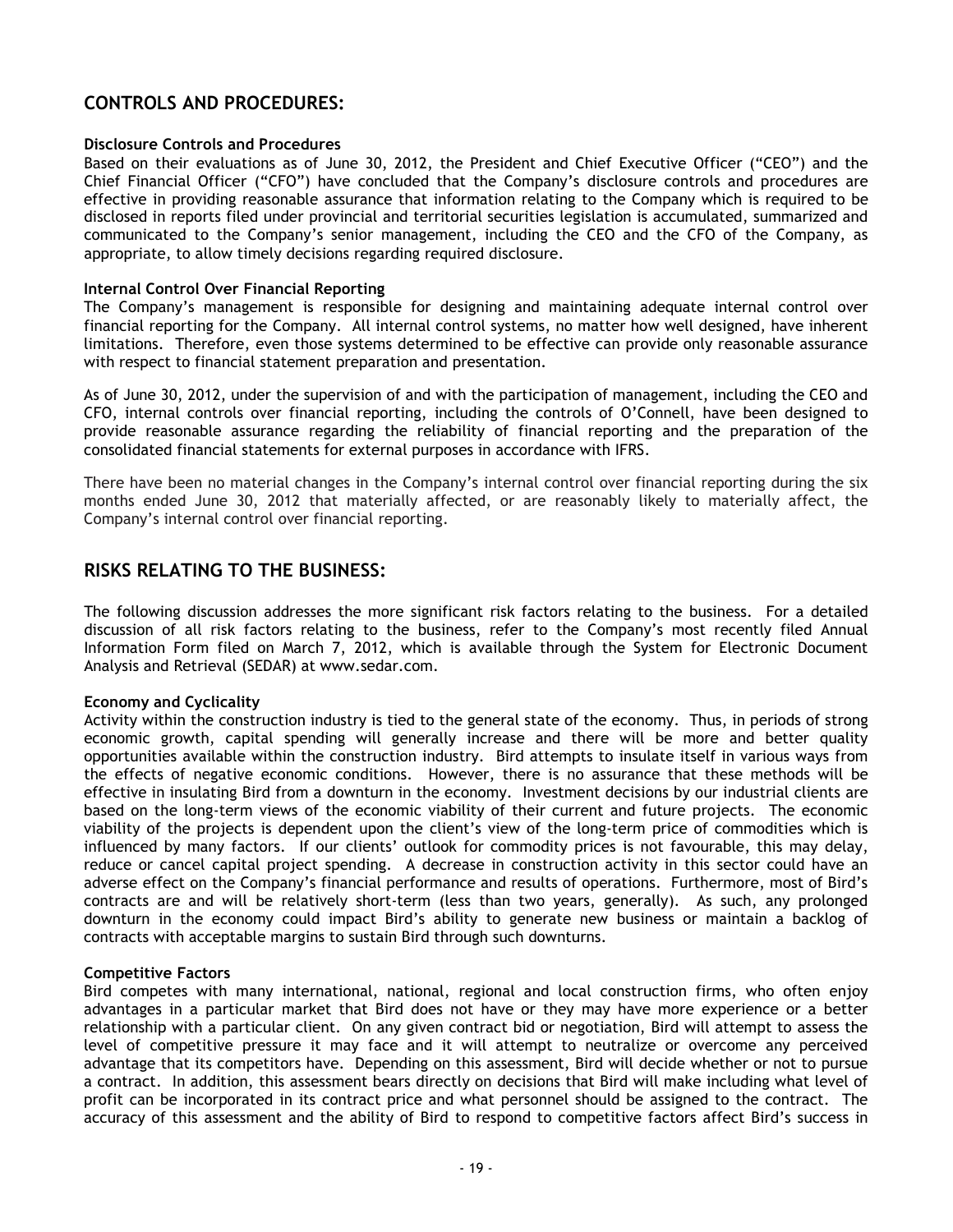## CONTROLS AND PROCEDURES:

**Disclosure Controls and Procedures**

Based on their evaluations as of June 30, 2012, the President and Chief Executive Officer ("CEO") and the Chief Financial Officer ("CFO") have concluded that the Company's disclosure controls and procedures are effective in providing reasonable assurance that information relating to the Company which is required to be disclosed in reports filed under provincial and territorial securities legislation is accumulated, summarized and communicated to the Company's senior management, including the CEO and the CFO of the Company, as appropriate, to allow timely decisions regarding required disclosure.

**Internal Control Over Financial Reporting**

The Company's management is responsible for designing and maintaining adequate internal control over financial reporting for the Company. All internal control systems, no matter how well designed, have inherent limitations. Therefore, even those systems determined to be effective can provide only reasonable assurance with respect to financial statement preparation and presentation.

As of June 30, 2012, under the supervision of and with the participation of management, including the CEO and CFO, internal controls over financial reporting, including the controls of O'Connell, have been designed to provide reasonable assurance regarding the reliability of financial reporting and the preparation of the consolidated financial statements for external purposes in accordance with IFRS.

There have been no material changes in the Company's internal control over financial reporting during the six months ended June 30, 2012 that materially affected, or are reasonably likely to materially affect, the Company's internal control over financial reporting.

## RISKS RELATING TO THE BUSINESS:

The following discussion addresses the more significant risk factors relating to the business. For a detailed discussion of all risk factors relating to the business, refer to the Company's most recently filed Annual Information Form filed on March 7, 2012, which is available through the System for Electronic Document Analysis and Retrieval (SEDAR) at www.sedar.com.

**Economy and Cyclicality**

Activity within the construction industry is tied to the general state of the economy. Thus, in periods of strong economic growth, capital spending will generally increase and there will be more and better quality opportunities available within the construction industry. Bird attempts to insulate itself in various ways from the effects of negative economic conditions. However, there is no assurance that these methods will be effective in insulating Bird from a downturn in the economy. Investment decisions by our industrial clients are based on the long-term views of the economic viability of their current and future projects. The economic viability of the projects is dependent upon the client's view of the long-term price of commodities which is influenced by many factors. If our clients' outlook for commodity prices is not favourable, this may delay, reduce or cancel capital project spending. A decrease in construction activity in this sector could have an adverse effect on the Company's financial performance and results of operations. Furthermore, most of Bird's contracts are and will be relatively short-term (less than two years, generally). As such, any prolonged downturn in the economy could impact Bird's ability to generate new business or maintain a backlog of contracts with acceptable margins to sustain Bird through such downturns.

**Competitive Factors**

Bird competes with many international, national, regional and local construction firms, who often enjoy advantages in a particular market that Bird does not have or they may have more experience or a better relationship with a particular client. On any given contract bid or negotiation, Bird will attempt to assess the level of competitive pressure it may face and it will attempt to neutralize or overcome any perceived advantage that its competitors have. Depending on this assessment, Bird will decide whether or not to pursue a contract. In addition, this assessment bears directly on decisions that Bird will make including what level of profit can be incorporated in its contract price and what personnel should be assigned to the contract. The accuracy of this assessment and the ability of Bird to respond to competitive factors affect Bird's success in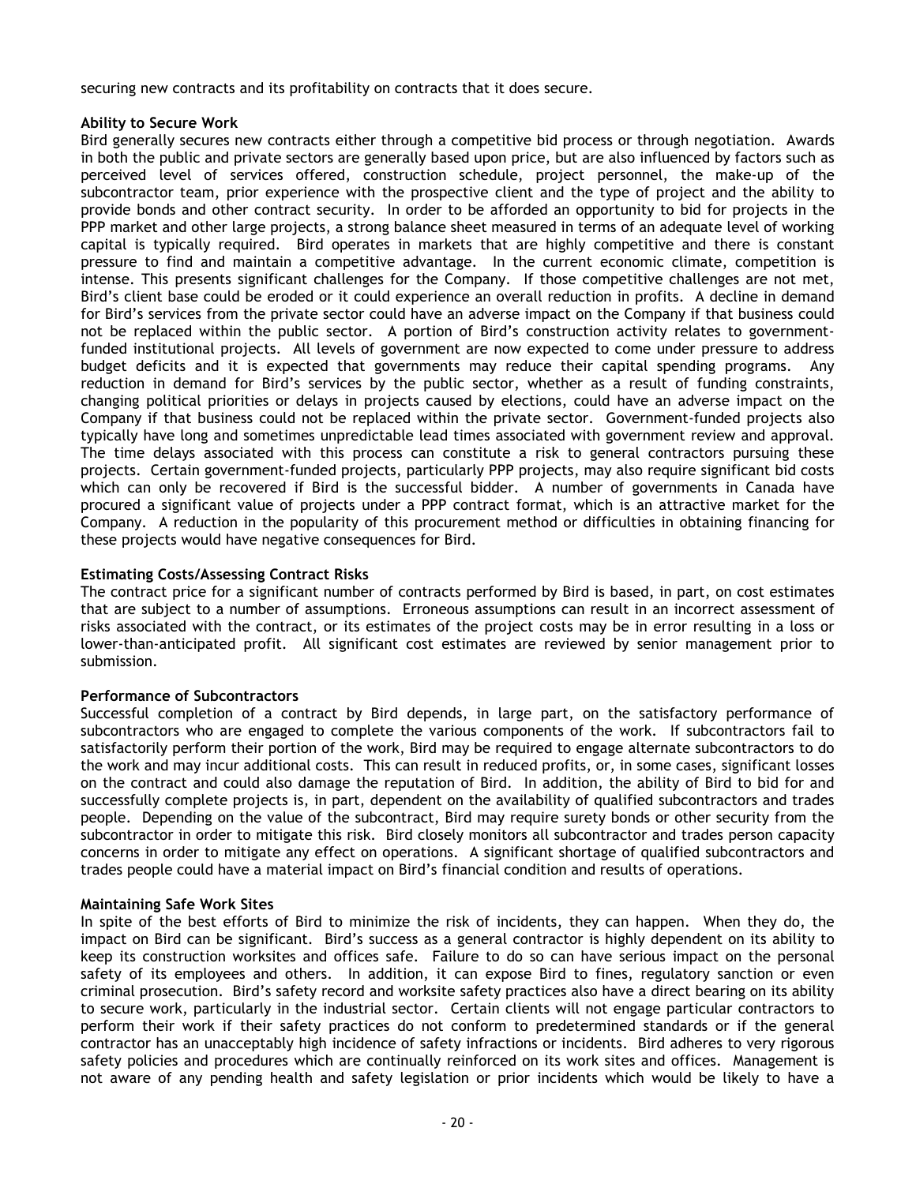securing new contracts and its profitability on contracts that it does secure.

**Ability to Secure Work**

Bird generally secures new contracts either through a competitive bid process or through negotiation. Awards in both the public and private sectors are generally based upon price, but are also influenced by factors such as perceived level of services offered, construction schedule, project personnel, the make-up of the subcontractor team, prior experience with the prospective client and the type of project and the ability to provide bonds and other contract security. In order to be afforded an opportunity to bid for projects in the PPP market and other large projects, a strong balance sheet measured in terms of an adequate level of working capital is typically required. Bird operates in markets that are highly competitive and there is constant pressure to find and maintain a competitive advantage. In the current economic climate, competition is intense. This presents significant challenges for the Company. If those competitive challenges are not met, Bird's client base could be eroded or it could experience an overall reduction in profits. A decline in demand for Bird's services from the private sector could have an adverse impact on the Company if that business could not be replaced within the public sector. A portion of Bird's construction activity relates to government-funded institutional projects. All levels of government are now expected to come under pressure to address budget deficits and it is expected that governments may reduce their capital spending programs. Any reduction in demand for Bird's services by the public sector, whether as a result of funding constraints, changing political priorities or delays in projects caused by elections, could have an adverse impact on the Company if that business could not be replaced within the private sector. Government-funded projects also typically have long and sometimes unpredictable lead times associated with government review and approval. The time delays associated with this process can constitute a risk to general contractors pursuing these projects. Certain government-funded projects, particularly PPP projects, may also require significant bid costs which can only be recovered if Bird is the successful bidder. A number of governments in Canada have procured a significant value of projects under a PPP contract format, which is an attractive market for the Company. A reduction in the popularity of this procurement method or difficulties in obtaining financing for these projects would have negative consequences for Bird.

**Estimating Costs/Assessing Contract Risks**

The contract price for a significant number of contracts performed by Bird is based, in part, on cost estimates that are subject to a number of assumptions. Erroneous assumptions can result in an incorrect assessment of risks associated with the contract, or its estimates of the project costs may be in error resulting in a loss or lower-than-anticipated profit. All significant cost estimates are reviewed by senior management prior to submission.

**Performance of Subcontractors**

Successful completion of a contract by Bird depends, in large part, on the satisfactory performance of subcontractors who are engaged to complete the various components of the work. If subcontractors fail to satisfactorily perform their portion of the work, Bird may be required to engage alternate subcontractors to do the work and may incur additional costs. This can result in reduced profits, or, in some cases, significant losses on the contract and could also damage the reputation of Bird. In addition, the ability of Bird to bid for and successfully complete projects is, in part, dependent on the availability of qualified subcontractors and trades people. Depending on the value of the subcontract, Bird may require surety bonds or other security from the subcontractor in order to mitigate this risk. Bird closely monitors all subcontractor and trades person capacity concerns in order to mitigate any effect on operations. A significant shortage of qualified subcontractors and trades people could have a material impact on Bird's financial condition and results of operations.

**Maintaining Safe Work Sites**

In spite of the best efforts of Bird to minimize the risk of incidents, they can happen. When they do, the impact on Bird can be significant. Bird's success as a general contractor is highly dependent on its ability to keep its construction worksites and offices safe. Failure to do so can have serious impact on the personal safety of its employees and others. In addition, it can expose Bird to fines, regulatory sanction or even criminal prosecution. Bird's safety record and worksite safety practices also have a direct bearing on its ability to secure work, particularly in the industrial sector. Certain clients will not engage particular contractors to perform their work if their safety practices do not conform to predetermined standards or if the general contractor has an unacceptably high incidence of safety infractions or incidents. Bird adheres to very rigorous safety policies and procedures which are continually reinforced on its work sites and offices. Management is not aware of any pending health and safety legislation or prior incidents which would be likely to have a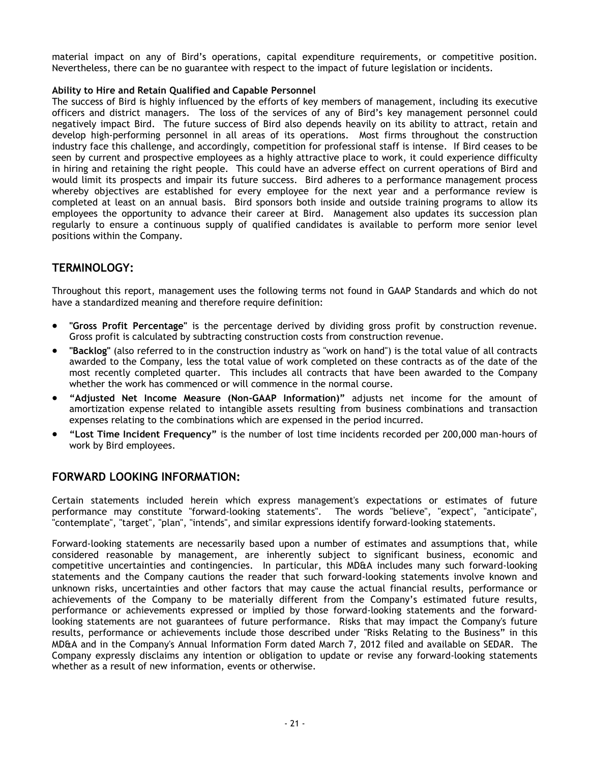material impact on any of Bird's operations, capital expenditure requirements, or competitive position. Nevertheless, there can be no guarantee with respect to the impact of future legislation or incidents.

**Ability to Hire and Retain Qualified and Capable Personnel**

The success of Bird is highly influenced by the efforts of key members of management, including its executive officers and district managers. The loss of the services of any of Bird's key management personnel could negatively impact Bird. The future success of Bird also depends heavily on its ability to attract, retain and develop high-performing personnel in all areas of its operations. Most firms throughout the construction industry face this challenge, and accordingly, competition for professional staff is intense. If Bird ceases to be seen by current and prospective employees as a highly attractive place to work, it could experience difficulty in hiring and retaining the right people. This could have an adverse effect on current operations of Bird and would limit its prospects and impair its future success. Bird adheres to a performance management process whereby objectives are established for every employee for the next year and a performance review is completed at least on an annual basis. Bird sponsors both inside and outside training programs to allow its employees the opportunity to advance their career at Bird. Management also updates its succession plan regularly to ensure a continuous supply of qualified candidates is available to perform more senior level positions within the Company.

## TERMINOLOGY:

Throughout this report, management uses the following terms not found in GAAP Standards and which do not have a standardized meaning and therefore require definition:

- **"Gross Profit Percentage"** is the percentage derived by dividing gross profit by construction revenue. Gross profit is calculated by subtracting construction costs from construction revenue.
- **"Backlog"** (also referred to in the construction industry as "work on hand") is the total value of all contracts awarded to the Company, less the total value of work completed on these contracts as of the date of the most recently completed quarter. This includes all contracts that have been awarded to the Company whether the work has commenced or will commence in the normal course.
- **"Adjusted Net Income Measure (Non-GAAP Information)"** adjusts net income for the amount of amortization expense related to intangible assets resulting from business combinations and transaction expenses relating to the combinations which are expensed in the period incurred.
- **"Lost Time Incident Frequency"** is the number of lost time incidents recorded per 200,000 man-hours of work by Bird employees.

## FORWARD LOOKING INFORMATION:

Certain statements included herein which express management's expectations or estimates of future performance may constitute "forward-looking statements". The words "believe", "expect", "anticipate", "contemplate", "target", "plan", "intends", and similar expressions identify forward-looking statements.

Forward-looking statements are necessarily based upon a number of estimates and assumptions that, while considered reasonable by management, are inherently subject to significant business, economic and competitive uncertainties and contingencies. In particular, this MD&A includes many such forward-looking statements and the Company cautions the reader that such forward-looking statements involve known and unknown risks, uncertainties and other factors that may cause the actual financial results, performance or achievements of the Company to be materially different from the Company's estimated future results, performance or achievements expressed or implied by those forward-looking statements and the forward-looking statements are not guarantees of future performance. Risks that may impact the Company's future results, performance or achievements include those described under "Risks Relating to the Business" in this MD&A and in the Company's Annual Information Form dated March 7, 2012 filed and available on SEDAR. The Company expressly disclaims any intention or obligation to update or revise any forward-looking statements whether as a result of new information, events or otherwise.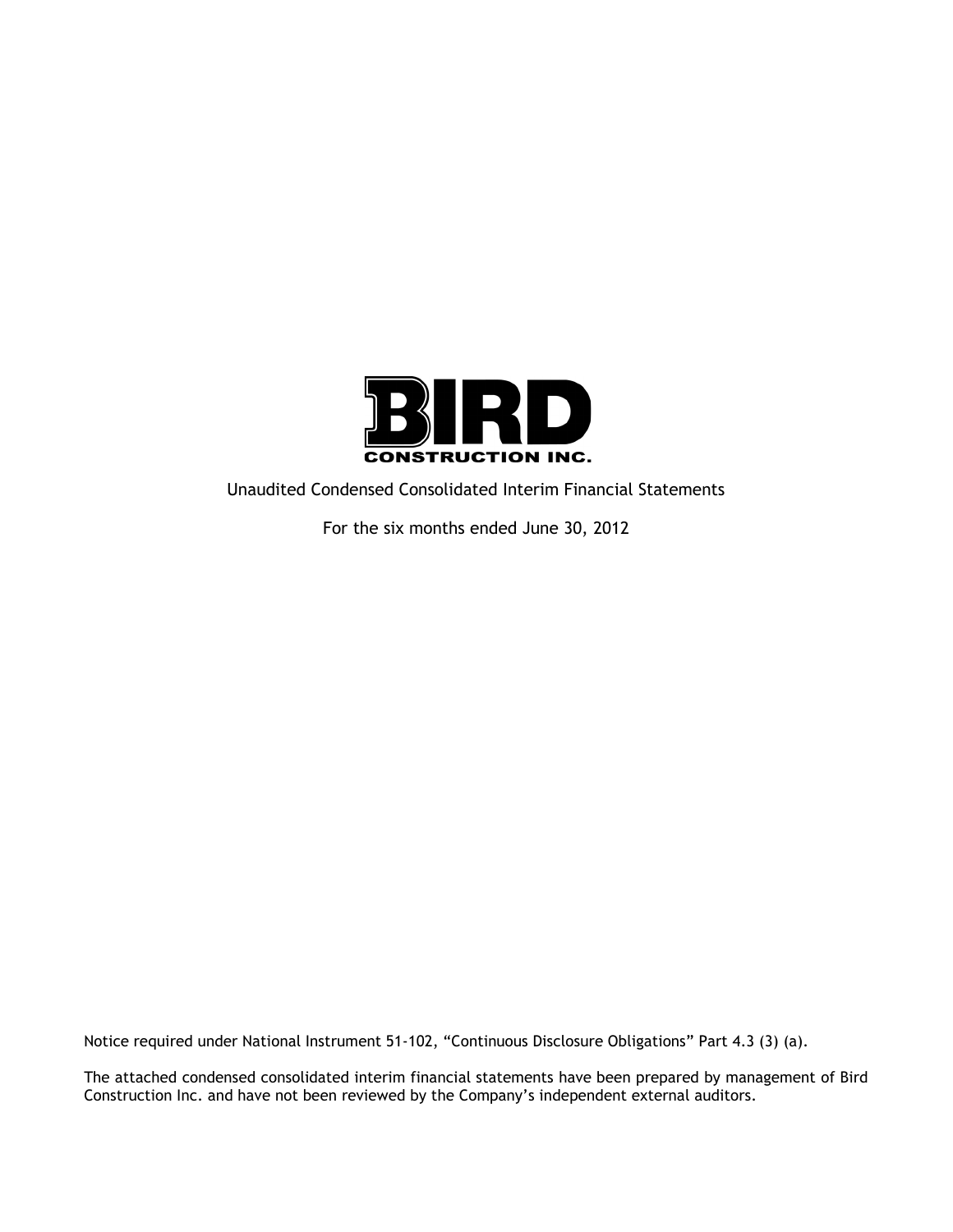**BIRD**

**CONSTRUCTION INC.**

Unaudited Condensed Consolidated Interim Financial Statements

For the six months ended June 30, 2012

Notice required under National Instrument 51-102, "Continuous Disclosure Obligations" Part 4.3 (3) (a).

The attached condensed consolidated interim financial statements have been prepared by management of Bird Construction Inc. and have not been reviewed by the Company's independent external auditors.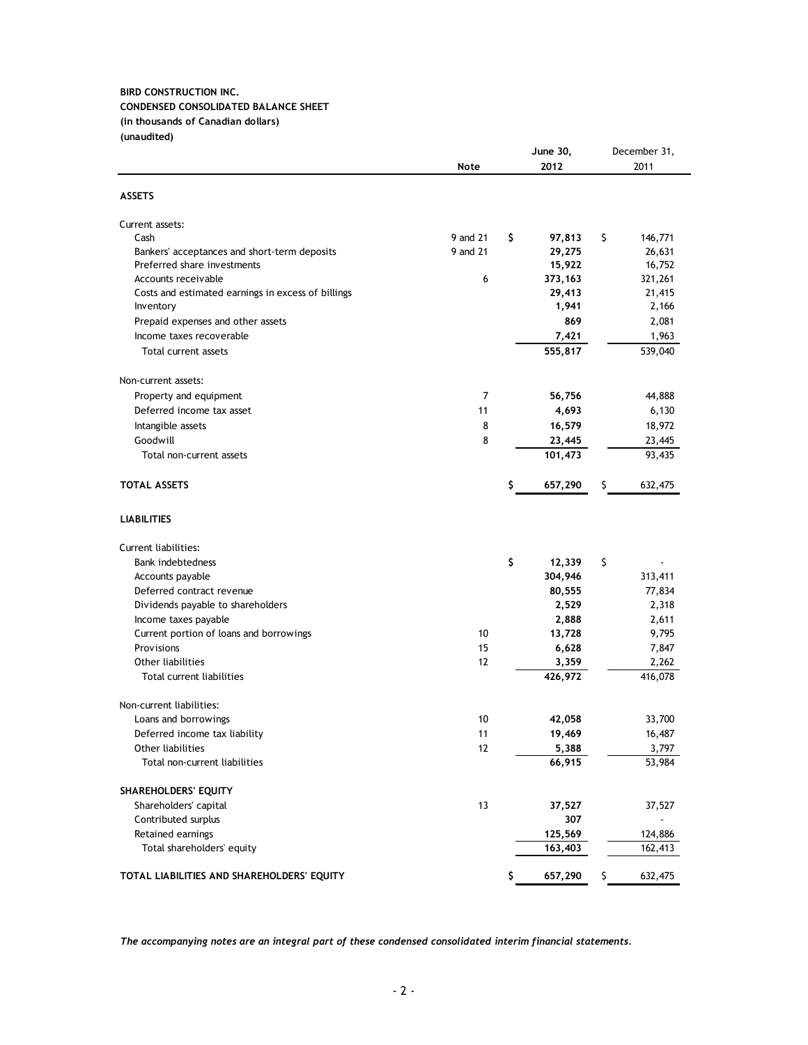**BIRD CONSTRUCTION INC.**
**CONDENSED CONSOLIDATED BALANCE SHEET**
**(in thousands of Canadian dollars)**
**(unaudited)**

| | Note | June 30, 2012 | December 31, 2011 |
|---|---|---|---|
| **ASSETS** | | | |
| Current assets: | | | |
| Cash | 9 and 21 | $ **97,813** | $ 146,771 |
| Bankers' acceptances and short-term deposits | 9 and 21 | **29,275** | 26,631 |
| Preferred share investments | | **15,922** | 16,752 |
| Accounts receivable | 6 | **373,163** | 321,261 |
| Costs and estimated earnings in excess of billings | | **29,413** | 21,415 |
| Inventory | | **1,941** | 2,166 |
| Prepaid expenses and other assets | | **869** | 2,081 |
| Income taxes recoverable | | **7,421** | 1,963 |
| Total current assets | | **555,817** | 539,040 |
| Non-current assets: | | | |
| Property and equipment | 7 | **56,756** | 44,888 |
| Deferred income tax asset | 11 | **4,693** | 6,130 |
| Intangible assets | 8 | **16,579** | 18,972 |
| Goodwill | 8 | **23,445** | 23,445 |
| Total non-current assets | | **101,473** | 93,435 |
| **TOTAL ASSETS** | | $ **657,290** | $ 632,475 |
| **LIABILITIES** | | | |
| Current liabilities: | | | |
| Bank indebtedness | | $ **12,339** | $ - |
| Accounts payable | | **304,946** | 313,411 |
| Deferred contract revenue | | **80,555** | 77,834 |
| Dividends payable to shareholders | | **2,529** | 2,318 |
| Income taxes payable | | **2,888** | 2,611 |
| Current portion of loans and borrowings | 10 | **13,728** | 9,795 |
| Provisions | 15 | **6,628** | 7,847 |
| Other liabilities | 12 | **3,359** | 2,262 |
| Total current liabilities | | **426,972** | 416,078 |
| Non-current liabilities: | | | |
| Loans and borrowings | 10 | **42,058** | 33,700 |
| Deferred income tax liability | 11 | **19,469** | 16,487 |
| Other liabilities | 12 | **5,388** | 3,797 |
| Total non-current liabilities | | **66,915** | 53,984 |
| **SHAREHOLDERS' EQUITY** | | | |
| Shareholders' capital | 13 | **37,527** | 37,527 |
| Contributed surplus | | **307** | - |
| Retained earnings | | **125,569** | 124,886 |
| Total shareholders' equity | | **163,403** | 162,413 |
| **TOTAL LIABILITIES AND SHAREHOLDERS' EQUITY** | | $ **657,290** | $ 632,475 |

***The accompanying notes are an integral part of these condensed consolidated interim financial statements.***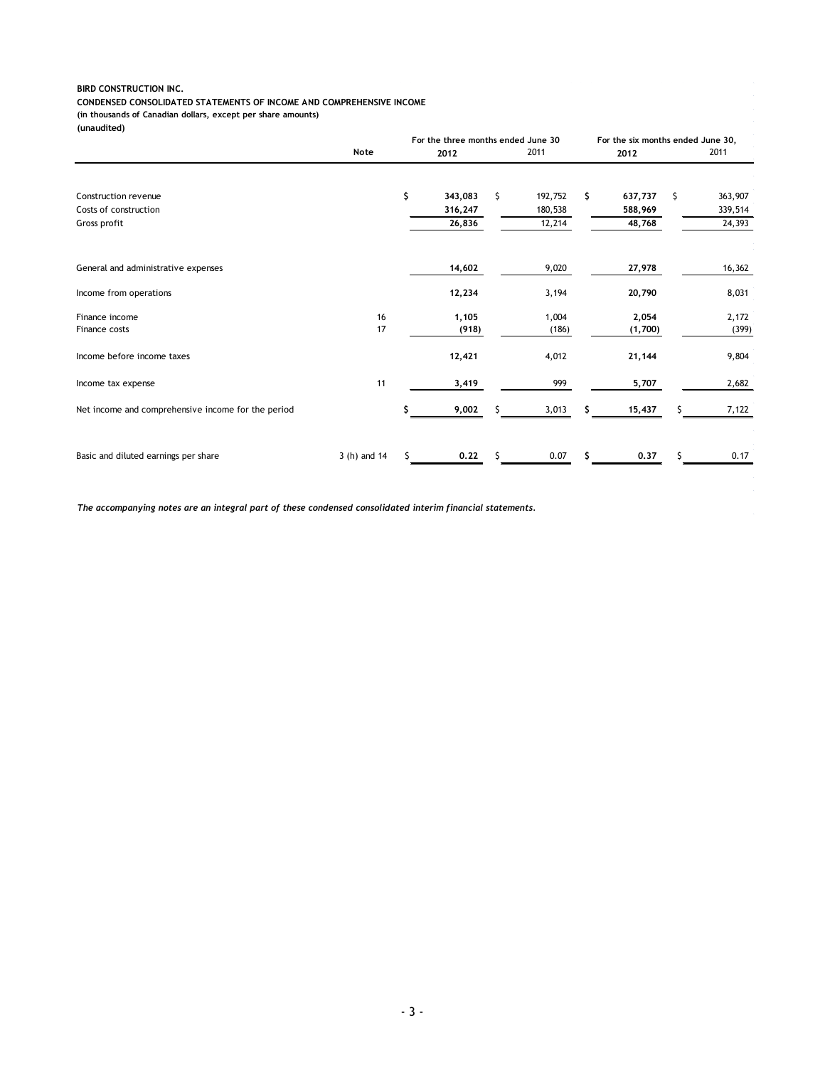**BIRD CONSTRUCTION INC.**

**CONDENSED CONSOLIDATED STATEMENTS OF INCOME AND COMPREHENSIVE INCOME**

**(in thousands of Canadian dollars, except per share amounts)**

**(unaudited)**

| | Note | For the three months ended June 30 | | For the six months ended June 30, | |
|---|---|---|---|---|---|
| | | **2012** | 2011 | **2012** | 2011 |
| Construction revenue | | **$ 343,083** | $ 192,752 | **$ 637,737** | $ 363,907 |
| Costs of construction | | **316,247** | 180,538 | **588,969** | 339,514 |
| Gross profit | | **26,836** | 12,214 | **48,768** | 24,393 |
| General and administrative expenses | | **14,602** | 9,020 | **27,978** | 16,362 |
| Income from operations | | **12,234** | 3,194 | **20,790** | 8,031 |
| Finance income | 16 | **1,105** | 1,004 | **2,054** | 2,172 |
| Finance costs | 17 | **(918)** | (186) | **(1,700)** | (399) |
| Income before income taxes | | **12,421** | 4,012 | **21,144** | 9,804 |
| Income tax expense | 11 | **3,419** | 999 | **5,707** | 2,682 |
| Net income and comprehensive income for the period | | **$ 9,002** | $ 3,013 | **$ 15,437** | $ 7,122 |
| Basic and diluted earnings per share | 3 (h) and 14 | **$ 0.22** | $ 0.07 | **$ 0.37** | $ 0.17 |

***The accompanying notes are an integral part of these condensed consolidated interim financial statements.***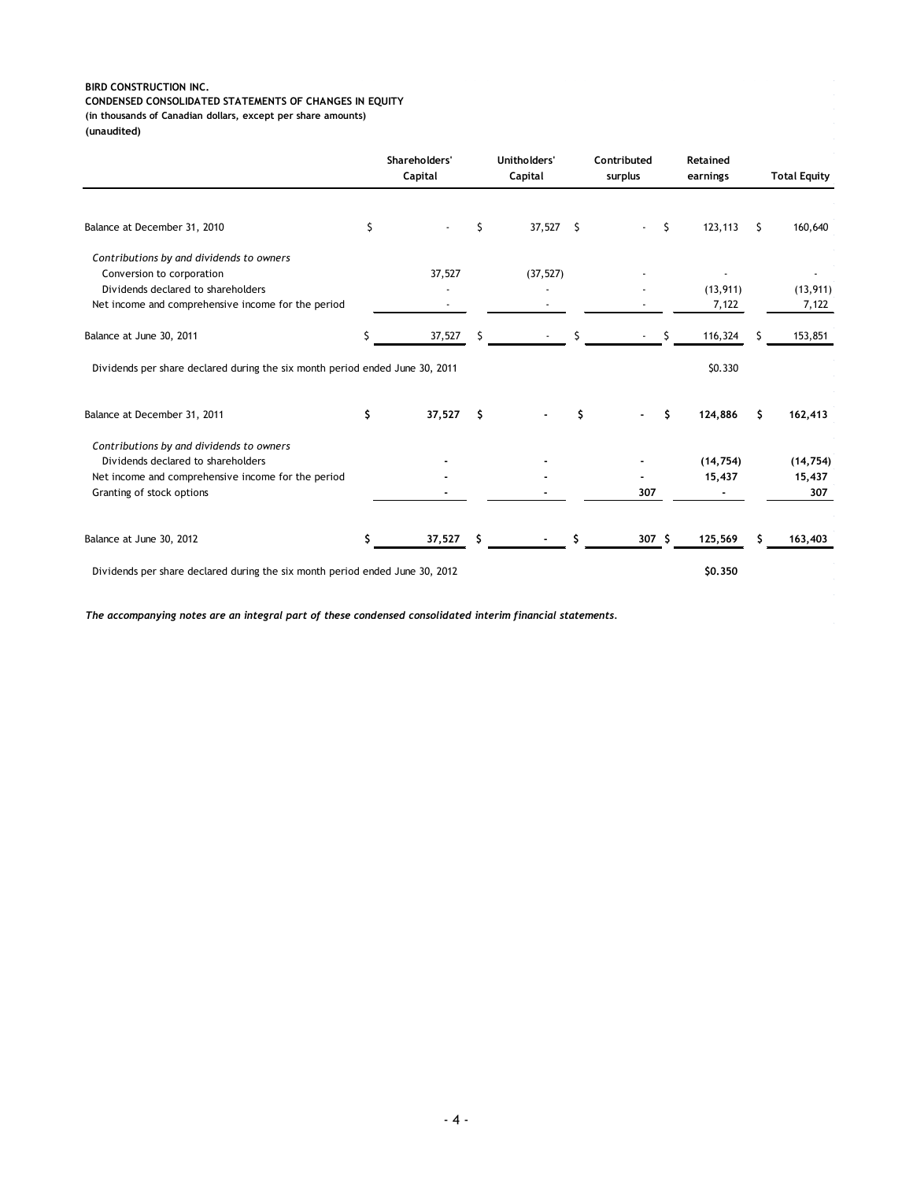**BIRD CONSTRUCTION INC.**
**CONDENSED CONSOLIDATED STATEMENTS OF CHANGES IN EQUITY**
**(in thousands of Canadian dollars, except per share amounts)**
**(unaudited)**

| | Shareholders' Capital | Unitholders' Capital | Contributed surplus | Retained earnings | Total Equity |
|---|---|---|---|---|---|
| Balance at December 31, 2010 | $ - | $ 37,527 | $ - | $ 123,113 | $ 160,640 |
| *Contributions by and dividends to owners* | | | | | |
| Conversion to corporation | 37,527 | (37,527) | - | - | - |
| Dividends declared to shareholders | - | - | - | (13,911) | (13,911) |
| Net income and comprehensive income for the period | - | - | - | 7,122 | 7,122 |
| Balance at June 30, 2011 | $ 37,527 | $ - | $ - | $ 116,324 | $ 153,851 |
| Dividends per share declared during the six month period ended June 30, 2011 | | | | $0.330 | |
| **Balance at December 31, 2011** | **$ 37,527** | **$ -** | **$ -** | **$ 124,886** | **$ 162,413** |
| *Contributions by and dividends to owners* | | | | | |
| Dividends declared to shareholders | **-** | **-** | **-** | **(14,754)** | **(14,754)** |
| Net income and comprehensive income for the period | **-** | **-** | **-** | **15,437** | **15,437** |
| Granting of stock options | **-** | **-** | **307** | **-** | **307** |
| Balance at June 30, 2012 | **$ 37,527** | **$ -** | **$ 307** | **$ 125,569** | **$ 163,403** |
| Dividends per share declared during the six month period ended June 30, 2012 | | | | **$0.350** | |

***The accompanying notes are an integral part of these condensed consolidated interim financial statements.***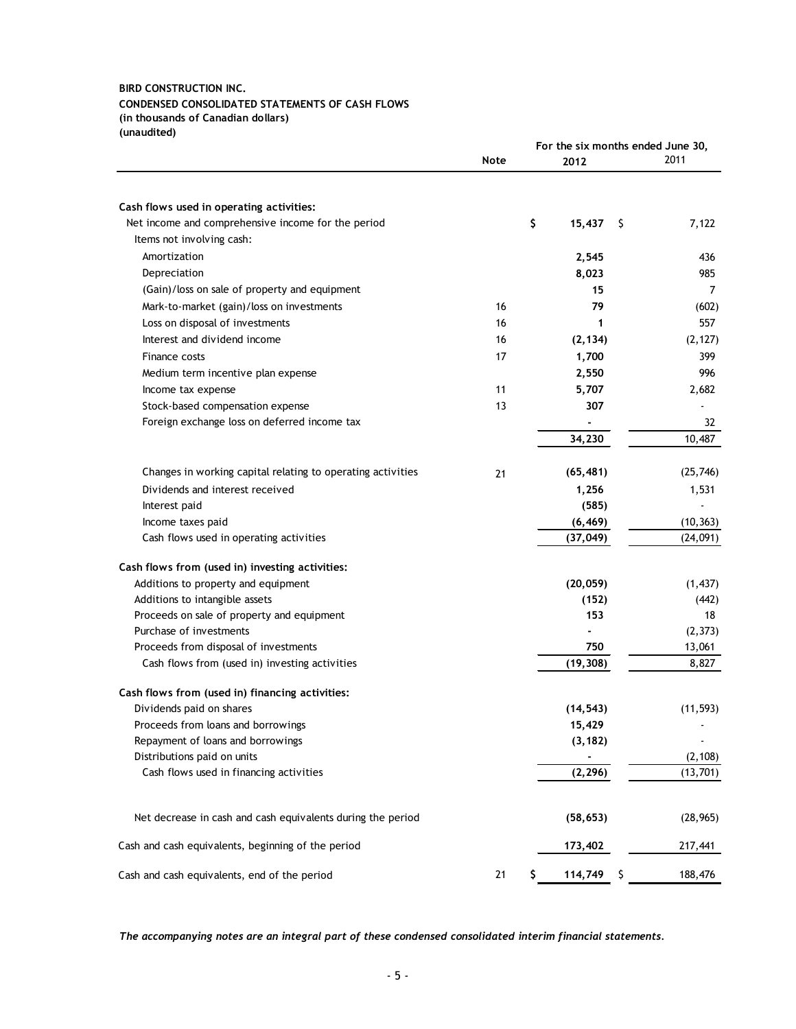**BIRD CONSTRUCTION INC.**
**CONDENSED CONSOLIDATED STATEMENTS OF CASH FLOWS**
**(in thousands of Canadian dollars)**
**(unaudited)**

| | Note | For the six months ended June 30, 2012 | 2011 |
|---|---|---|---|
| **Cash flows used in operating activities:** | | | |
| Net income and comprehensive income for the period | | $ **15,437** | $ 7,122 |
| Items not involving cash: | | | |
| Amortization | | **2,545** | 436 |
| Depreciation | | **8,023** | 985 |
| (Gain)/loss on sale of property and equipment | | **15** | 7 |
| Mark-to-market (gain)/loss on investments | 16 | **79** | (602) |
| Loss on disposal of investments | 16 | **1** | 557 |
| Interest and dividend income | 16 | **(2,134)** | (2,127) |
| Finance costs | 17 | **1,700** | 399 |
| Medium term incentive plan expense | | **2,550** | 996 |
| Income tax expense | 11 | **5,707** | 2,682 |
| Stock-based compensation expense | 13 | **307** | - |
| Foreign exchange loss on deferred income tax | | **-** | 32 |
| | | **34,230** | 10,487 |
| Changes in working capital relating to operating activities | 21 | **(65,481)** | (25,746) |
| Dividends and interest received | | **1,256** | 1,531 |
| Interest paid | | **(585)** | - |
| Income taxes paid | | **(6,469)** | (10,363) |
| Cash flows used in operating activities | | **(37,049)** | (24,091) |
| **Cash flows from (used in) investing activities:** | | | |
| Additions to property and equipment | | **(20,059)** | (1,437) |
| Additions to intangible assets | | **(152)** | (442) |
| Proceeds on sale of property and equipment | | **153** | 18 |
| Purchase of investments | | **-** | (2,373) |
| Proceeds from disposal of investments | | **750** | 13,061 |
| Cash flows from (used in) investing activities | | **(19,308)** | 8,827 |
| **Cash flows from (used in) financing activities:** | | | |
| Dividends paid on shares | | **(14,543)** | (11,593) |
| Proceeds from loans and borrowings | | **15,429** | - |
| Repayment of loans and borrowings | | **(3,182)** | - |
| Distributions paid on units | | **-** | (2,108) |
| Cash flows used in financing activities | | **(2,296)** | (13,701) |
| Net decrease in cash and cash equivalents during the period | | **(58,653)** | (28,965) |
| Cash and cash equivalents, beginning of the period | | **173,402** | 217,441 |
| Cash and cash equivalents, end of the period | 21 | $ **114,749** | $ 188,476 |

***The accompanying notes are an integral part of these condensed consolidated interim financial statements.***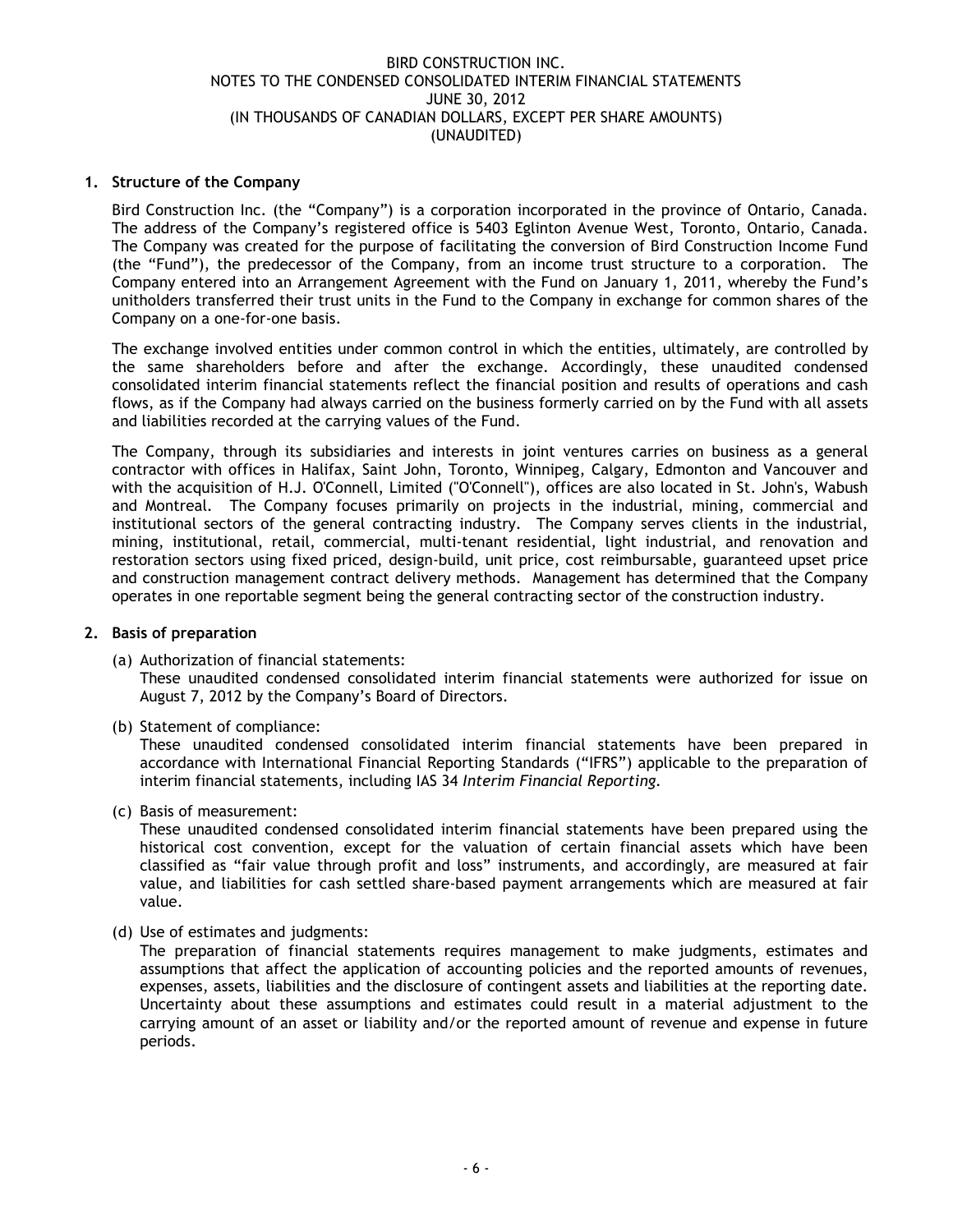## 1. Structure of the Company

Bird Construction Inc. (the "Company") is a corporation incorporated in the province of Ontario, Canada. The address of the Company's registered office is 5403 Eglinton Avenue West, Toronto, Ontario, Canada. The Company was created for the purpose of facilitating the conversion of Bird Construction Income Fund (the "Fund"), the predecessor of the Company, from an income trust structure to a corporation. The Company entered into an Arrangement Agreement with the Fund on January 1, 2011, whereby the Fund's unitholders transferred their trust units in the Fund to the Company in exchange for common shares of the Company on a one-for-one basis.

The exchange involved entities under common control in which the entities, ultimately, are controlled by the same shareholders before and after the exchange. Accordingly, these unaudited condensed consolidated interim financial statements reflect the financial position and results of operations and cash flows, as if the Company had always carried on the business formerly carried on by the Fund with all assets and liabilities recorded at the carrying values of the Fund.

The Company, through its subsidiaries and interests in joint ventures carries on business as a general contractor with offices in Halifax, Saint John, Toronto, Winnipeg, Calgary, Edmonton and Vancouver and with the acquisition of H.J. O'Connell, Limited ("O'Connell"), offices are also located in St. John's, Wabush and Montreal. The Company focuses primarily on projects in the industrial, mining, commercial and institutional sectors of the general contracting industry. The Company serves clients in the industrial, mining, institutional, retail, commercial, multi-tenant residential, light industrial, and renovation and restoration sectors using fixed priced, design-build, unit price, cost reimbursable, guaranteed upset price and construction management contract delivery methods. Management has determined that the Company operates in one reportable segment being the general contracting sector of the construction industry.

## 2. Basis of preparation

(a) Authorization of financial statements:
These unaudited condensed consolidated interim financial statements were authorized for issue on August 7, 2012 by the Company's Board of Directors.

(b) Statement of compliance:
These unaudited condensed consolidated interim financial statements have been prepared in accordance with International Financial Reporting Standards ("IFRS") applicable to the preparation of interim financial statements, including IAS 34 *Interim Financial Reporting*.

(c) Basis of measurement:
These unaudited condensed consolidated interim financial statements have been prepared using the historical cost convention, except for the valuation of certain financial assets which have been classified as "fair value through profit and loss" instruments, and accordingly, are measured at fair value, and liabilities for cash settled share-based payment arrangements which are measured at fair value.

(d) Use of estimates and judgments:
The preparation of financial statements requires management to make judgments, estimates and assumptions that affect the application of accounting policies and the reported amounts of revenues, expenses, assets, liabilities and the disclosure of contingent assets and liabilities at the reporting date. Uncertainty about these assumptions and estimates could result in a material adjustment to the carrying amount of an asset or liability and/or the reported amount of revenue and expense in future periods.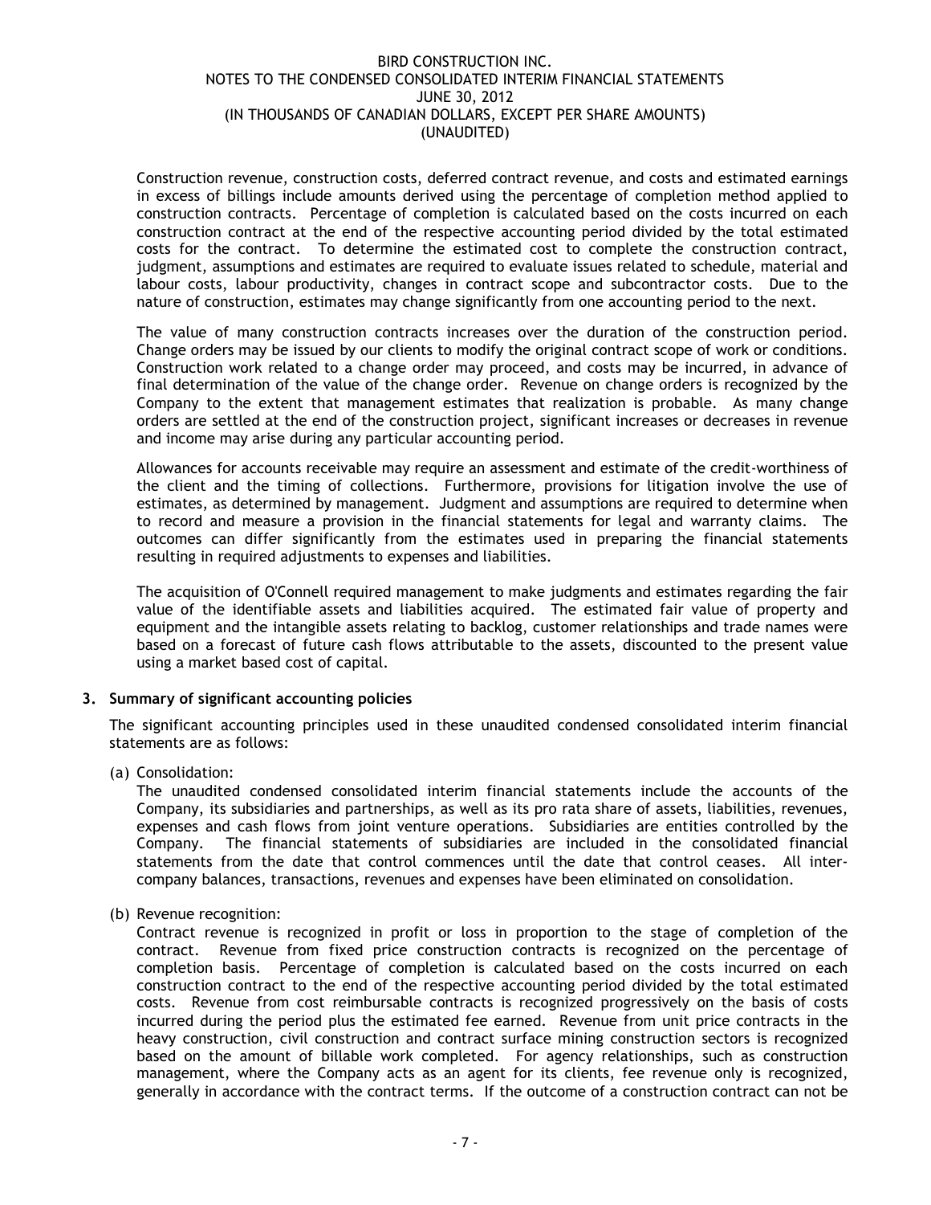Construction revenue, construction costs, deferred contract revenue, and costs and estimated earnings in excess of billings include amounts derived using the percentage of completion method applied to construction contracts. Percentage of completion is calculated based on the costs incurred on each construction contract at the end of the respective accounting period divided by the total estimated costs for the contract. To determine the estimated cost to complete the construction contract, judgment, assumptions and estimates are required to evaluate issues related to schedule, material and labour costs, labour productivity, changes in contract scope and subcontractor costs. Due to the nature of construction, estimates may change significantly from one accounting period to the next.

The value of many construction contracts increases over the duration of the construction period. Change orders may be issued by our clients to modify the original contract scope of work or conditions. Construction work related to a change order may proceed, and costs may be incurred, in advance of final determination of the value of the change order. Revenue on change orders is recognized by the Company to the extent that management estimates that realization is probable. As many change orders are settled at the end of the construction project, significant increases or decreases in revenue and income may arise during any particular accounting period.

Allowances for accounts receivable may require an assessment and estimate of the credit-worthiness of the client and the timing of collections. Furthermore, provisions for litigation involve the use of estimates, as determined by management. Judgment and assumptions are required to determine when to record and measure a provision in the financial statements for legal and warranty claims. The outcomes can differ significantly from the estimates used in preparing the financial statements resulting in required adjustments to expenses and liabilities.

The acquisition of O'Connell required management to make judgments and estimates regarding the fair value of the identifiable assets and liabilities acquired. The estimated fair value of property and equipment and the intangible assets relating to backlog, customer relationships and trade names were based on a forecast of future cash flows attributable to the assets, discounted to the present value using a market based cost of capital.

## 3. Summary of significant accounting policies

The significant accounting principles used in these unaudited condensed consolidated interim financial statements are as follows:

(a) Consolidation:

The unaudited condensed consolidated interim financial statements include the accounts of the Company, its subsidiaries and partnerships, as well as its pro rata share of assets, liabilities, revenues, expenses and cash flows from joint venture operations. Subsidiaries are entities controlled by the Company. The financial statements of subsidiaries are included in the consolidated financial statements from the date that control commences until the date that control ceases. All inter-company balances, transactions, revenues and expenses have been eliminated on consolidation.

(b) Revenue recognition:

Contract revenue is recognized in profit or loss in proportion to the stage of completion of the contract. Revenue from fixed price construction contracts is recognized on the percentage of completion basis. Percentage of completion is calculated based on the costs incurred on each construction contract to the end of the respective accounting period divided by the total estimated costs. Revenue from cost reimbursable contracts is recognized progressively on the basis of costs incurred during the period plus the estimated fee earned. Revenue from unit price contracts in the heavy construction, civil construction and contract surface mining construction sectors is recognized based on the amount of billable work completed. For agency relationships, such as construction management, where the Company acts as an agent for its clients, fee revenue only is recognized, generally in accordance with the contract terms. If the outcome of a construction contract can not be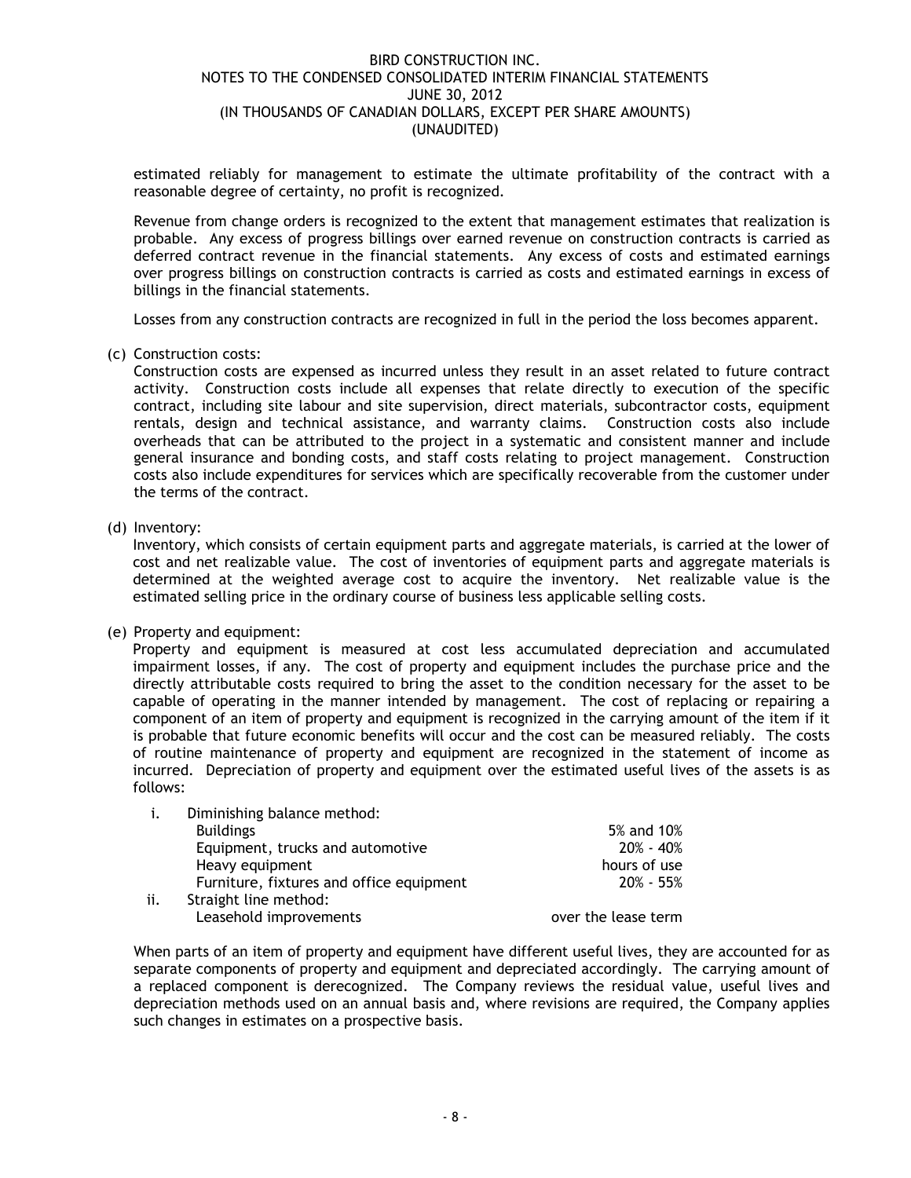estimated reliably for management to estimate the ultimate profitability of the contract with a reasonable degree of certainty, no profit is recognized.

Revenue from change orders is recognized to the extent that management estimates that realization is probable. Any excess of progress billings over earned revenue on construction contracts is carried as deferred contract revenue in the financial statements. Any excess of costs and estimated earnings over progress billings on construction contracts is carried as costs and estimated earnings in excess of billings in the financial statements.

Losses from any construction contracts are recognized in full in the period the loss becomes apparent.

(c) Construction costs:

Construction costs are expensed as incurred unless they result in an asset related to future contract activity. Construction costs include all expenses that relate directly to execution of the specific contract, including site labour and site supervision, direct materials, subcontractor costs, equipment rentals, design and technical assistance, and warranty claims. Construction costs also include overheads that can be attributed to the project in a systematic and consistent manner and include general insurance and bonding costs, and staff costs relating to project management. Construction costs also include expenditures for services which are specifically recoverable from the customer under the terms of the contract.

(d) Inventory:

Inventory, which consists of certain equipment parts and aggregate materials, is carried at the lower of cost and net realizable value. The cost of inventories of equipment parts and aggregate materials is determined at the weighted average cost to acquire the inventory. Net realizable value is the estimated selling price in the ordinary course of business less applicable selling costs.

(e) Property and equipment:

Property and equipment is measured at cost less accumulated depreciation and accumulated impairment losses, if any. The cost of property and equipment includes the purchase price and the directly attributable costs required to bring the asset to the condition necessary for the asset to be capable of operating in the manner intended by management. The cost of replacing or repairing a component of an item of property and equipment is recognized in the carrying amount of the item if it is probable that future economic benefits will occur and the cost can be measured reliably. The costs of routine maintenance of property and equipment are recognized in the statement of income as incurred. Depreciation of property and equipment over the estimated useful lives of the assets is as follows:

| | | |
|---|---|---|
| i. | Diminishing balance method: | |
| | Buildings | 5% and 10% |
| | Equipment, trucks and automotive | 20% - 40% |
| | Heavy equipment | hours of use |
| | Furniture, fixtures and office equipment | 20% - 55% |
| ii. | Straight line method: | |
| | Leasehold improvements | over the lease term |

When parts of an item of property and equipment have different useful lives, they are accounted for as separate components of property and equipment and depreciated accordingly. The carrying amount of a replaced component is derecognized. The Company reviews the residual value, useful lives and depreciation methods used on an annual basis and, where revisions are required, the Company applies such changes in estimates on a prospective basis.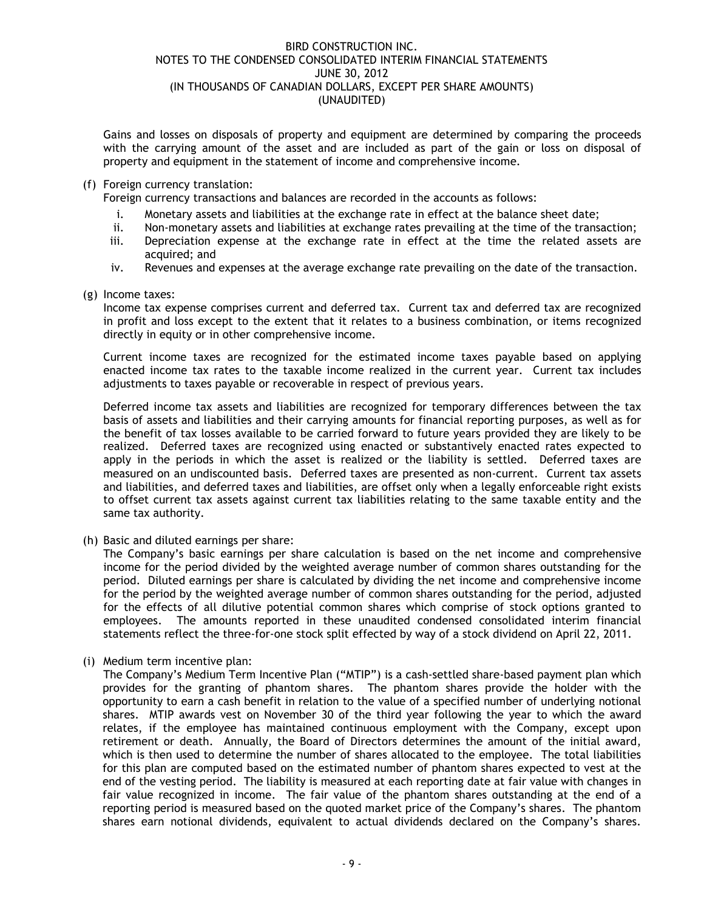Gains and losses on disposals of property and equipment are determined by comparing the proceeds with the carrying amount of the asset and are included as part of the gain or loss on disposal of property and equipment in the statement of income and comprehensive income.

(f) Foreign currency translation:

Foreign currency transactions and balances are recorded in the accounts as follows:

i. Monetary assets and liabilities at the exchange rate in effect at the balance sheet date;
ii. Non-monetary assets and liabilities at exchange rates prevailing at the time of the transaction;
iii. Depreciation expense at the exchange rate in effect at the time the related assets are acquired; and
iv. Revenues and expenses at the average exchange rate prevailing on the date of the transaction.

(g) Income taxes:

Income tax expense comprises current and deferred tax. Current tax and deferred tax are recognized in profit and loss except to the extent that it relates to a business combination, or items recognized directly in equity or in other comprehensive income.

Current income taxes are recognized for the estimated income taxes payable based on applying enacted income tax rates to the taxable income realized in the current year. Current tax includes adjustments to taxes payable or recoverable in respect of previous years.

Deferred income tax assets and liabilities are recognized for temporary differences between the tax basis of assets and liabilities and their carrying amounts for financial reporting purposes, as well as for the benefit of tax losses available to be carried forward to future years provided they are likely to be realized. Deferred taxes are recognized using enacted or substantively enacted rates expected to apply in the periods in which the asset is realized or the liability is settled. Deferred taxes are measured on an undiscounted basis. Deferred taxes are presented as non-current. Current tax assets and liabilities, and deferred taxes and liabilities, are offset only when a legally enforceable right exists to offset current tax assets against current tax liabilities relating to the same taxable entity and the same tax authority.

(h) Basic and diluted earnings per share:

The Company's basic earnings per share calculation is based on the net income and comprehensive income for the period divided by the weighted average number of common shares outstanding for the period. Diluted earnings per share is calculated by dividing the net income and comprehensive income for the period by the weighted average number of common shares outstanding for the period, adjusted for the effects of all dilutive potential common shares which comprise of stock options granted to employees. The amounts reported in these unaudited condensed consolidated interim financial statements reflect the three-for-one stock split effected by way of a stock dividend on April 22, 2011.

(i) Medium term incentive plan:

The Company's Medium Term Incentive Plan ("MTIP") is a cash-settled share-based payment plan which provides for the granting of phantom shares. The phantom shares provide the holder with the opportunity to earn a cash benefit in relation to the value of a specified number of underlying notional shares. MTIP awards vest on November 30 of the third year following the year to which the award relates, if the employee has maintained continuous employment with the Company, except upon retirement or death. Annually, the Board of Directors determines the amount of the initial award, which is then used to determine the number of shares allocated to the employee. The total liabilities for this plan are computed based on the estimated number of phantom shares expected to vest at the end of the vesting period. The liability is measured at each reporting date at fair value with changes in fair value recognized in income. The fair value of the phantom shares outstanding at the end of a reporting period is measured based on the quoted market price of the Company's shares. The phantom shares earn notional dividends, equivalent to actual dividends declared on the Company's shares.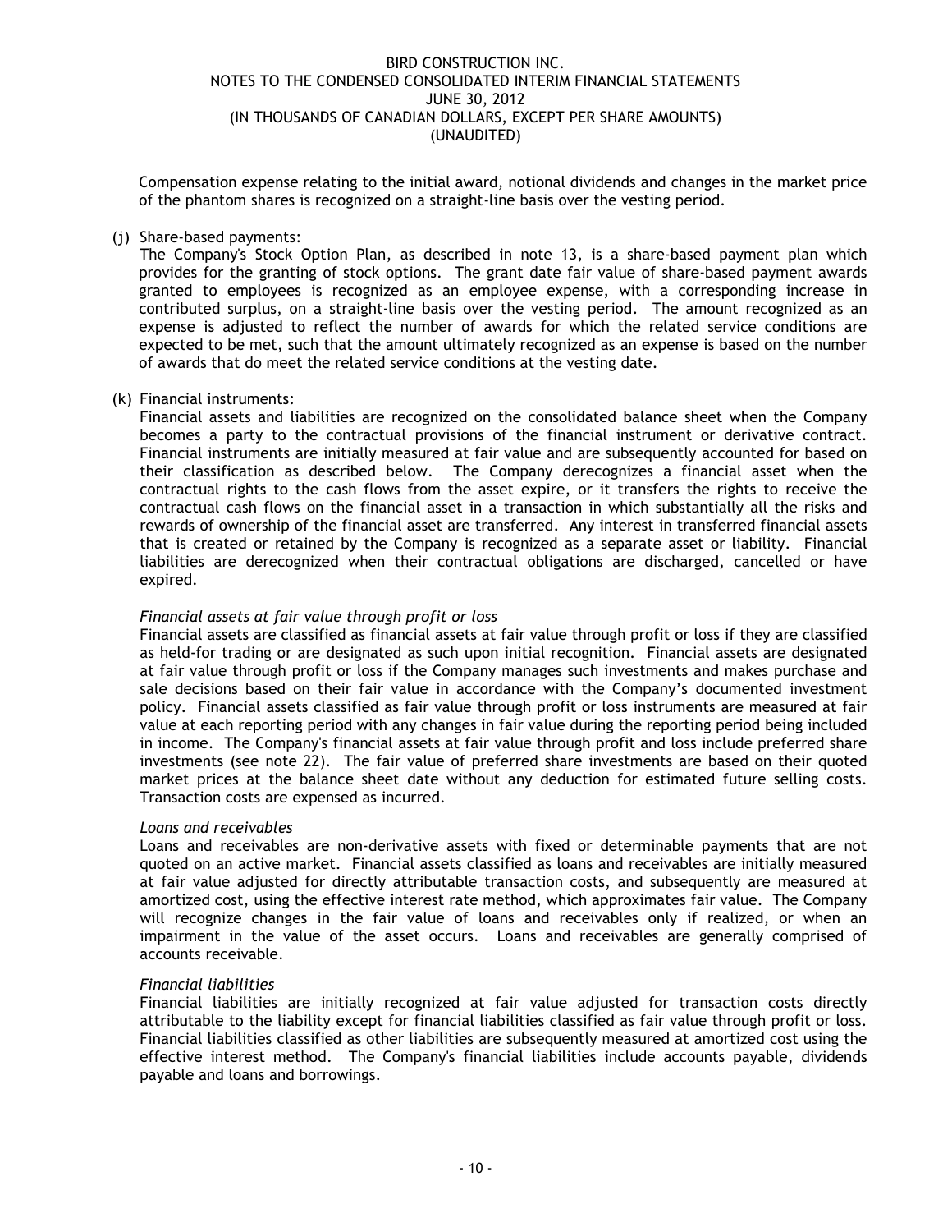Compensation expense relating to the initial award, notional dividends and changes in the market price of the phantom shares is recognized on a straight-line basis over the vesting period.

(j) Share-based payments:
The Company's Stock Option Plan, as described in note 13, is a share-based payment plan which provides for the granting of stock options. The grant date fair value of share-based payment awards granted to employees is recognized as an employee expense, with a corresponding increase in contributed surplus, on a straight-line basis over the vesting period. The amount recognized as an expense is adjusted to reflect the number of awards for which the related service conditions are expected to be met, such that the amount ultimately recognized as an expense is based on the number of awards that do meet the related service conditions at the vesting date.

(k) Financial instruments:
Financial assets and liabilities are recognized on the consolidated balance sheet when the Company becomes a party to the contractual provisions of the financial instrument or derivative contract. Financial instruments are initially measured at fair value and are subsequently accounted for based on their classification as described below. The Company derecognizes a financial asset when the contractual rights to the cash flows from the asset expire, or it transfers the rights to receive the contractual cash flows on the financial asset in a transaction in which substantially all the risks and rewards of ownership of the financial asset are transferred. Any interest in transferred financial assets that is created or retained by the Company is recognized as a separate asset or liability. Financial liabilities are derecognized when their contractual obligations are discharged, cancelled or have expired.

*Financial assets at fair value through profit or loss*
Financial assets are classified as financial assets at fair value through profit or loss if they are classified as held-for trading or are designated as such upon initial recognition. Financial assets are designated at fair value through profit or loss if the Company manages such investments and makes purchase and sale decisions based on their fair value in accordance with the Company's documented investment policy. Financial assets classified as fair value through profit or loss instruments are measured at fair value at each reporting period with any changes in fair value during the reporting period being included in income. The Company's financial assets at fair value through profit and loss include preferred share investments (see note 22). The fair value of preferred share investments are based on their quoted market prices at the balance sheet date without any deduction for estimated future selling costs. Transaction costs are expensed as incurred.

*Loans and receivables*
Loans and receivables are non-derivative assets with fixed or determinable payments that are not quoted on an active market. Financial assets classified as loans and receivables are initially measured at fair value adjusted for directly attributable transaction costs, and subsequently are measured at amortized cost, using the effective interest rate method, which approximates fair value. The Company will recognize changes in the fair value of loans and receivables only if realized, or when an impairment in the value of the asset occurs. Loans and receivables are generally comprised of accounts receivable.

*Financial liabilities*
Financial liabilities are initially recognized at fair value adjusted for transaction costs directly attributable to the liability except for financial liabilities classified as fair value through profit or loss. Financial liabilities classified as other liabilities are subsequently measured at amortized cost using the effective interest method. The Company's financial liabilities include accounts payable, dividends payable and loans and borrowings.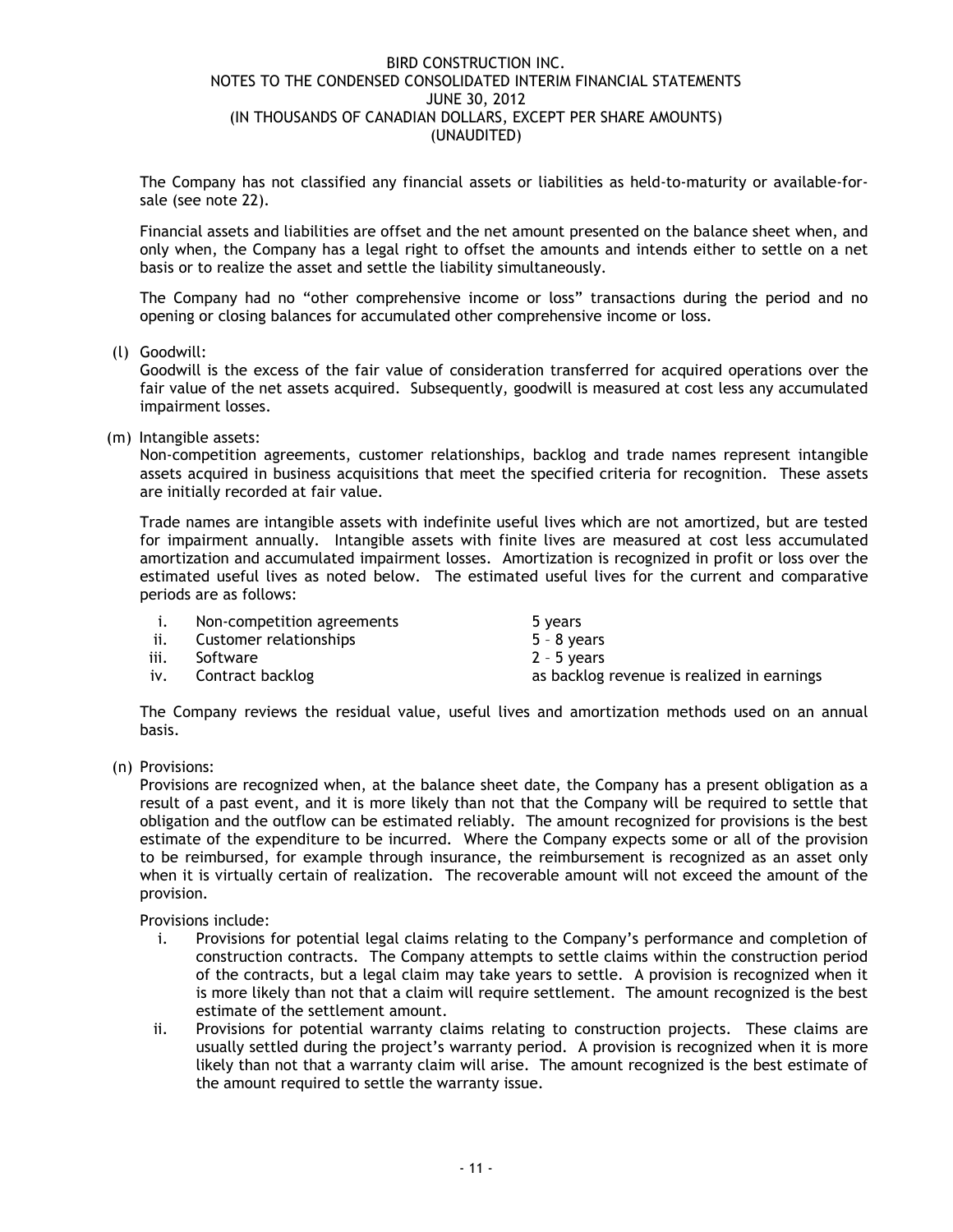The Company has not classified any financial assets or liabilities as held-to-maturity or available-for-sale (see note 22).

Financial assets and liabilities are offset and the net amount presented on the balance sheet when, and only when, the Company has a legal right to offset the amounts and intends either to settle on a net basis or to realize the asset and settle the liability simultaneously.

The Company had no "other comprehensive income or loss" transactions during the period and no opening or closing balances for accumulated other comprehensive income or loss.

(l) Goodwill:
Goodwill is the excess of the fair value of consideration transferred for acquired operations over the fair value of the net assets acquired. Subsequently, goodwill is measured at cost less any accumulated impairment losses.

(m) Intangible assets:
Non-competition agreements, customer relationships, backlog and trade names represent intangible assets acquired in business acquisitions that meet the specified criteria for recognition. These assets are initially recorded at fair value.

Trade names are intangible assets with indefinite useful lives which are not amortized, but are tested for impairment annually. Intangible assets with finite lives are measured at cost less accumulated amortization and accumulated impairment losses. Amortization is recognized in profit or loss over the estimated useful lives as noted below. The estimated useful lives for the current and comparative periods are as follows:

| | | |
|---|---|---|
| i. | Non-competition agreements | 5 years |
| ii. | Customer relationships | 5 – 8 years |
| iii. | Software | 2 – 5 years |
| iv. | Contract backlog | as backlog revenue is realized in earnings |

The Company reviews the residual value, useful lives and amortization methods used on an annual basis.

(n) Provisions:
Provisions are recognized when, at the balance sheet date, the Company has a present obligation as a result of a past event, and it is more likely than not that the Company will be required to settle that obligation and the outflow can be estimated reliably. The amount recognized for provisions is the best estimate of the expenditure to be incurred. Where the Company expects some or all of the provision to be reimbursed, for example through insurance, the reimbursement is recognized as an asset only when it is virtually certain of realization. The recoverable amount will not exceed the amount of the provision.

Provisions include:

i. Provisions for potential legal claims relating to the Company's performance and completion of construction contracts. The Company attempts to settle claims within the construction period of the contracts, but a legal claim may take years to settle. A provision is recognized when it is more likely than not that a claim will require settlement. The amount recognized is the best estimate of the settlement amount.
ii. Provisions for potential warranty claims relating to construction projects. These claims are usually settled during the project's warranty period. A provision is recognized when it is more likely than not that a warranty claim will arise. The amount recognized is the best estimate of the amount required to settle the warranty issue.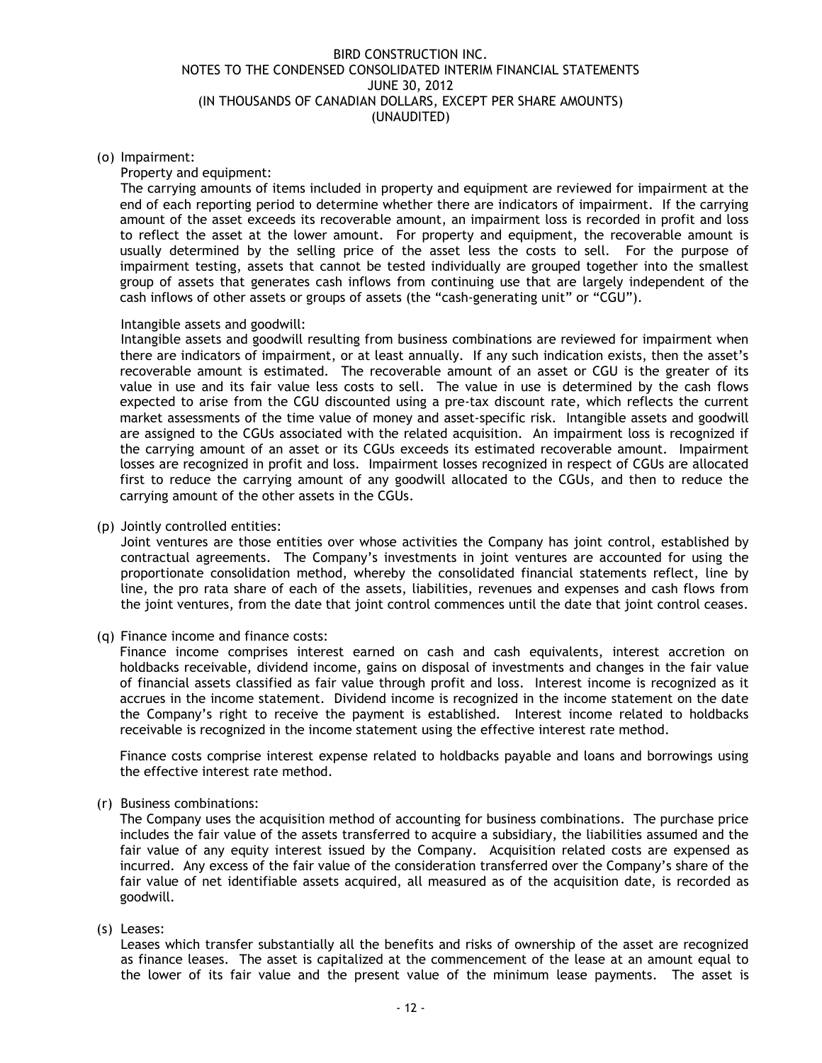(o) Impairment:

Property and equipment:

The carrying amounts of items included in property and equipment are reviewed for impairment at the end of each reporting period to determine whether there are indicators of impairment. If the carrying amount of the asset exceeds its recoverable amount, an impairment loss is recorded in profit and loss to reflect the asset at the lower amount. For property and equipment, the recoverable amount is usually determined by the selling price of the asset less the costs to sell. For the purpose of impairment testing, assets that cannot be tested individually are grouped together into the smallest group of assets that generates cash inflows from continuing use that are largely independent of the cash inflows of other assets or groups of assets (the "cash-generating unit" or "CGU").

Intangible assets and goodwill:

Intangible assets and goodwill resulting from business combinations are reviewed for impairment when there are indicators of impairment, or at least annually. If any such indication exists, then the asset's recoverable amount is estimated. The recoverable amount of an asset or CGU is the greater of its value in use and its fair value less costs to sell. The value in use is determined by the cash flows expected to arise from the CGU discounted using a pre-tax discount rate, which reflects the current market assessments of the time value of money and asset-specific risk. Intangible assets and goodwill are assigned to the CGUs associated with the related acquisition. An impairment loss is recognized if the carrying amount of an asset or its CGUs exceeds its estimated recoverable amount. Impairment losses are recognized in profit and loss. Impairment losses recognized in respect of CGUs are allocated first to reduce the carrying amount of any goodwill allocated to the CGUs, and then to reduce the carrying amount of the other assets in the CGUs.

(p) Jointly controlled entities:

Joint ventures are those entities over whose activities the Company has joint control, established by contractual agreements. The Company's investments in joint ventures are accounted for using the proportionate consolidation method, whereby the consolidated financial statements reflect, line by line, the pro rata share of each of the assets, liabilities, revenues and expenses and cash flows from the joint ventures, from the date that joint control commences until the date that joint control ceases.

(q) Finance income and finance costs:

Finance income comprises interest earned on cash and cash equivalents, interest accretion on holdbacks receivable, dividend income, gains on disposal of investments and changes in the fair value of financial assets classified as fair value through profit and loss. Interest income is recognized as it accrues in the income statement. Dividend income is recognized in the income statement on the date the Company's right to receive the payment is established. Interest income related to holdbacks receivable is recognized in the income statement using the effective interest rate method.

Finance costs comprise interest expense related to holdbacks payable and loans and borrowings using the effective interest rate method.

(r) Business combinations:

The Company uses the acquisition method of accounting for business combinations. The purchase price includes the fair value of the assets transferred to acquire a subsidiary, the liabilities assumed and the fair value of any equity interest issued by the Company. Acquisition related costs are expensed as incurred. Any excess of the fair value of the consideration transferred over the Company's share of the fair value of net identifiable assets acquired, all measured as of the acquisition date, is recorded as goodwill.

(s) Leases:

Leases which transfer substantially all the benefits and risks of ownership of the asset are recognized as finance leases. The asset is capitalized at the commencement of the lease at an amount equal to the lower of its fair value and the present value of the minimum lease payments. The asset is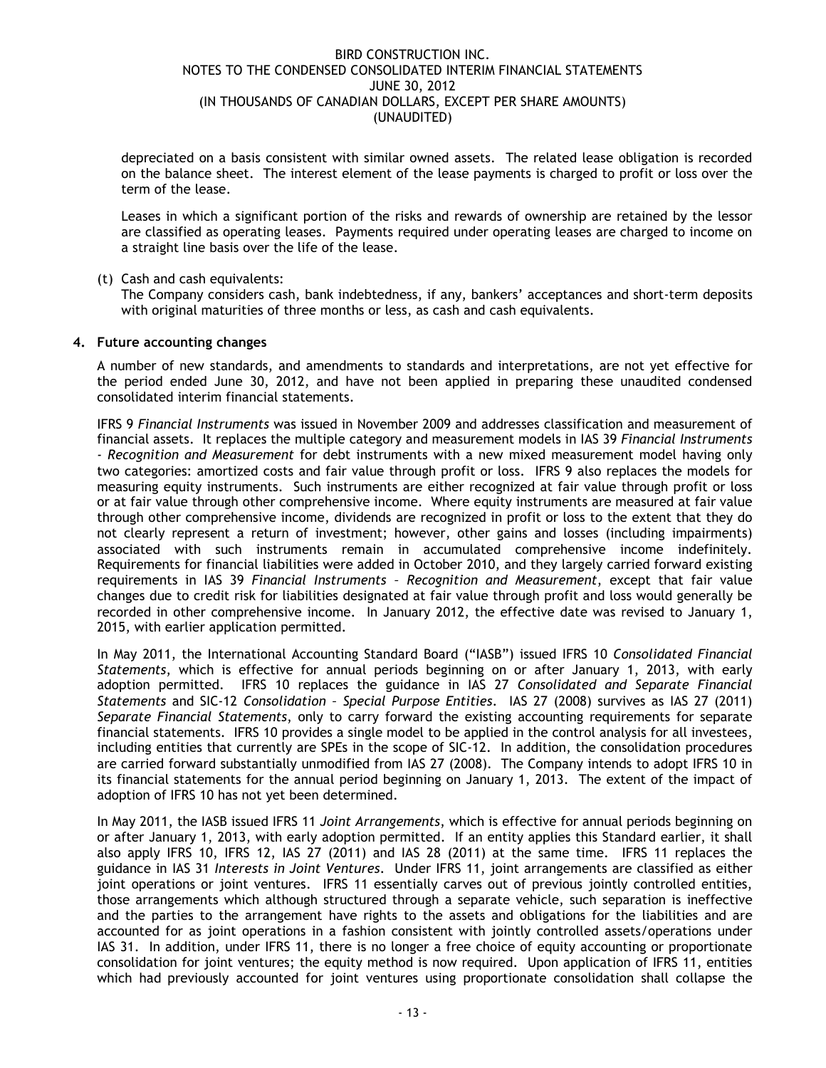depreciated on a basis consistent with similar owned assets. The related lease obligation is recorded on the balance sheet. The interest element of the lease payments is charged to profit or loss over the term of the lease.

Leases in which a significant portion of the risks and rewards of ownership are retained by the lessor are classified as operating leases. Payments required under operating leases are charged to income on a straight line basis over the life of the lease.

(t) Cash and cash equivalents:
The Company considers cash, bank indebtedness, if any, bankers' acceptances and short-term deposits with original maturities of three months or less, as cash and cash equivalents.

**4. Future accounting changes**

A number of new standards, and amendments to standards and interpretations, are not yet effective for the period ended June 30, 2012, and have not been applied in preparing these unaudited condensed consolidated interim financial statements.

IFRS 9 *Financial Instruments* was issued in November 2009 and addresses classification and measurement of financial assets. It replaces the multiple category and measurement models in IAS 39 *Financial Instruments - Recognition and Measurement* for debt instruments with a new mixed measurement model having only two categories: amortized costs and fair value through profit or loss. IFRS 9 also replaces the models for measuring equity instruments. Such instruments are either recognized at fair value through profit or loss or at fair value through other comprehensive income. Where equity instruments are measured at fair value through other comprehensive income, dividends are recognized in profit or loss to the extent that they do not clearly represent a return of investment; however, other gains and losses (including impairments) associated with such instruments remain in accumulated comprehensive income indefinitely. Requirements for financial liabilities were added in October 2010, and they largely carried forward existing requirements in IAS 39 *Financial Instruments – Recognition and Measurement*, except that fair value changes due to credit risk for liabilities designated at fair value through profit and loss would generally be recorded in other comprehensive income. In January 2012, the effective date was revised to January 1, 2015, with earlier application permitted.

In May 2011, the International Accounting Standard Board ("IASB") issued IFRS 10 *Consolidated Financial Statements*, which is effective for annual periods beginning on or after January 1, 2013, with early adoption permitted. IFRS 10 replaces the guidance in IAS 27 *Consolidated and Separate Financial Statements* and SIC-12 *Consolidation – Special Purpose Entities*. IAS 27 (2008) survives as IAS 27 (2011) *Separate Financial Statements*, only to carry forward the existing accounting requirements for separate financial statements. IFRS 10 provides a single model to be applied in the control analysis for all investees, including entities that currently are SPEs in the scope of SIC-12. In addition, the consolidation procedures are carried forward substantially unmodified from IAS 27 (2008). The Company intends to adopt IFRS 10 in its financial statements for the annual period beginning on January 1, 2013. The extent of the impact of adoption of IFRS 10 has not yet been determined.

In May 2011, the IASB issued IFRS 11 *Joint Arrangements*, which is effective for annual periods beginning on or after January 1, 2013, with early adoption permitted. If an entity applies this Standard earlier, it shall also apply IFRS 10, IFRS 12, IAS 27 (2011) and IAS 28 (2011) at the same time. IFRS 11 replaces the guidance in IAS 31 *Interests in Joint Ventures*. Under IFRS 11, joint arrangements are classified as either joint operations or joint ventures. IFRS 11 essentially carves out of previous jointly controlled entities, those arrangements which although structured through a separate vehicle, such separation is ineffective and the parties to the arrangement have rights to the assets and obligations for the liabilities and are accounted for as joint operations in a fashion consistent with jointly controlled assets/operations under IAS 31. In addition, under IFRS 11, there is no longer a free choice of equity accounting or proportionate consolidation for joint ventures; the equity method is now required. Upon application of IFRS 11, entities which had previously accounted for joint ventures using proportionate consolidation shall collapse the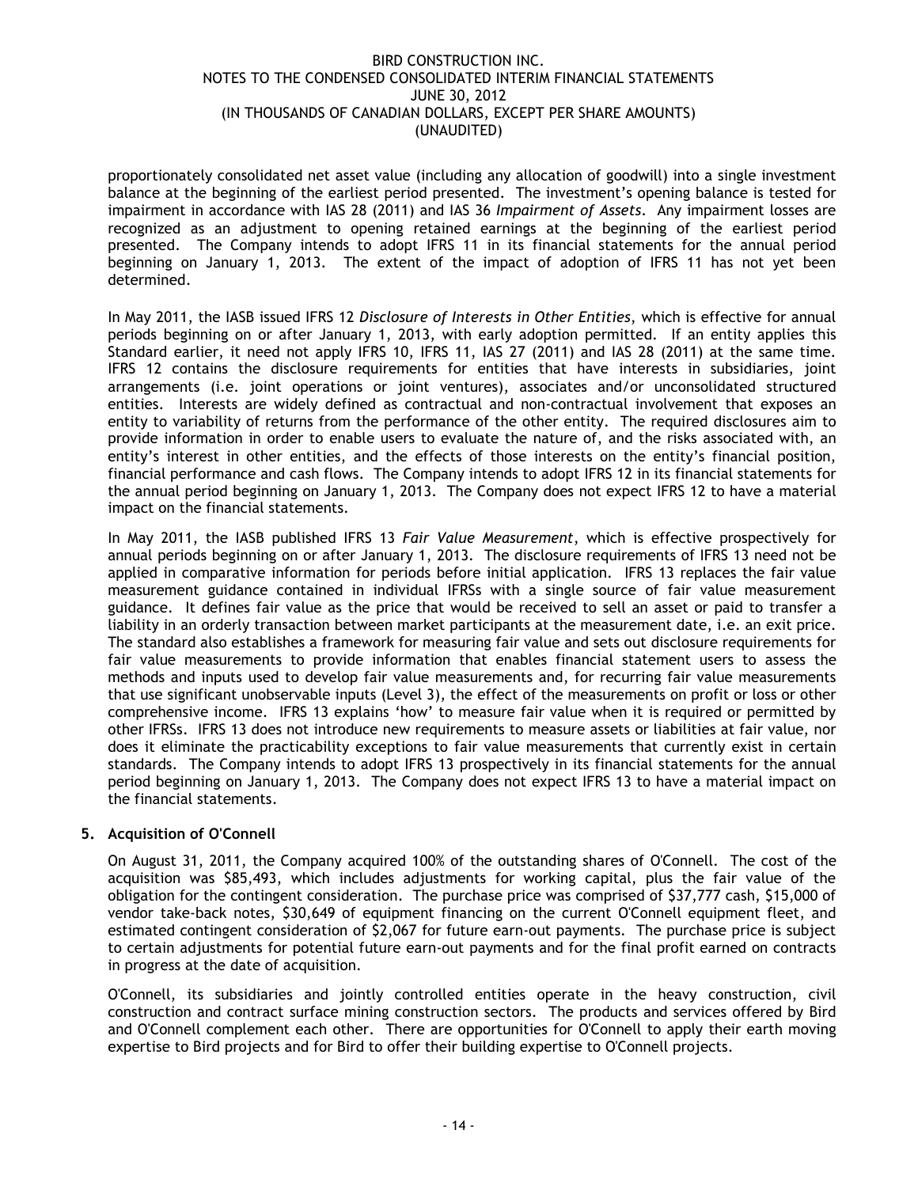proportionately consolidated net asset value (including any allocation of goodwill) into a single investment balance at the beginning of the earliest period presented. The investment's opening balance is tested for impairment in accordance with IAS 28 (2011) and IAS 36 *Impairment of Assets*. Any impairment losses are recognized as an adjustment to opening retained earnings at the beginning of the earliest period presented. The Company intends to adopt IFRS 11 in its financial statements for the annual period beginning on January 1, 2013. The extent of the impact of adoption of IFRS 11 has not yet been determined.

In May 2011, the IASB issued IFRS 12 *Disclosure of Interests in Other Entities*, which is effective for annual periods beginning on or after January 1, 2013, with early adoption permitted. If an entity applies this Standard earlier, it need not apply IFRS 10, IFRS 11, IAS 27 (2011) and IAS 28 (2011) at the same time. IFRS 12 contains the disclosure requirements for entities that have interests in subsidiaries, joint arrangements (i.e. joint operations or joint ventures), associates and/or unconsolidated structured entities. Interests are widely defined as contractual and non-contractual involvement that exposes an entity to variability of returns from the performance of the other entity. The required disclosures aim to provide information in order to enable users to evaluate the nature of, and the risks associated with, an entity's interest in other entities, and the effects of those interests on the entity's financial position, financial performance and cash flows. The Company intends to adopt IFRS 12 in its financial statements for the annual period beginning on January 1, 2013. The Company does not expect IFRS 12 to have a material impact on the financial statements.

In May 2011, the IASB published IFRS 13 *Fair Value Measurement*, which is effective prospectively for annual periods beginning on or after January 1, 2013. The disclosure requirements of IFRS 13 need not be applied in comparative information for periods before initial application. IFRS 13 replaces the fair value measurement guidance contained in individual IFRSs with a single source of fair value measurement guidance. It defines fair value as the price that would be received to sell an asset or paid to transfer a liability in an orderly transaction between market participants at the measurement date, i.e. an exit price. The standard also establishes a framework for measuring fair value and sets out disclosure requirements for fair value measurements to provide information that enables financial statement users to assess the methods and inputs used to develop fair value measurements and, for recurring fair value measurements that use significant unobservable inputs (Level 3), the effect of the measurements on profit or loss or other comprehensive income. IFRS 13 explains 'how' to measure fair value when it is required or permitted by other IFRSs. IFRS 13 does not introduce new requirements to measure assets or liabilities at fair value, nor does it eliminate the practicability exceptions to fair value measurements that currently exist in certain standards. The Company intends to adopt IFRS 13 prospectively in its financial statements for the annual period beginning on January 1, 2013. The Company does not expect IFRS 13 to have a material impact on the financial statements.

## 5. Acquisition of O'Connell

On August 31, 2011, the Company acquired 100% of the outstanding shares of O'Connell. The cost of the acquisition was $85,493, which includes adjustments for working capital, plus the fair value of the obligation for the contingent consideration. The purchase price was comprised of $37,777 cash, $15,000 of vendor take-back notes, $30,649 of equipment financing on the current O'Connell equipment fleet, and estimated contingent consideration of $2,067 for future earn-out payments. The purchase price is subject to certain adjustments for potential future earn-out payments and for the final profit earned on contracts in progress at the date of acquisition.

O'Connell, its subsidiaries and jointly controlled entities operate in the heavy construction, civil construction and contract surface mining construction sectors. The products and services offered by Bird and O'Connell complement each other. There are opportunities for O'Connell to apply their earth moving expertise to Bird projects and for Bird to offer their building expertise to O'Connell projects.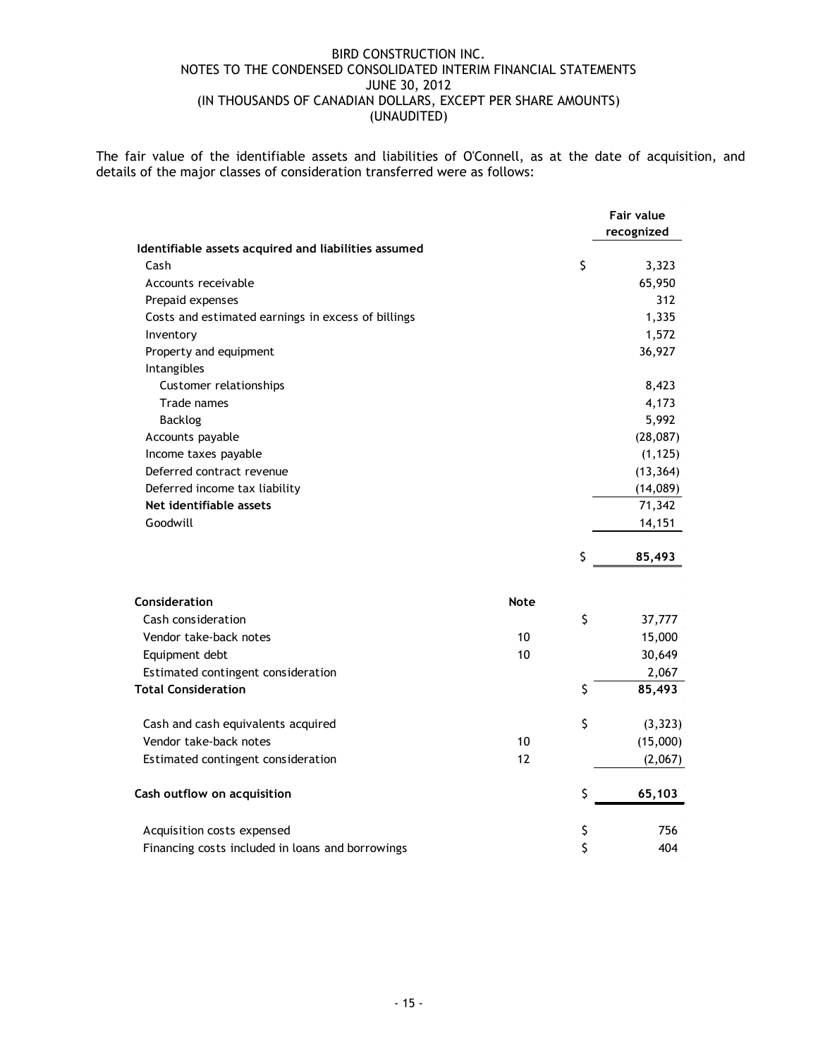The fair value of the identifiable assets and liabilities of O'Connell, as at the date of acquisition, and details of the major classes of consideration transferred were as follows:

| | Fair value recognized |
|---|---|
| **Identifiable assets acquired and liabilities assumed** | |
| Cash | $ 3,323 |
| Accounts receivable | 65,950 |
| Prepaid expenses | 312 |
| Costs and estimated earnings in excess of billings | 1,335 |
| Inventory | 1,572 |
| Property and equipment | 36,927 |
| Intangibles | |
| Customer relationships | 8,423 |
| Trade names | 4,173 |
| Backlog | 5,992 |
| Accounts payable | (28,087) |
| Income taxes payable | (1,125) |
| Deferred contract revenue | (13,364) |
| Deferred income tax liability | (14,089) |
| **Net identifiable assets** | 71,342 |
| Goodwill | 14,151 |
| | **$ 85,493** |

| Consideration | Note | |
|---|---|---|
| Cash consideration | | $ 37,777 |
| Vendor take-back notes | 10 | 15,000 |
| Equipment debt | 10 | 30,649 |
| Estimated contingent consideration | | 2,067 |
| **Total Consideration** | | **$ 85,493** |
| | | |
| Cash and cash equivalents acquired | | $ (3,323) |
| Vendor take-back notes | 10 | (15,000) |
| Estimated contingent consideration | 12 | (2,067) |
| | | |
| **Cash outflow on acquisition** | | **$ 65,103** |
| | | |
| Acquisition costs expensed | | $ 756 |
| Financing costs included in loans and borrowings | | $ 404 |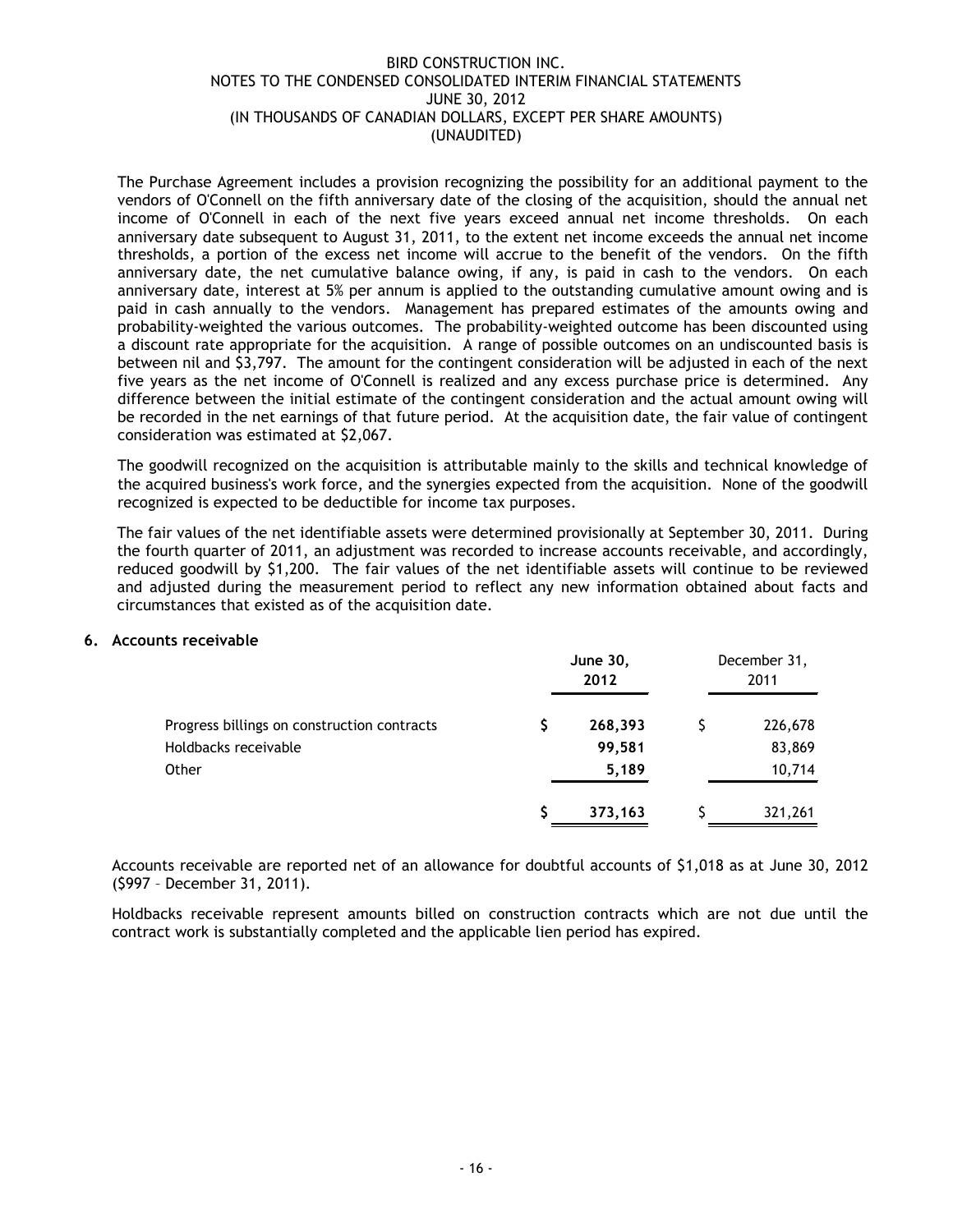The Purchase Agreement includes a provision recognizing the possibility for an additional payment to the vendors of O'Connell on the fifth anniversary date of the closing of the acquisition, should the annual net income of O'Connell in each of the next five years exceed annual net income thresholds. On each anniversary date subsequent to August 31, 2011, to the extent net income exceeds the annual net income thresholds, a portion of the excess net income will accrue to the benefit of the vendors. On the fifth anniversary date, the net cumulative balance owing, if any, is paid in cash to the vendors. On each anniversary date, interest at 5% per annum is applied to the outstanding cumulative amount owing and is paid in cash annually to the vendors. Management has prepared estimates of the amounts owing and probability-weighted the various outcomes. The probability-weighted outcome has been discounted using a discount rate appropriate for the acquisition. A range of possible outcomes on an undiscounted basis is between nil and $3,797. The amount for the contingent consideration will be adjusted in each of the next five years as the net income of O'Connell is realized and any excess purchase price is determined. Any difference between the initial estimate of the contingent consideration and the actual amount owing will be recorded in the net earnings of that future period. At the acquisition date, the fair value of contingent consideration was estimated at $2,067.

The goodwill recognized on the acquisition is attributable mainly to the skills and technical knowledge of the acquired business's work force, and the synergies expected from the acquisition. None of the goodwill recognized is expected to be deductible for income tax purposes.

The fair values of the net identifiable assets were determined provisionally at September 30, 2011. During the fourth quarter of 2011, an adjustment was recorded to increase accounts receivable, and accordingly, reduced goodwill by $1,200. The fair values of the net identifiable assets will continue to be reviewed and adjusted during the measurement period to reflect any new information obtained about facts and circumstances that existed as of the acquisition date.

## 6. Accounts receivable

| | **June 30, 2012** | December 31, 2011 |
|---|---|---|
| Progress billings on construction contracts | **$ 268,393** | $ 226,678 |
| Holdbacks receivable | **99,581** | 83,869 |
| Other | **5,189** | 10,714 |
| | **$ 373,163** | $ 321,261 |

Accounts receivable are reported net of an allowance for doubtful accounts of $1,018 as at June 30, 2012 ($997 – December 31, 2011).

Holdbacks receivable represent amounts billed on construction contracts which are not due until the contract work is substantially completed and the applicable lien period has expired.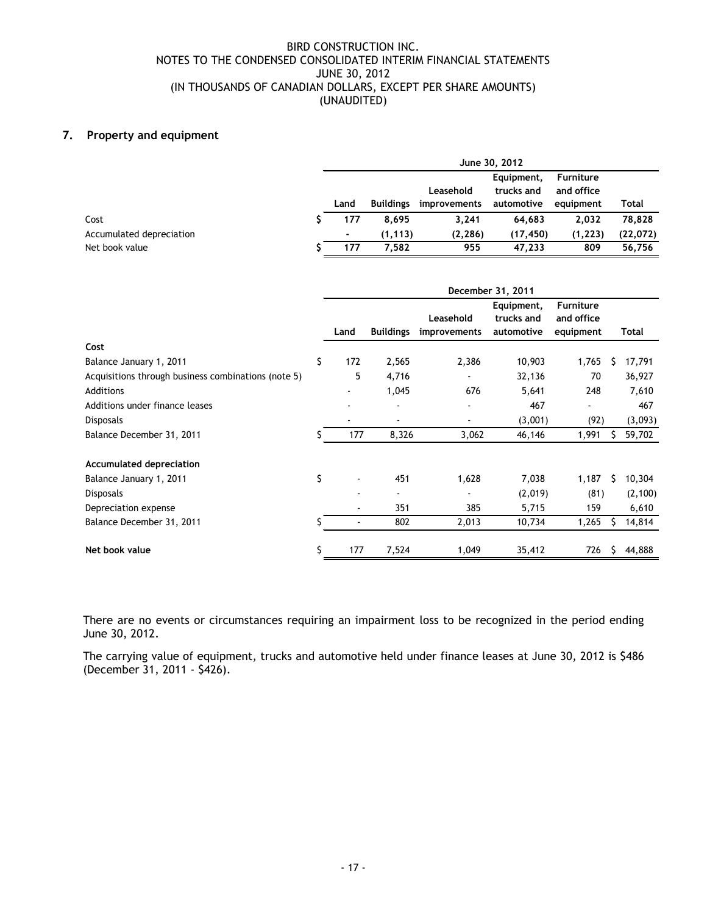## 7. Property and equipment

| | June 30, 2012 | | | | | |
|---|---|---|---|---|---|---|
| | Land | Buildings | Leasehold improvements | Equipment, trucks and automotive | Furniture and office equipment | Total |
| Cost | $ 177 | 8,695 | 3,241 | 64,683 | 2,032 | 78,828 |
| Accumulated depreciation | - | (1,113) | (2,286) | (17,450) | (1,223) | (22,072) |
| Net book value | $ 177 | 7,582 | 955 | 47,233 | 809 | 56,756 |

| | December 31, 2011 | | | | | |
|---|---|---|---|---|---|---|
| | Land | Buildings | Leasehold improvements | Equipment, trucks and automotive | Furniture and office equipment | Total |
| **Cost** | | | | | | |
| Balance January 1, 2011 | $ 172 | 2,565 | 2,386 | 10,903 | 1,765 | $ 17,791 |
| Acquisitions through business combinations (note 5) | 5 | 4,716 | - | 32,136 | 70 | 36,927 |
| Additions | - | 1,045 | 676 | 5,641 | 248 | 7,610 |
| Additions under finance leases | - | - | - | 467 | - | 467 |
| Disposals | - | - | - | (3,001) | (92) | (3,093) |
| Balance December 31, 2011 | $ 177 | 8,326 | 3,062 | 46,146 | 1,991 | $ 59,702 |
| **Accumulated depreciation** | | | | | | |
| Balance January 1, 2011 | $ - | 451 | 1,628 | 7,038 | 1,187 | $ 10,304 |
| Disposals | - | - | - | (2,019) | (81) | (2,100) |
| Depreciation expense | - | 351 | 385 | 5,715 | 159 | 6,610 |
| Balance December 31, 2011 | $ - | 802 | 2,013 | 10,734 | 1,265 | $ 14,814 |
| **Net book value** | $ 177 | 7,524 | 1,049 | 35,412 | 726 | $ 44,888 |

There are no events or circumstances requiring an impairment loss to be recognized in the period ending June 30, 2012.

The carrying value of equipment, trucks and automotive held under finance leases at June 30, 2012 is $486 (December 31, 2011 - $426).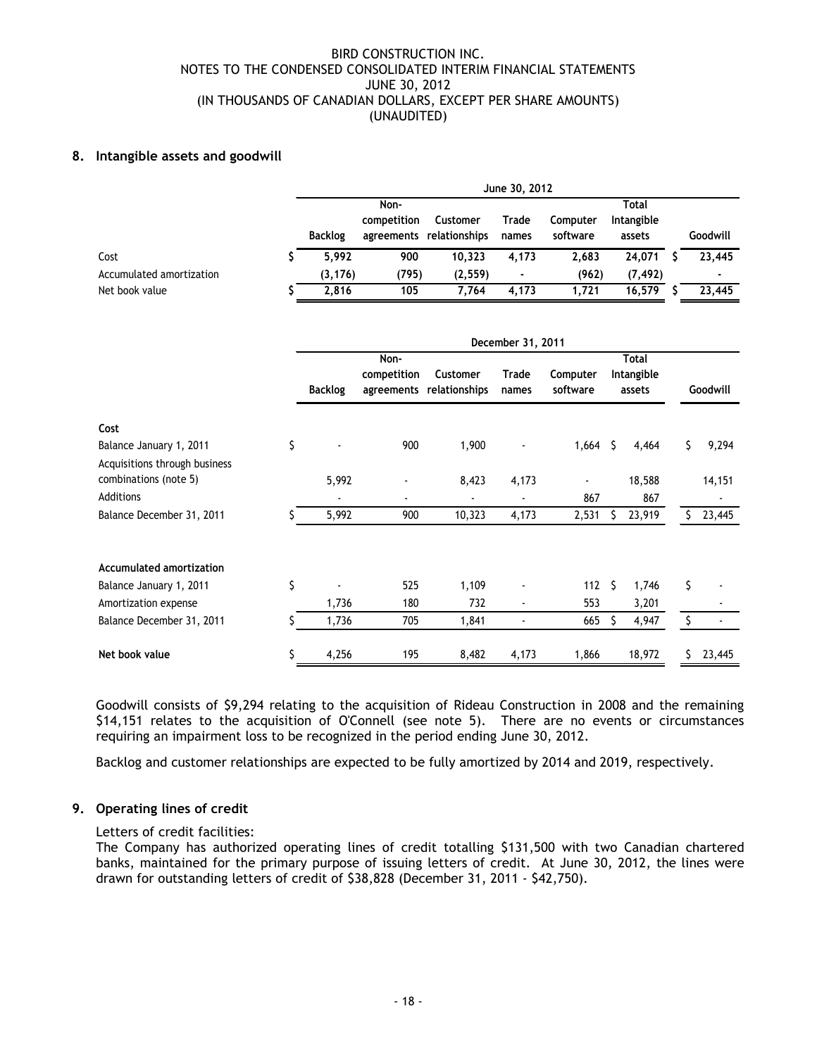## 8. Intangible assets and goodwill

| | June 30, 2012 | | | | | | |
|---|---|---|---|---|---|---|---|
| | Backlog | Non-competition agreements | Customer relationships | Trade names | Computer software | Total Intangible assets | Goodwill |
| Cost | $ 5,992 | 900 | 10,323 | 4,173 | 2,683 | 24,071 | $ 23,445 |
| Accumulated amortization | (3,176) | (795) | (2,559) | - | (962) | (7,492) | - |
| Net book value | $ 2,816 | 105 | 7,764 | 4,173 | 1,721 | 16,579 | $ 23,445 |

| | December 31, 2011 | | | | | | |
|---|---|---|---|---|---|---|---|
| | Backlog | Non-competition agreements | Customer relationships | Trade names | Computer software | Total Intangible assets | Goodwill |
| **Cost** | | | | | | | |
| Balance January 1, 2011 | $ - | 900 | 1,900 | - | 1,664 | $ 4,464 | $ 9,294 |
| Acquisitions through business combinations (note 5) | 5,992 | - | 8,423 | 4,173 | - | 18,588 | 14,151 |
| Additions | - | - | - | - | 867 | 867 | - |
| Balance December 31, 2011 | $ 5,992 | 900 | 10,323 | 4,173 | 2,531 | $ 23,919 | $ 23,445 |
| **Accumulated amortization** | | | | | | | |
| Balance January 1, 2011 | $ - | 525 | 1,109 | - | 112 | $ 1,746 | $ - |
| Amortization expense | 1,736 | 180 | 732 | - | 553 | 3,201 | - |
| Balance December 31, 2011 | $ 1,736 | 705 | 1,841 | - | 665 | $ 4,947 | $ - |
| **Net book value** | $ 4,256 | 195 | 8,482 | 4,173 | 1,866 | 18,972 | $ 23,445 |

Goodwill consists of $9,294 relating to the acquisition of Rideau Construction in 2008 and the remaining $14,151 relates to the acquisition of O'Connell (see note 5). There are no events or circumstances requiring an impairment loss to be recognized in the period ending June 30, 2012.

Backlog and customer relationships are expected to be fully amortized by 2014 and 2019, respectively.

## 9. Operating lines of credit

Letters of credit facilities:
The Company has authorized operating lines of credit totalling $131,500 with two Canadian chartered banks, maintained for the primary purpose of issuing letters of credit. At June 30, 2012, the lines were drawn for outstanding letters of credit of $38,828 (December 31, 2011 - $42,750).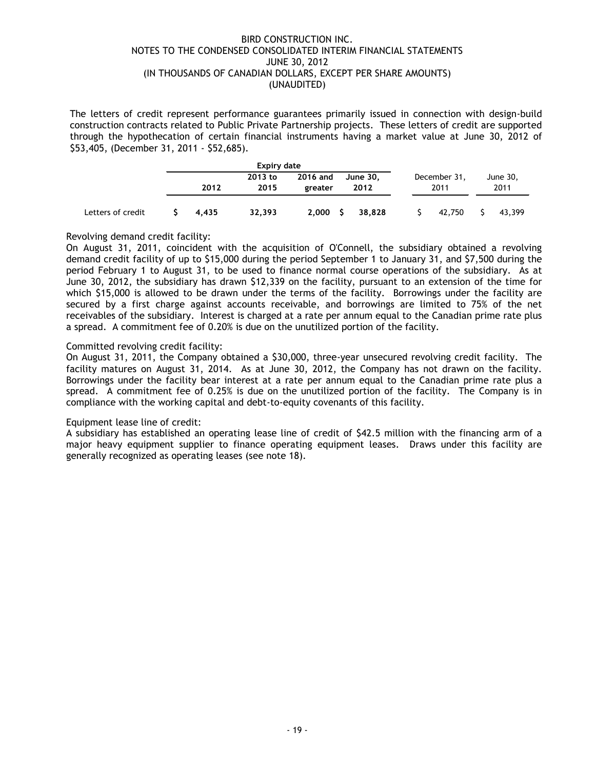The letters of credit represent performance guarantees primarily issued in connection with design-build construction contracts related to Public Private Partnership projects. These letters of credit are supported through the hypothecation of certain financial instruments having a market value at June 30, 2012 of $53,405, (December 31, 2011 - $52,685).

| | Expiry date | | | | | |
|---|---|---|---|---|---|---|
| | **2012** | **2013 to 2015** | **2016 and greater** | **June 30, 2012** | December 31, 2011 | June 30, 2011 |
| Letters of credit | **$ 4,435** | **32,393** | **2,000** | **$ 38,828** | $ 42,750 | $ 43,399 |

Revolving demand credit facility:
On August 31, 2011, coincident with the acquisition of O'Connell, the subsidiary obtained a revolving demand credit facility of up to $15,000 during the period September 1 to January 31, and $7,500 during the period February 1 to August 31, to be used to finance normal course operations of the subsidiary. As at June 30, 2012, the subsidiary has drawn $12,339 on the facility, pursuant to an extension of the time for which $15,000 is allowed to be drawn under the terms of the facility. Borrowings under the facility are secured by a first charge against accounts receivable, and borrowings are limited to 75% of the net receivables of the subsidiary. Interest is charged at a rate per annum equal to the Canadian prime rate plus a spread. A commitment fee of 0.20% is due on the unutilized portion of the facility.

Committed revolving credit facility:
On August 31, 2011, the Company obtained a $30,000, three-year unsecured revolving credit facility. The facility matures on August 31, 2014. As at June 30, 2012, the Company has not drawn on the facility. Borrowings under the facility bear interest at a rate per annum equal to the Canadian prime rate plus a spread. A commitment fee of 0.25% is due on the unutilized portion of the facility. The Company is in compliance with the working capital and debt-to-equity covenants of this facility.

Equipment lease line of credit:
A subsidiary has established an operating lease line of credit of $42.5 million with the financing arm of a major heavy equipment supplier to finance operating equipment leases. Draws under this facility are generally recognized as operating leases (see note 18).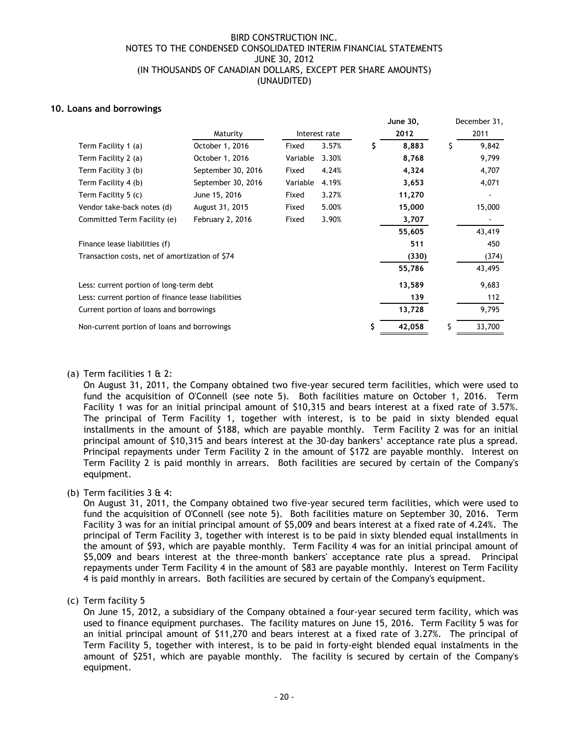## 10. Loans and borrowings

| | Maturity | Interest rate | | | June 30, 2012 | December 31, 2011 |
|---|---|---|---|---|---|---|
| Term Facility 1 (a) | October 1, 2016 | Fixed | 3.57% | $ | 8,883 | $ 9,842 |
| Term Facility 2 (a) | October 1, 2016 | Variable | 3.30% | | 8,768 | 9,799 |
| Term Facility 3 (b) | September 30, 2016 | Fixed | 4.24% | | 4,324 | 4,707 |
| Term Facility 4 (b) | September 30, 2016 | Variable | 4.19% | | 3,653 | 4,071 |
| Term Facility 5 (c) | June 15, 2016 | Fixed | 3.27% | | 11,270 | - |
| Vendor take-back notes (d) | August 31, 2015 | Fixed | 5.00% | | 15,000 | 15,000 |
| Committed Term Facility (e) | February 2, 2016 | Fixed | 3.90% | | 3,707 | - |
| | | | | | 55,605 | 43,419 |
| Finance lease liabilities (f) | | | | | 511 | 450 |
| Transaction costs, net of amortization of $74 | | | | | (330) | (374) |
| | | | | | 55,786 | 43,495 |
| Less: current portion of long-term debt | | | | | 13,589 | 9,683 |
| Less: current portion of finance lease liabilities | | | | | 139 | 112 |
| Current portion of loans and borrowings | | | | | 13,728 | 9,795 |
| Non-current portion of loans and borrowings | | | | $ | 42,058 | $ 33,700 |

(a) Term facilities 1 & 2:
On August 31, 2011, the Company obtained two five-year secured term facilities, which were used to fund the acquisition of O'Connell (see note 5). Both facilities mature on October 1, 2016. Term Facility 1 was for an initial principal amount of $10,315 and bears interest at a fixed rate of 3.57%. The principal of Term Facility 1, together with interest, is to be paid in sixty blended equal installments in the amount of $188, which are payable monthly. Term Facility 2 was for an initial principal amount of $10,315 and bears interest at the 30-day bankers' acceptance rate plus a spread. Principal repayments under Term Facility 2 in the amount of $172 are payable monthly. Interest on Term Facility 2 is paid monthly in arrears. Both facilities are secured by certain of the Company's equipment.

(b) Term facilities 3 & 4:
On August 31, 2011, the Company obtained two five-year secured term facilities, which were used to fund the acquisition of O'Connell (see note 5). Both facilities mature on September 30, 2016. Term Facility 3 was for an initial principal amount of $5,009 and bears interest at a fixed rate of 4.24%. The principal of Term Facility 3, together with interest is to be paid in sixty blended equal installments in the amount of $93, which are payable monthly. Term Facility 4 was for an initial principal amount of $5,009 and bears interest at the three-month bankers' acceptance rate plus a spread. Principal repayments under Term Facility 4 in the amount of $83 are payable monthly. Interest on Term Facility 4 is paid monthly in arrears. Both facilities are secured by certain of the Company's equipment.

(c) Term facility 5
On June 15, 2012, a subsidiary of the Company obtained a four-year secured term facility, which was used to finance equipment purchases. The facility matures on June 15, 2016. Term Facility 5 was for an initial principal amount of $11,270 and bears interest at a fixed rate of 3.27%. The principal of Term Facility 5, together with interest, is to be paid in forty-eight blended equal instalments in the amount of $251, which are payable monthly. The facility is secured by certain of the Company's equipment.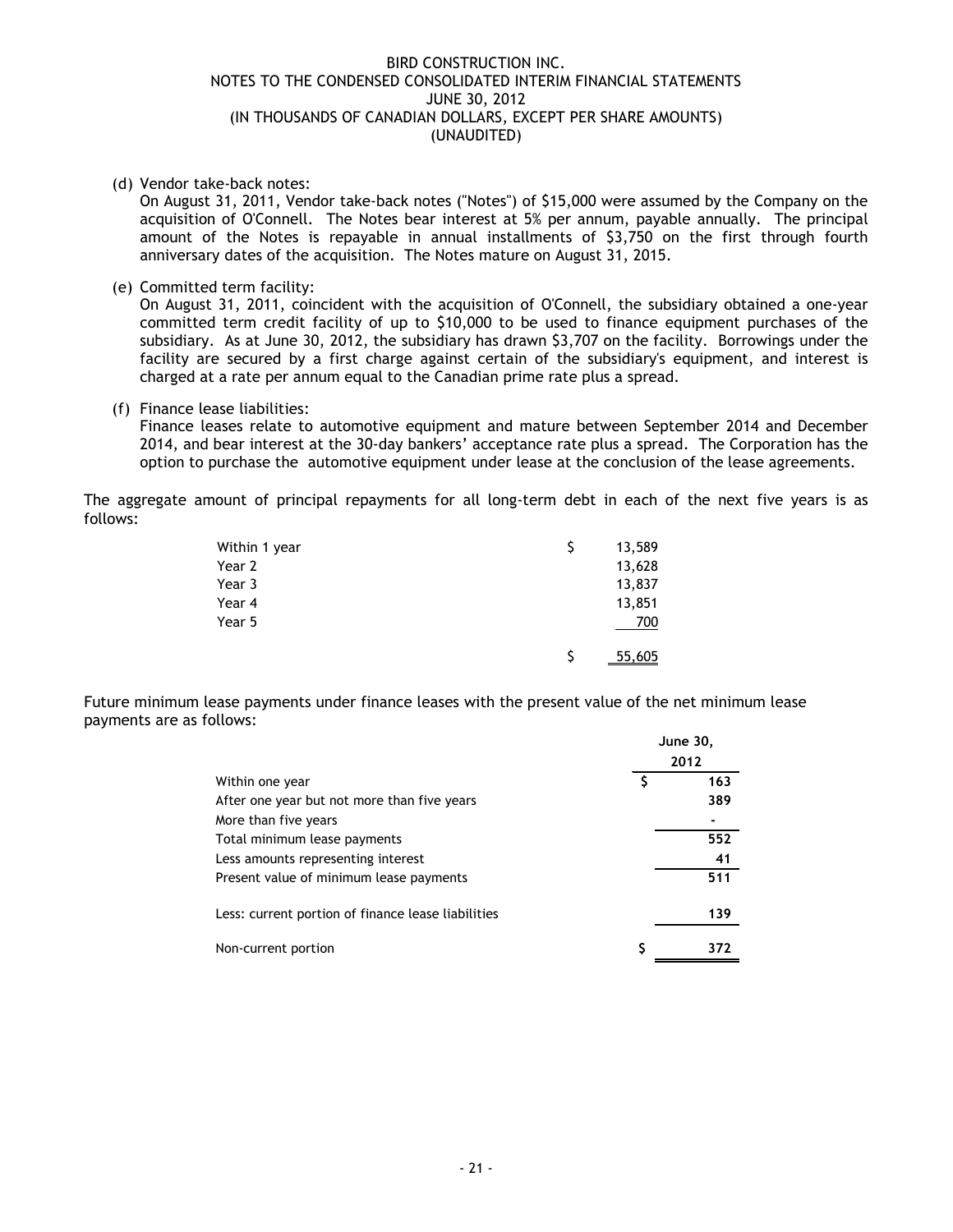(d) Vendor take-back notes:
On August 31, 2011, Vendor take-back notes ("Notes") of $15,000 were assumed by the Company on the acquisition of O'Connell. The Notes bear interest at 5% per annum, payable annually. The principal amount of the Notes is repayable in annual installments of $3,750 on the first through fourth anniversary dates of the acquisition. The Notes mature on August 31, 2015.

(e) Committed term facility:
On August 31, 2011, coincident with the acquisition of O'Connell, the subsidiary obtained a one-year committed term credit facility of up to $10,000 to be used to finance equipment purchases of the subsidiary. As at June 30, 2012, the subsidiary has drawn $3,707 on the facility. Borrowings under the facility are secured by a first charge against certain of the subsidiary's equipment, and interest is charged at a rate per annum equal to the Canadian prime rate plus a spread.

(f) Finance lease liabilities:
Finance leases relate to automotive equipment and mature between September 2014 and December 2014, and bear interest at the 30-day bankers' acceptance rate plus a spread. The Corporation has the option to purchase the automotive equipment under lease at the conclusion of the lease agreements.

The aggregate amount of principal repayments for all long-term debt in each of the next five years is as follows:

| | |
|---|---|
| Within 1 year | $ 13,589 |
| Year 2 | 13,628 |
| Year 3 | 13,837 |
| Year 4 | 13,851 |
| Year 5 | 700 |
| | $ 55,605 |

Future minimum lease payments under finance leases with the present value of the net minimum lease payments are as follows:

| | June 30, 2012 |
|---|---|
| Within one year | $ 163 |
| After one year but not more than five years | 389 |
| More than five years | - |
| Total minimum lease payments | 552 |
| Less amounts representing interest | 41 |
| Present value of minimum lease payments | 511 |
| Less: current portion of finance lease liabilities | 139 |
| Non-current portion | $ 372 |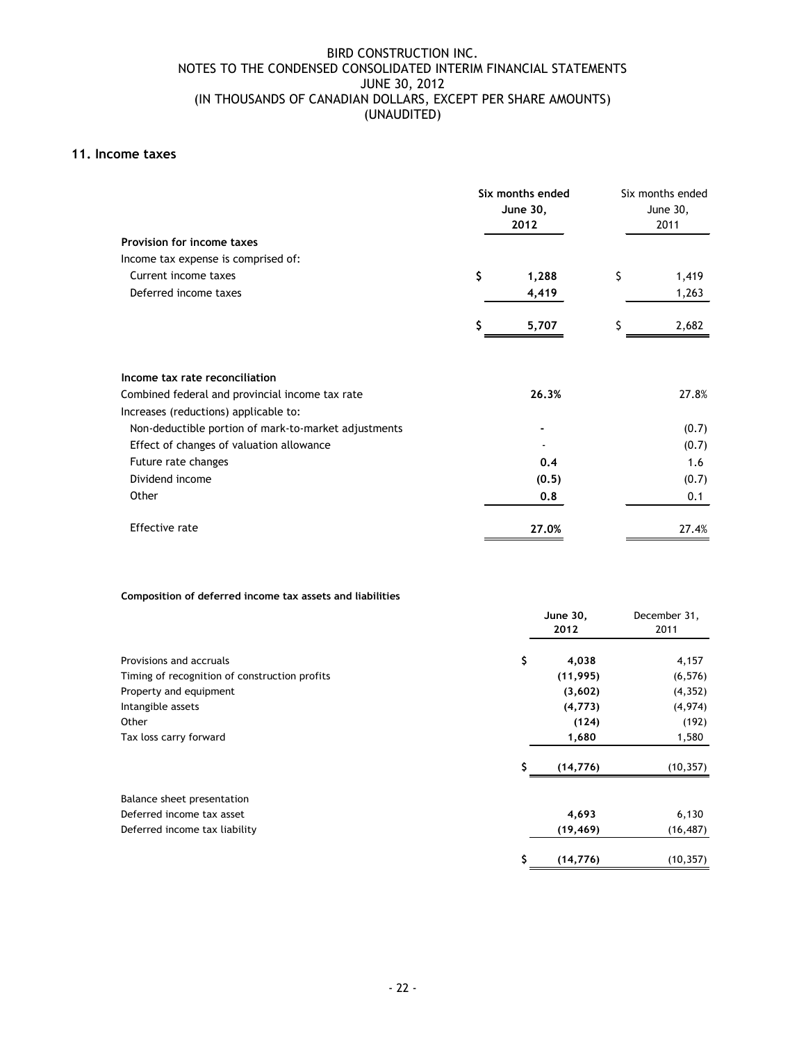BIRD CONSTRUCTION INC.
NOTES TO THE CONDENSED CONSOLIDATED INTERIM FINANCIAL STATEMENTS
JUNE 30, 2012
(IN THOUSANDS OF CANADIAN DOLLARS, EXCEPT PER SHARE AMOUNTS)
(UNAUDITED)

## 11. Income taxes

| | **Six months ended June 30, 2012** | Six months ended June 30, 2011 |
|---|---|---|
| **Provision for income taxes** | | |
| Income tax expense is comprised of: | | |
| Current income taxes | $ **1,288** | $ 1,419 |
| Deferred income taxes | **4,419** | 1,263 |
| | $ **5,707** | $ 2,682 |
| **Income tax rate reconciliation** | | |
| Combined federal and provincial income tax rate | **26.3%** | 27.8% |
| Increases (reductions) applicable to: | | |
| Non-deductible portion of mark-to-market adjustments | **-** | (0.7) |
| Effect of changes of valuation allowance | - | (0.7) |
| Future rate changes | **0.4** | 1.6 |
| Dividend income | **(0.5)** | (0.7) |
| Other | **0.8** | 0.1 |
| Effective rate | **27.0%** | 27.4% |

**Composition of deferred income tax assets and liabilities**

| | **June 30, 2012** | December 31, 2011 |
|---|---|---|
| Provisions and accruals | $ **4,038** | 4,157 |
| Timing of recognition of construction profits | **(11,995)** | (6,576) |
| Property and equipment | **(3,602)** | (4,352) |
| Intangible assets | **(4,773)** | (4,974) |
| Other | **(124)** | (192) |
| Tax loss carry forward | **1,680** | 1,580 |
| | $ **(14,776)** | (10,357) |
| Balance sheet presentation | | |
| Deferred income tax asset | **4,693** | 6,130 |
| Deferred income tax liability | **(19,469)** | (16,487) |
| | $ **(14,776)** | (10,357) |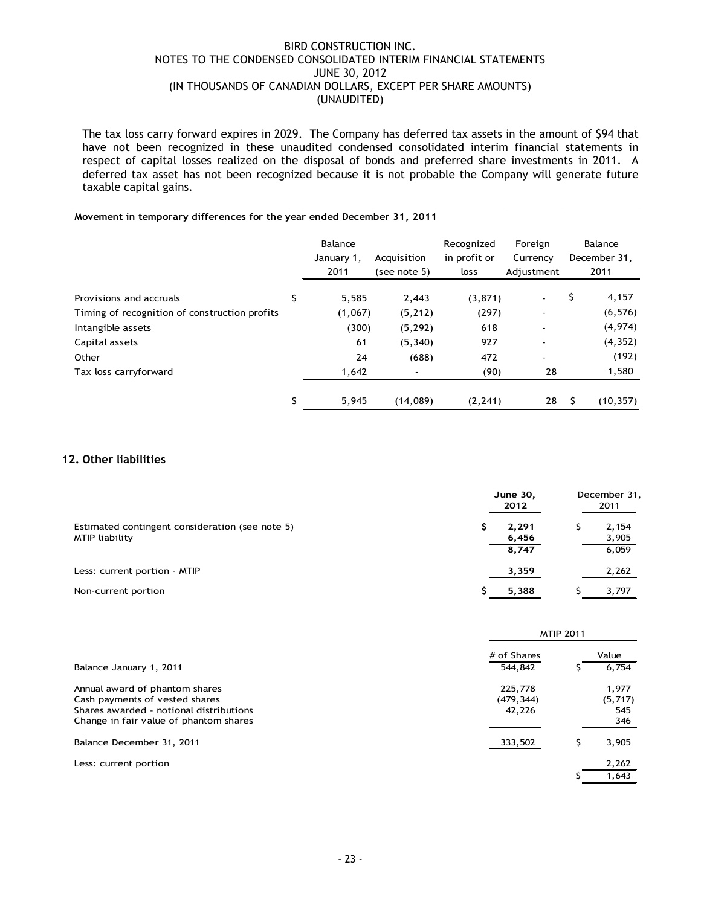The tax loss carry forward expires in 2029. The Company has deferred tax assets in the amount of $94 that have not been recognized in these unaudited condensed consolidated interim financial statements in respect of capital losses realized on the disposal of bonds and preferred share investments in 2011. A deferred tax asset has not been recognized because it is not probable the Company will generate future taxable capital gains.

**Movement in temporary differences for the year ended December 31, 2011**

| | Balance January 1, 2011 | Acquisition (see note 5) | Recognized in profit or loss | Foreign Currency Adjustment | Balance December 31, 2011 |
|---|---|---|---|---|---|
| Provisions and accruals | $ 5,585 | 2,443 | (3,871) | - | $ 4,157 |
| Timing of recognition of construction profits | (1,067) | (5,212) | (297) | - | (6,576) |
| Intangible assets | (300) | (5,292) | 618 | - | (4,974) |
| Capital assets | 61 | (5,340) | 927 | - | (4,352) |
| Other | 24 | (688) | 472 | - | (192) |
| Tax loss carryforward | 1,642 | - | (90) | 28 | 1,580 |
| | $ 5,945 | (14,089) | (2,241) | 28 | $ (10,357) |

## 12. Other liabilities

| | **June 30, 2012** | December 31, 2011 |
|---|---|---|
| Estimated contingent consideration (see note 5) | **$ 2,291** | $ 2,154 |
| MTIP liability | **6,456** | 3,905 |
| | **8,747** | 6,059 |
| Less: current portion - MTIP | **3,359** | 2,262 |
| Non-current portion | **$ 5,388** | $ 3,797 |

| | MTIP 2011 | |
|---|---|---|
| | # of Shares | Value |
| Balance January 1, 2011 | 544,842 | $ 6,754 |
| Annual award of phantom shares | 225,778 | 1,977 |
| Cash payments of vested shares | (479,344) | (5,717) |
| Shares awarded - notional distributions | 42,226 | 545 |
| Change in fair value of phantom shares | | 346 |
| Balance December 31, 2011 | 333,502 | $ 3,905 |
| Less: current portion | | 2,262 |
| | | $ 1,643 |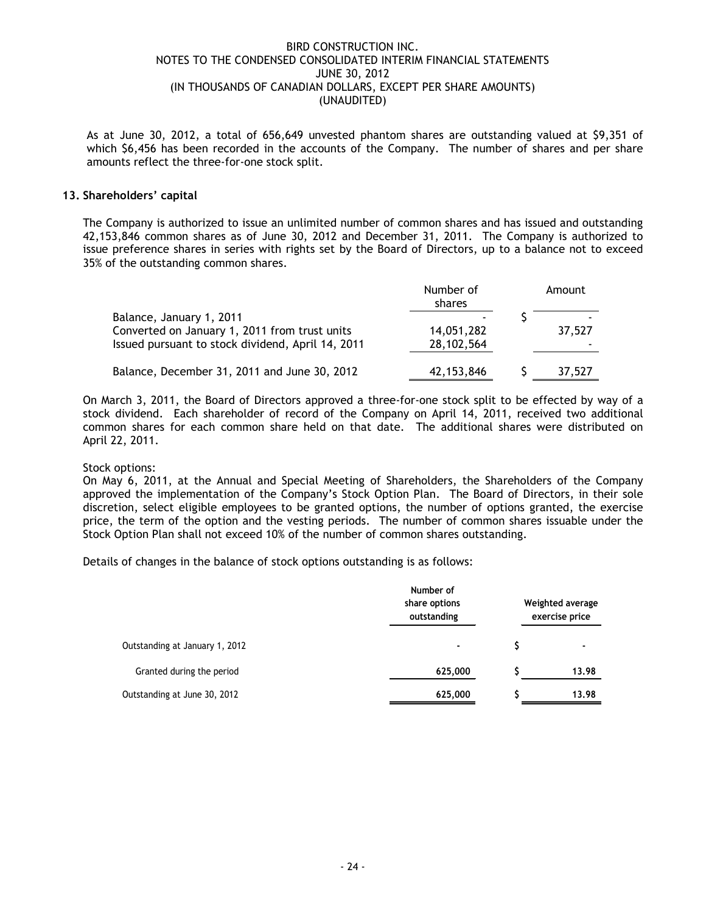As at June 30, 2012, a total of 656,649 unvested phantom shares are outstanding valued at $9,351 of which $6,456 has been recorded in the accounts of the Company. The number of shares and per share amounts reflect the three-for-one stock split.

## 13. Shareholders' capital

The Company is authorized to issue an unlimited number of common shares and has issued and outstanding 42,153,846 common shares as of June 30, 2012 and December 31, 2011. The Company is authorized to issue preference shares in series with rights set by the Board of Directors, up to a balance not to exceed 35% of the outstanding common shares.

| | Number of shares | Amount |
|---|---|---|
| Balance, January 1, 2011 | - | $ - |
| Converted on January 1, 2011 from trust units | 14,051,282 | 37,527 |
| Issued pursuant to stock dividend, April 14, 2011 | 28,102,564 | - |
| Balance, December 31, 2011 and June 30, 2012 | 42,153,846 | $ 37,527 |

On March 3, 2011, the Board of Directors approved a three-for-one stock split to be effected by way of a stock dividend. Each shareholder of record of the Company on April 14, 2011, received two additional common shares for each common share held on that date. The additional shares were distributed on April 22, 2011.

Stock options:
On May 6, 2011, at the Annual and Special Meeting of Shareholders, the Shareholders of the Company approved the implementation of the Company's Stock Option Plan. The Board of Directors, in their sole discretion, select eligible employees to be granted options, the number of options granted, the exercise price, the term of the option and the vesting periods. The number of common shares issuable under the Stock Option Plan shall not exceed 10% of the number of common shares outstanding.

Details of changes in the balance of stock options outstanding is as follows:

| | Number of share options outstanding | Weighted average exercise price |
|---|---|---|
| Outstanding at January 1, 2012 | - | $ - |
| Granted during the period | 625,000 | $ 13.98 |
| Outstanding at June 30, 2012 | 625,000 | $ 13.98 |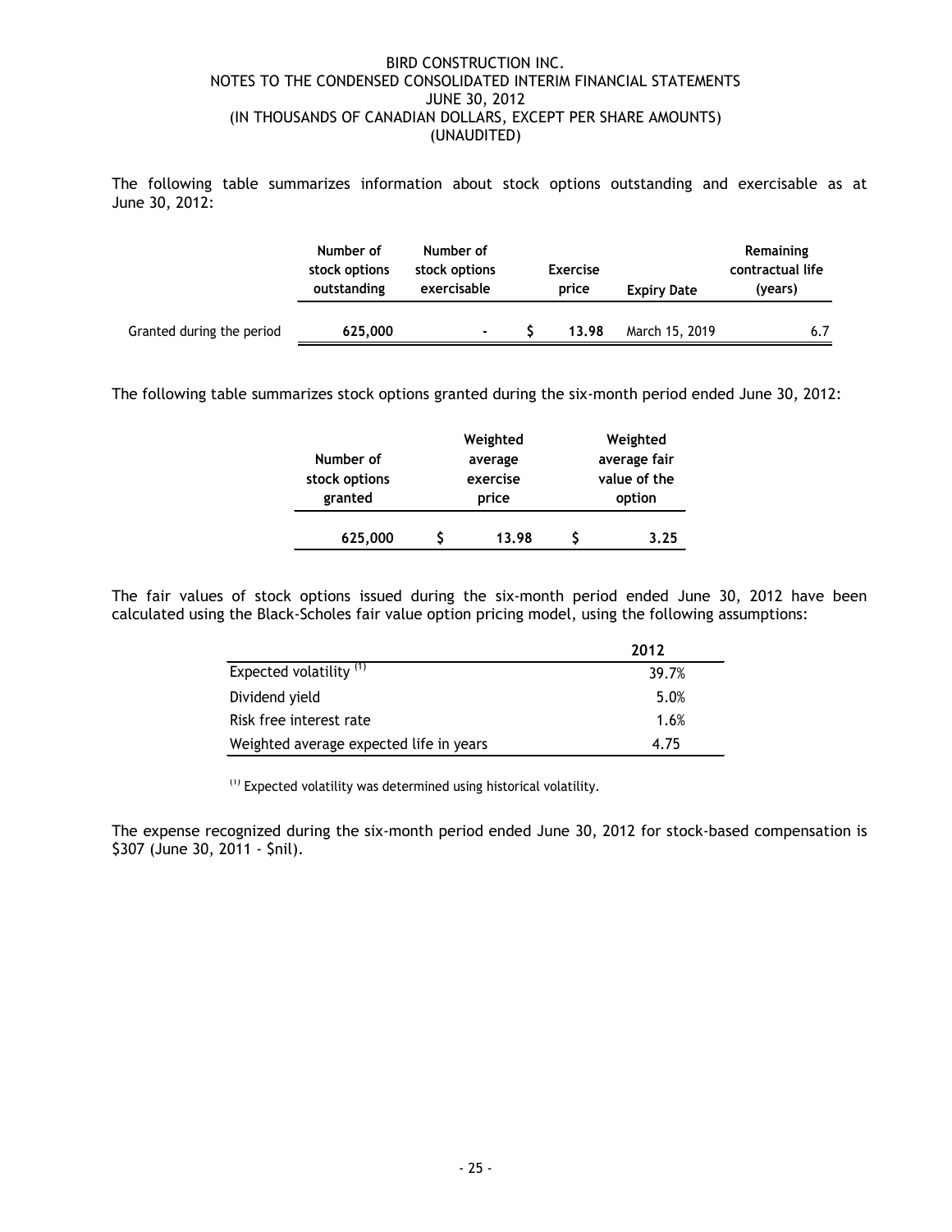The following table summarizes information about stock options outstanding and exercisable as at June 30, 2012:

| | Number of stock options outstanding | Number of stock options exercisable | Exercise price | Expiry Date | Remaining contractual life (years) |
|---|---|---|---|---|---|
| Granted during the period | **625,000** | **-** | **$ 13.98** | March 15, 2019 | 6.7 |

The following table summarizes stock options granted during the six-month period ended June 30, 2012:

| Number of stock options granted | Weighted average exercise price | Weighted average fair value of the option |
|---|---|---|
| **625,000** | **$ 13.98** | **$ 3.25** |

The fair values of stock options issued during the six-month period ended June 30, 2012 have been calculated using the Black-Scholes fair value option pricing model, using the following assumptions:

| | 2012 |
|---|---|
| Expected volatility [(1)] | 39.7% |
| Dividend yield | 5.0% |
| Risk free interest rate | 1.6% |
| Weighted average expected life in years | 4.75 |

[(1)] Expected volatility was determined using historical volatility.

The expense recognized during the six-month period ended June 30, 2012 for stock-based compensation is $307 (June 30, 2011 - $nil).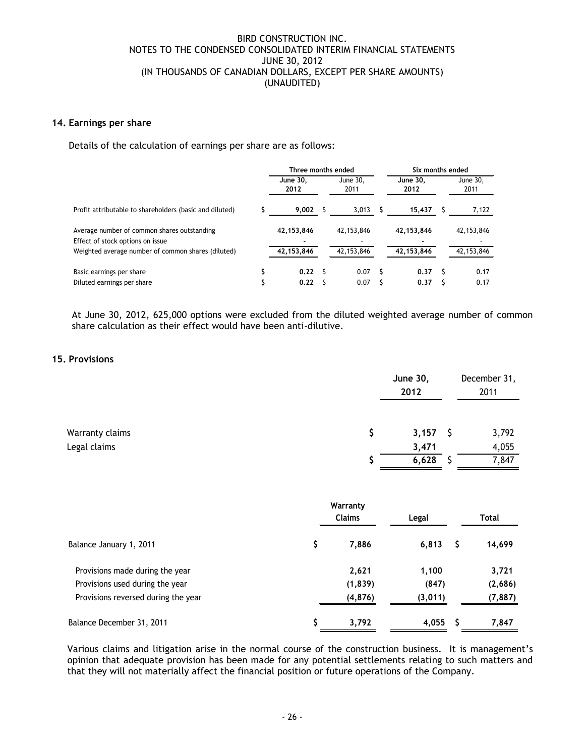## 14. Earnings per share

Details of the calculation of earnings per share are as follows:

| | Three months ended | | Six months ended | |
|---|---|---|---|---|
| | **June 30, 2012** | June 30, 2011 | **June 30, 2012** | June 30, 2011 |
| Profit attributable to shareholders (basic and diluted) | $ **9,002** | $ 3,013 | $ **15,437** | $ 7,122 |
| Average number of common shares outstanding | **42,153,846** | 42,153,846 | **42,153,846** | 42,153,846 |
| Effect of stock options on issue | **-** | - | **-** | - |
| Weighted average number of common shares (diluted) | **42,153,846** | 42,153,846 | **42,153,846** | 42,153,846 |
| Basic earnings per share | $ **0.22** | $ 0.07 | $ **0.37** | $ 0.17 |
| Diluted earnings per share | $ **0.22** | $ 0.07 | $ **0.37** | $ 0.17 |

At June 30, 2012, 625,000 options were excluded from the diluted weighted average number of common share calculation as their effect would have been anti-dilutive.

## 15. Provisions

| | **June 30, 2012** | December 31, 2011 |
|---|---|---|
| Warranty claims | $ **3,157** | $ 3,792 |
| Legal claims | **3,471** | 4,055 |
| | $ **6,628** | $ 7,847 |

| | **Warranty Claims** | **Legal** | **Total** |
|---|---|---|---|
| Balance January 1, 2011 | $ **7,886** | **6,813** | $ **14,699** |
| Provisions made during the year | **2,621** | **1,100** | **3,721** |
| Provisions used during the year | **(1,839)** | **(847)** | **(2,686)** |
| Provisions reversed during the year | **(4,876)** | **(3,011)** | **(7,887)** |
| Balance December 31, 2011 | $ **3,792** | **4,055** | $ **7,847** |

Various claims and litigation arise in the normal course of the construction business. It is management's opinion that adequate provision has been made for any potential settlements relating to such matters and that they will not materially affect the financial position or future operations of the Company.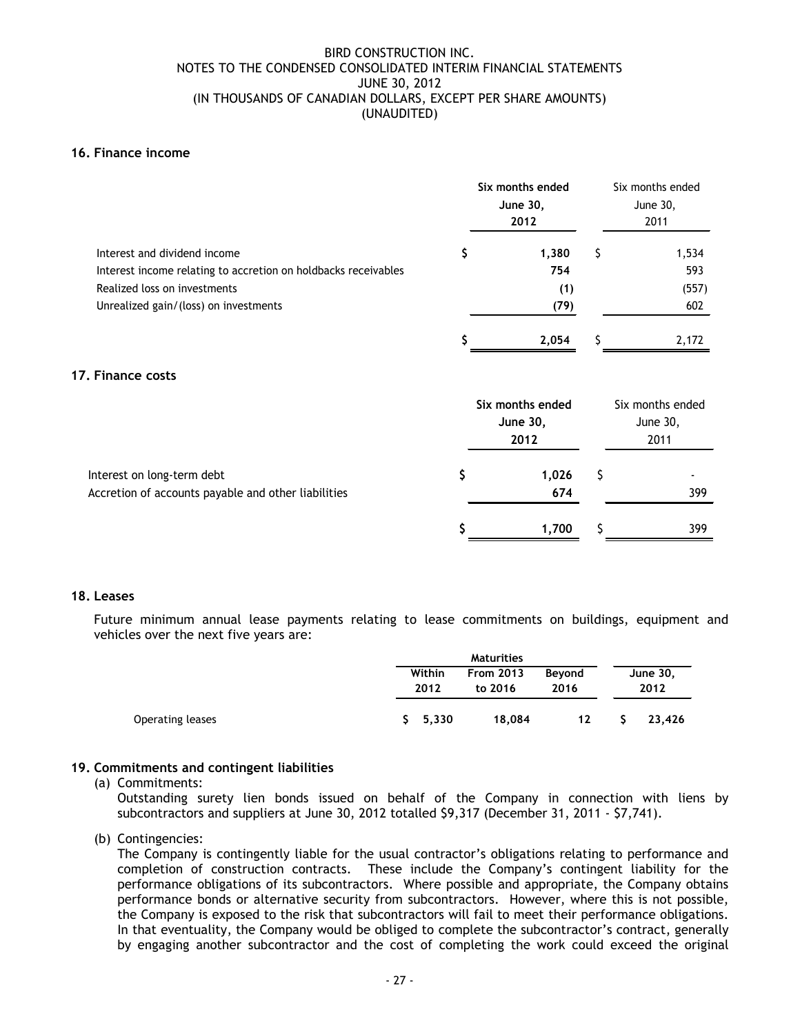## 16. Finance income

| | Six months ended June 30, 2012 | Six months ended June 30, 2011 |
|---|---|---|
| Interest and dividend income | $ 1,380 | $ 1,534 |
| Interest income relating to accretion on holdbacks receivables | 754 | 593 |
| Realized loss on investments | (1) | (557) |
| Unrealized gain/(loss) on investments | (79) | 602 |
| | $ 2,054 | $ 2,172 |

## 17. Finance costs

| | Six months ended June 30, 2012 | Six months ended June 30, 2011 |
|---|---|---|
| Interest on long-term debt | $ 1,026 | $ - |
| Accretion of accounts payable and other liabilities | 674 | 399 |
| | $ 1,700 | $ 399 |

## 18. Leases

Future minimum annual lease payments relating to lease commitments on buildings, equipment and vehicles over the next five years are:

| | Maturities | | | |
|---|---|---|---|---|
| | Within 2012 | From 2013 to 2016 | Beyond 2016 | June 30, 2012 |
| Operating leases | $ 5,330 | 18,084 | 12 | $ 23,426 |

## 19. Commitments and contingent liabilities

(a) Commitments:

Outstanding surety lien bonds issued on behalf of the Company in connection with liens by subcontractors and suppliers at June 30, 2012 totalled $9,317 (December 31, 2011 - $7,741).

(b) Contingencies:

The Company is contingently liable for the usual contractor's obligations relating to performance and completion of construction contracts. These include the Company's contingent liability for the performance obligations of its subcontractors. Where possible and appropriate, the Company obtains performance bonds or alternative security from subcontractors. However, where this is not possible, the Company is exposed to the risk that subcontractors will fail to meet their performance obligations. In that eventuality, the Company would be obliged to complete the subcontractor's contract, generally by engaging another subcontractor and the cost of completing the work could exceed the original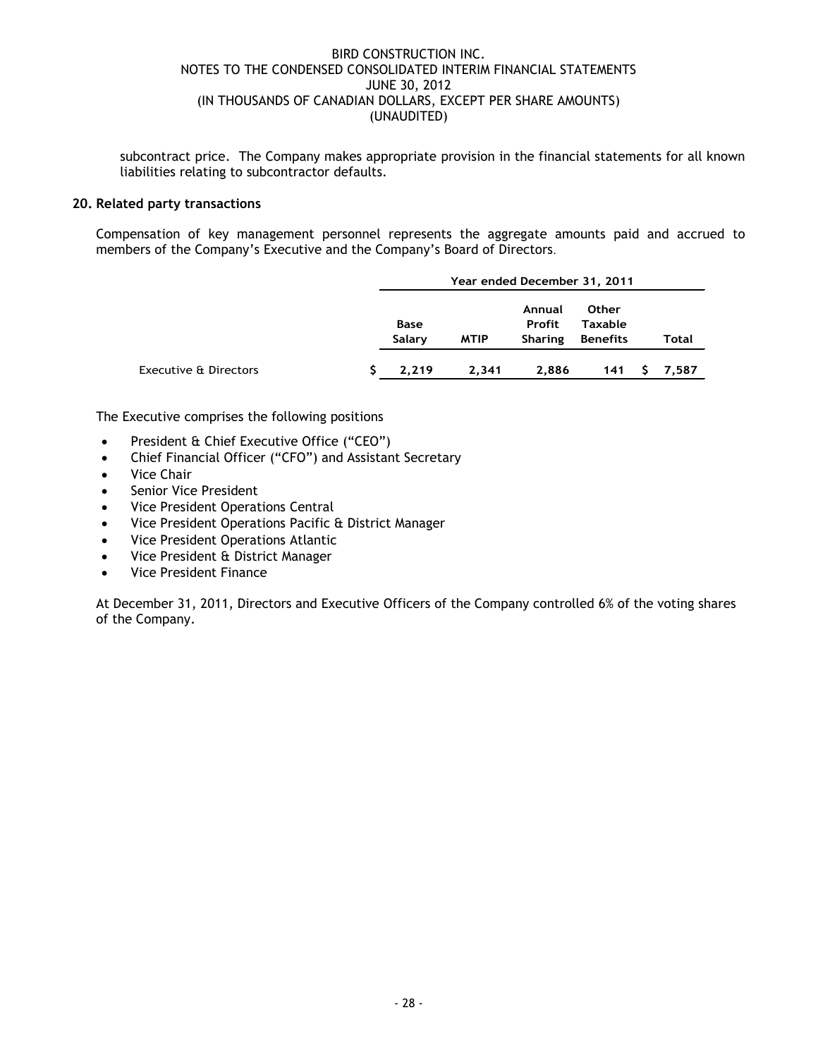subcontract price. The Company makes appropriate provision in the financial statements for all known liabilities relating to subcontractor defaults.

**20. Related party transactions**

Compensation of key management personnel represents the aggregate amounts paid and accrued to members of the Company's Executive and the Company's Board of Directors.

| | Year ended December 31, 2011 | | | | |
|---|---|---|---|---|---|
| | Base Salary | MTIP | Annual Profit Sharing | Other Taxable Benefits | Total |
| Executive & Directors | $ 2,219 | 2,341 | 2,886 | 141 | $ 7,587 |

The Executive comprises the following positions

- President & Chief Executive Office ("CEO")
- Chief Financial Officer ("CFO") and Assistant Secretary
- Vice Chair
- Senior Vice President
- Vice President Operations Central
- Vice President Operations Pacific & District Manager
- Vice President Operations Atlantic
- Vice President & District Manager
- Vice President Finance

At December 31, 2011, Directors and Executive Officers of the Company controlled 6% of the voting shares of the Company.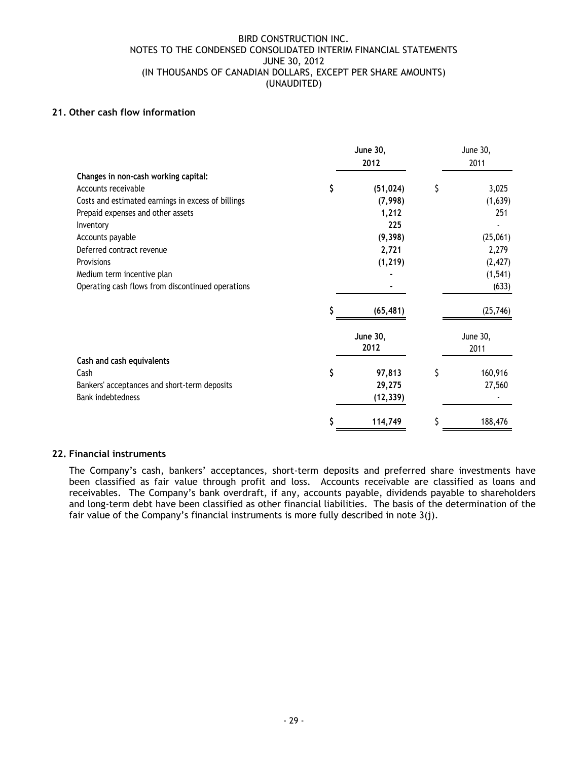## 21. Other cash flow information

| | June 30, 2012 | June 30, 2011 |
|---|---|---|
| **Changes in non-cash working capital:** | | |
| Accounts receivable | $ (51,024) | $ 3,025 |
| Costs and estimated earnings in excess of billings | (7,998) | (1,639) |
| Prepaid expenses and other assets | 1,212 | 251 |
| Inventory | 225 | - |
| Accounts payable | (9,398) | (25,061) |
| Deferred contract revenue | 2,721 | 2,279 |
| Provisions | (1,219) | (2,427) |
| Medium term incentive plan | - | (1,541) |
| Operating cash flows from discontinued operations | - | (633) |
| | $ (65,481) | (25,746) |

| | June 30, 2012 | June 30, 2011 |
|---|---|---|
| **Cash and cash equivalents** | | |
| Cash | $ 97,813 | $ 160,916 |
| Bankers' acceptances and short-term deposits | 29,275 | 27,560 |
| Bank indebtedness | (12,339) | - |
| | $ 114,749 | $ 188,476 |

## 22. Financial instruments

The Company's cash, bankers' acceptances, short-term deposits and preferred share investments have been classified as fair value through profit and loss. Accounts receivable are classified as loans and receivables. The Company's bank overdraft, if any, accounts payable, dividends payable to shareholders and long-term debt have been classified as other financial liabilities. The basis of the determination of the fair value of the Company's financial instruments is more fully described in note 3(j).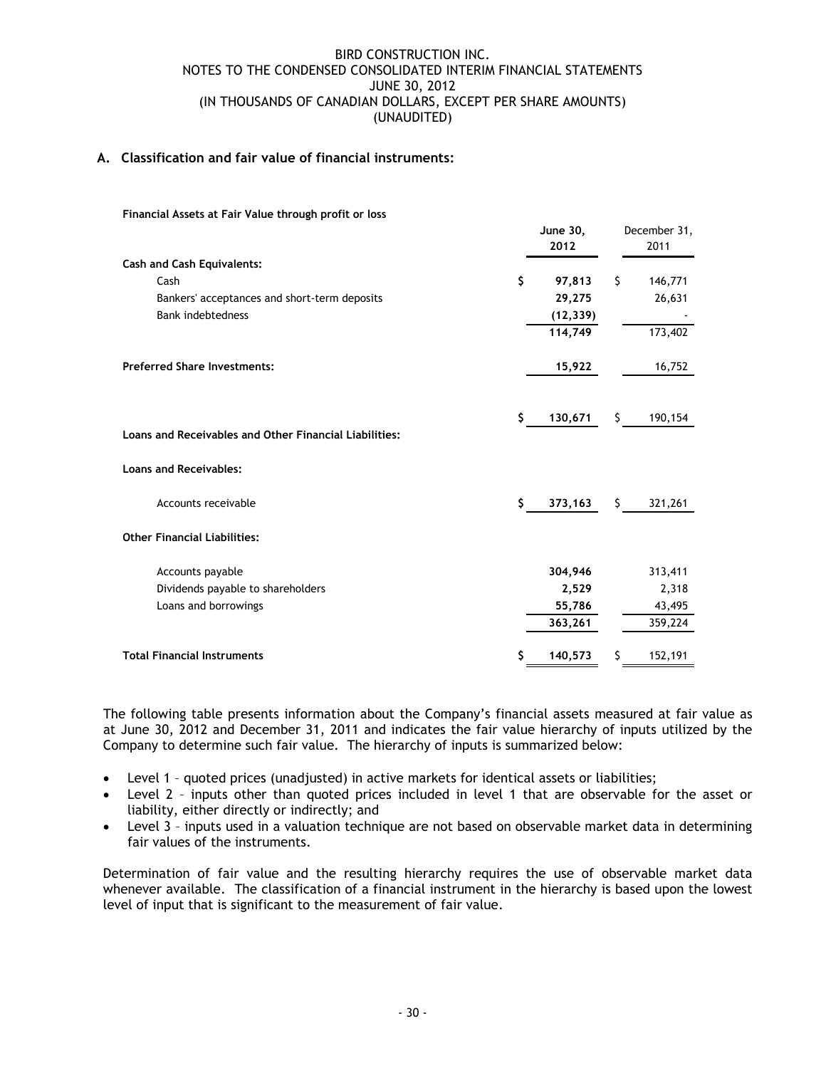## A. Classification and fair value of financial instruments:

| Financial Assets at Fair Value through profit or loss | June 30, 2012 | December 31, 2011 |
|---|---|---|
| **Cash and Cash Equivalents:** | | |
| Cash | $ 97,813 | $ 146,771 |
| Bankers' acceptances and short-term deposits | 29,275 | 26,631 |
| Bank indebtedness | (12,339) | - |
| | 114,749 | 173,402 |
| **Preferred Share Investments:** | 15,922 | 16,752 |
| | $ 130,671 | $ 190,154 |
| **Loans and Receivables and Other Financial Liabilities:** | | |
| **Loans and Receivables:** | | |
| Accounts receivable | $ 373,163 | $ 321,261 |
| **Other Financial Liabilities:** | | |
| Accounts payable | 304,946 | 313,411 |
| Dividends payable to shareholders | 2,529 | 2,318 |
| Loans and borrowings | 55,786 | 43,495 |
| | 363,261 | 359,224 |
| **Total Financial Instruments** | $ 140,573 | $ 152,191 |

The following table presents information about the Company's financial assets measured at fair value as at June 30, 2012 and December 31, 2011 and indicates the fair value hierarchy of inputs utilized by the Company to determine such fair value. The hierarchy of inputs is summarized below:

- Level 1 – quoted prices (unadjusted) in active markets for identical assets or liabilities;
- Level 2 – inputs other than quoted prices included in level 1 that are observable for the asset or liability, either directly or indirectly; and
- Level 3 – inputs used in a valuation technique are not based on observable market data in determining fair values of the instruments.

Determination of fair value and the resulting hierarchy requires the use of observable market data whenever available. The classification of a financial instrument in the hierarchy is based upon the lowest level of input that is significant to the measurement of fair value.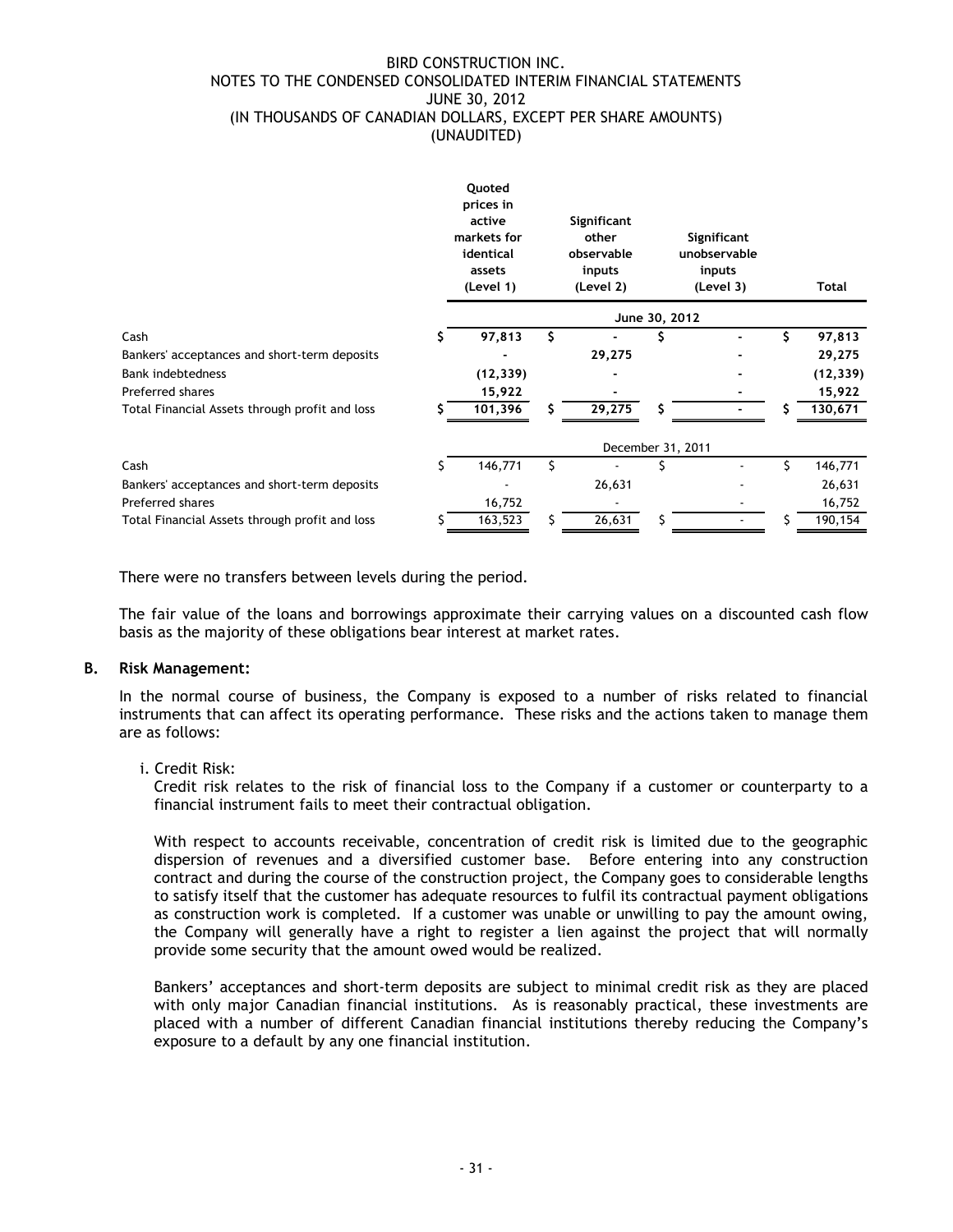| | Quoted prices in active markets for identical assets (Level 1) | Significant other observable inputs (Level 2) | Significant unobservable inputs (Level 3) | Total |
|---|---|---|---|---|
| | | June 30, 2012 | | |
| Cash | $ 97,813 | $ - | $ - | $ 97,813 |
| Bankers' acceptances and short-term deposits | - | 29,275 | - | 29,275 |
| Bank indebtedness | (12,339) | - | - | (12,339) |
| Preferred shares | 15,922 | - | - | 15,922 |
| Total Financial Assets through profit and loss | $ 101,396 | $ 29,275 | $ - | $ 130,671 |
| | | December 31, 2011 | | |
| Cash | $ 146,771 | $ - | $ - | $ 146,771 |
| Bankers' acceptances and short-term deposits | - | 26,631 | - | 26,631 |
| Preferred shares | 16,752 | - | - | 16,752 |
| Total Financial Assets through profit and loss | $ 163,523 | $ 26,631 | $ - | $ 190,154 |

There were no transfers between levels during the period.

The fair value of the loans and borrowings approximate their carrying values on a discounted cash flow basis as the majority of these obligations bear interest at market rates.

**B. Risk Management:**

In the normal course of business, the Company is exposed to a number of risks related to financial instruments that can affect its operating performance. These risks and the actions taken to manage them are as follows:

i. Credit Risk:

Credit risk relates to the risk of financial loss to the Company if a customer or counterparty to a financial instrument fails to meet their contractual obligation.

With respect to accounts receivable, concentration of credit risk is limited due to the geographic dispersion of revenues and a diversified customer base. Before entering into any construction contract and during the course of the construction project, the Company goes to considerable lengths to satisfy itself that the customer has adequate resources to fulfil its contractual payment obligations as construction work is completed. If a customer was unable or unwilling to pay the amount owing, the Company will generally have a right to register a lien against the project that will normally provide some security that the amount owed would be realized.

Bankers' acceptances and short-term deposits are subject to minimal credit risk as they are placed with only major Canadian financial institutions. As is reasonably practical, these investments are placed with a number of different Canadian financial institutions thereby reducing the Company's exposure to a default by any one financial institution.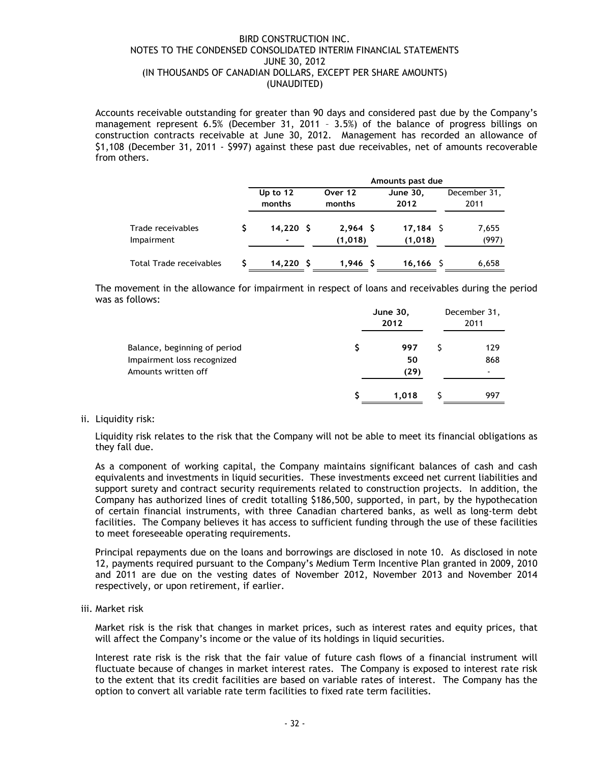Accounts receivable outstanding for greater than 90 days and considered past due by the Company's management represent 6.5% (December 31, 2011 – 3.5%) of the balance of progress billings on construction contracts receivable at June 30, 2012. Management has recorded an allowance of $1,108 (December 31, 2011 - $997) against these past due receivables, net of amounts recoverable from others.

| | Amounts past due | | | |
|---|---|---|---|---|
| | **Up to 12 months** | **Over 12 months** | **June 30, 2012** | December 31, 2011 |
| Trade receivables | $ 14,220 | $ 2,964 | $ 17,184 | $ 7,655 |
| Impairment | - | (1,018) | (1,018) | (997) |
| Total Trade receivables | $ 14,220 | $ 1,946 | $ 16,166 | $ 6,658 |

The movement in the allowance for impairment in respect of loans and receivables during the period was as follows:

| | **June 30, 2012** | December 31, 2011 |
|---|---|---|
| Balance, beginning of period | $ 997 | $ 129 |
| Impairment loss recognized | 50 | 868 |
| Amounts written off | (29) | - |
| | $ 1,018 | $ 997 |

ii. Liquidity risk:

Liquidity risk relates to the risk that the Company will not be able to meet its financial obligations as they fall due.

As a component of working capital, the Company maintains significant balances of cash and cash equivalents and investments in liquid securities. These investments exceed net current liabilities and support surety and contract security requirements related to construction projects. In addition, the Company has authorized lines of credit totalling $186,500, supported, in part, by the hypothecation of certain financial instruments, with three Canadian chartered banks, as well as long-term debt facilities. The Company believes it has access to sufficient funding through the use of these facilities to meet foreseeable operating requirements.

Principal repayments due on the loans and borrowings are disclosed in note 10. As disclosed in note 12, payments required pursuant to the Company's Medium Term Incentive Plan granted in 2009, 2010 and 2011 are due on the vesting dates of November 2012, November 2013 and November 2014 respectively, or upon retirement, if earlier.

iii. Market risk

Market risk is the risk that changes in market prices, such as interest rates and equity prices, that will affect the Company's income or the value of its holdings in liquid securities.

Interest rate risk is the risk that the fair value of future cash flows of a financial instrument will fluctuate because of changes in market interest rates. The Company is exposed to interest rate risk to the extent that its credit facilities are based on variable rates of interest. The Company has the option to convert all variable rate term facilities to fixed rate term facilities.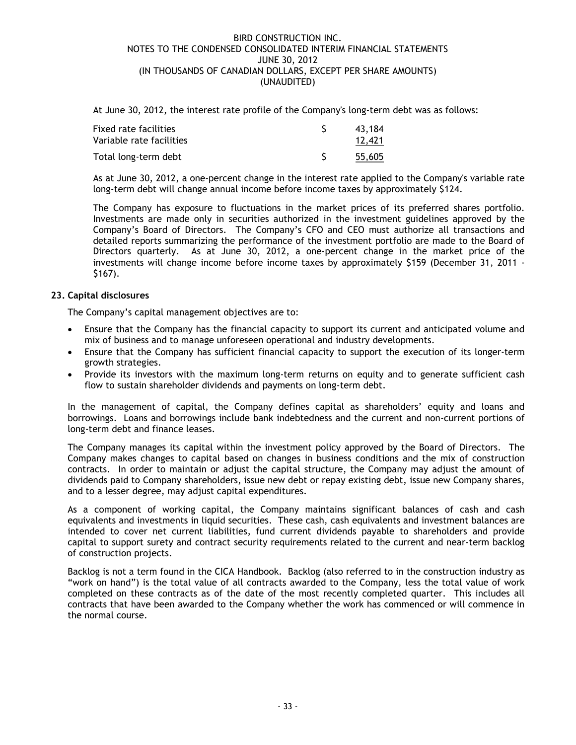At June 30, 2012, the interest rate profile of the Company's long-term debt was as follows:

| | | |
|---|---|---|
| Fixed rate facilities | $ | 43,184 |
| Variable rate facilities | | 12,421 |
| Total long-term debt | $ | 55,605 |

As at June 30, 2012, a one-percent change in the interest rate applied to the Company's variable rate long-term debt will change annual income before income taxes by approximately $124.

The Company has exposure to fluctuations in the market prices of its preferred shares portfolio. Investments are made only in securities authorized in the investment guidelines approved by the Company's Board of Directors. The Company's CFO and CEO must authorize all transactions and detailed reports summarizing the performance of the investment portfolio are made to the Board of Directors quarterly. As at June 30, 2012, a one-percent change in the market price of the investments will change income before income taxes by approximately $159 (December 31, 2011 - $167).

## 23. Capital disclosures

The Company's capital management objectives are to:

- Ensure that the Company has the financial capacity to support its current and anticipated volume and mix of business and to manage unforeseen operational and industry developments.
- Ensure that the Company has sufficient financial capacity to support the execution of its longer-term growth strategies.
- Provide its investors with the maximum long-term returns on equity and to generate sufficient cash flow to sustain shareholder dividends and payments on long-term debt.

In the management of capital, the Company defines capital as shareholders' equity and loans and borrowings. Loans and borrowings include bank indebtedness and the current and non-current portions of long-term debt and finance leases.

The Company manages its capital within the investment policy approved by the Board of Directors. The Company makes changes to capital based on changes in business conditions and the mix of construction contracts. In order to maintain or adjust the capital structure, the Company may adjust the amount of dividends paid to Company shareholders, issue new debt or repay existing debt, issue new Company shares, and to a lesser degree, may adjust capital expenditures.

As a component of working capital, the Company maintains significant balances of cash and cash equivalents and investments in liquid securities. These cash, cash equivalents and investment balances are intended to cover net current liabilities, fund current dividends payable to shareholders and provide capital to support surety and contract security requirements related to the current and near-term backlog of construction projects.

Backlog is not a term found in the CICA Handbook. Backlog (also referred to in the construction industry as "work on hand") is the total value of all contracts awarded to the Company, less the total value of work completed on these contracts as of the date of the most recently completed quarter. This includes all contracts that have been awarded to the Company whether the work has commenced or will commence in the normal course.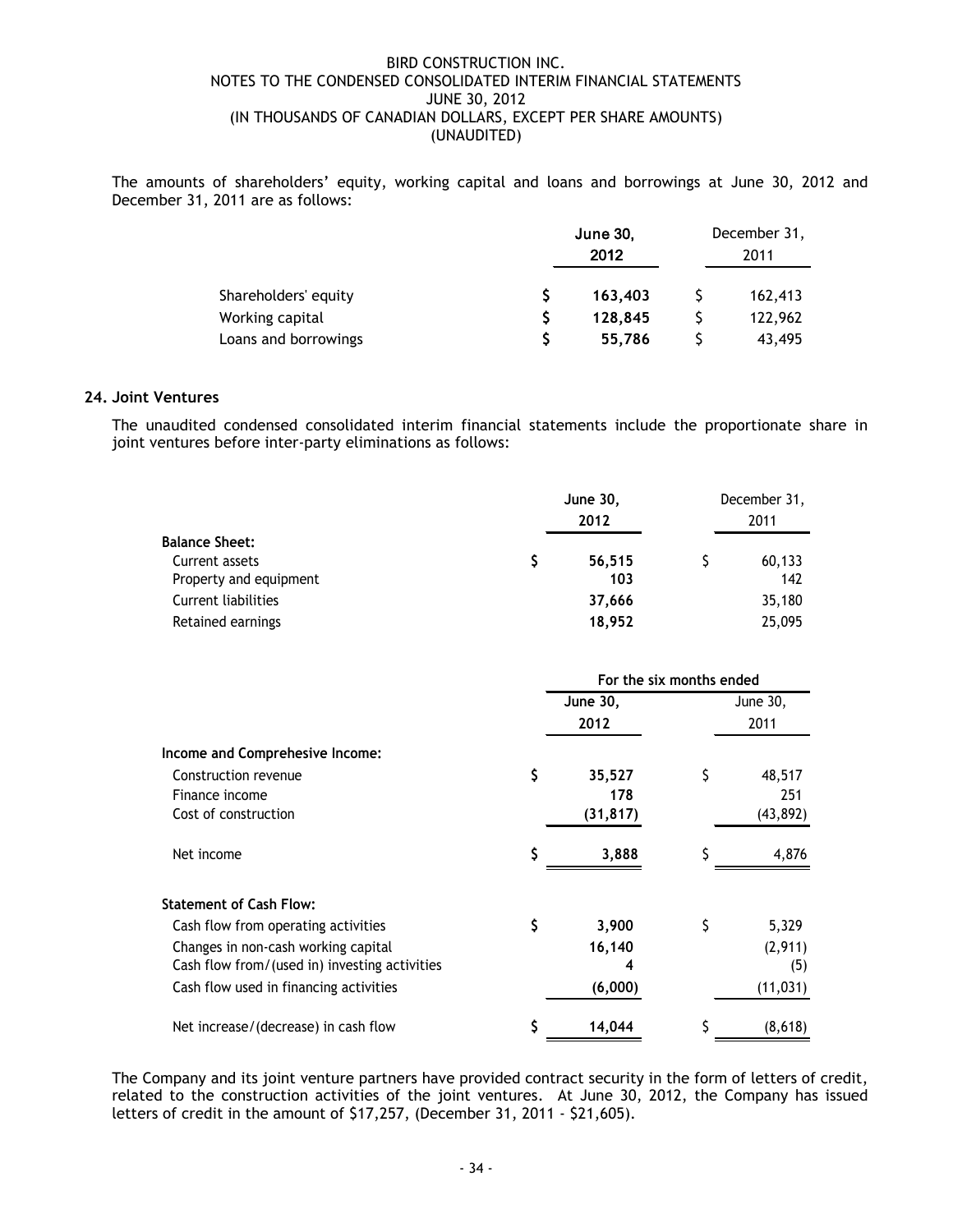The amounts of shareholders' equity, working capital and loans and borrowings at June 30, 2012 and December 31, 2011 are as follows:

| | June 30, 2012 | December 31, 2011 |
|---|---|---|
| Shareholders' equity | $ 163,403 | $ 162,413 |
| Working capital | $ 128,845 | $ 122,962 |
| Loans and borrowings | $ 55,786 | $ 43,495 |

## 24. Joint Ventures

The unaudited condensed consolidated interim financial statements include the proportionate share in joint ventures before inter-party eliminations as follows:

| | June 30, 2012 | December 31, 2011 |
|---|---|---|
| **Balance Sheet:** | | |
| Current assets | $ 56,515 | $ 60,133 |
| Property and equipment | 103 | 142 |
| Current liabilities | 37,666 | 35,180 |
| Retained earnings | 18,952 | 25,095 |

| | For the six months ended | |
|---|---|---|
| | June 30, 2012 | June 30, 2011 |
| **Income and Comprehesive Income:** | | |
| Construction revenue | $ 35,527 | $ 48,517 |
| Finance income | 178 | 251 |
| Cost of construction | (31,817) | (43,892) |
| Net income | $ 3,888 | $ 4,876 |
| **Statement of Cash Flow:** | | |
| Cash flow from operating activities | $ 3,900 | $ 5,329 |
| Changes in non-cash working capital | 16,140 | (2,911) |
| Cash flow from/(used in) investing activities | 4 | (5) |
| Cash flow used in financing activities | (6,000) | (11,031) |
| Net increase/(decrease) in cash flow | $ 14,044 | $ (8,618) |

The Company and its joint venture partners have provided contract security in the form of letters of credit, related to the construction activities of the joint ventures. At June 30, 2012, the Company has issued letters of credit in the amount of $17,257, (December 31, 2011 - $21,605).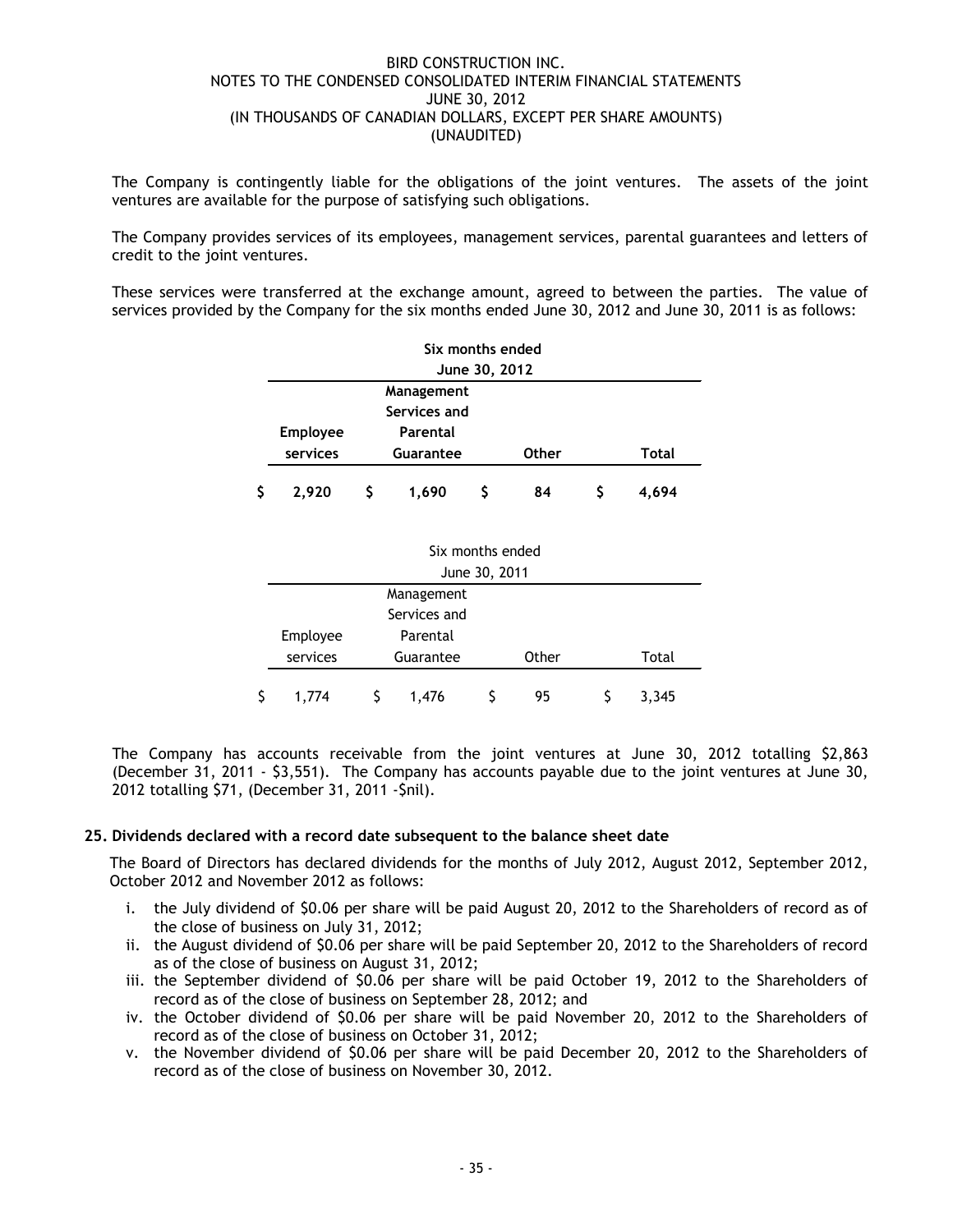The Company is contingently liable for the obligations of the joint ventures. The assets of the joint ventures are available for the purpose of satisfying such obligations.

The Company provides services of its employees, management services, parental guarantees and letters of credit to the joint ventures.

These services were transferred at the exchange amount, agreed to between the parties. The value of services provided by the Company for the six months ended June 30, 2012 and June 30, 2011 is as follows:

| **Six months ended June 30, 2012** | | | |
|---|---|---|---|
| **Employee services** | **Management Services and Parental Guarantee** | **Other** | **Total** |
| **$ 2,920** | **$ 1,690** | **$ 84** | **$ 4,694** |

| Six months ended June 30, 2011 | | | |
|---|---|---|---|
| Employee services | Management Services and Parental Guarantee | Other | Total |
| $ 1,774 | $ 1,476 | $ 95 | $ 3,345 |

The Company has accounts receivable from the joint ventures at June 30, 2012 totalling $2,863 (December 31, 2011 - $3,551). The Company has accounts payable due to the joint ventures at June 30, 2012 totalling $71, (December 31, 2011 -$nil).

## 25. Dividends declared with a record date subsequent to the balance sheet date

The Board of Directors has declared dividends for the months of July 2012, August 2012, September 2012, October 2012 and November 2012 as follows:

i. the July dividend of $0.06 per share will be paid August 20, 2012 to the Shareholders of record as of the close of business on July 31, 2012;
ii. the August dividend of $0.06 per share will be paid September 20, 2012 to the Shareholders of record as of the close of business on August 31, 2012;
iii. the September dividend of $0.06 per share will be paid October 19, 2012 to the Shareholders of record as of the close of business on September 28, 2012; and
iv. the October dividend of $0.06 per share will be paid November 20, 2012 to the Shareholders of record as of the close of business on October 31, 2012;
v. the November dividend of $0.06 per share will be paid December 20, 2012 to the Shareholders of record as of the close of business on November 30, 2012.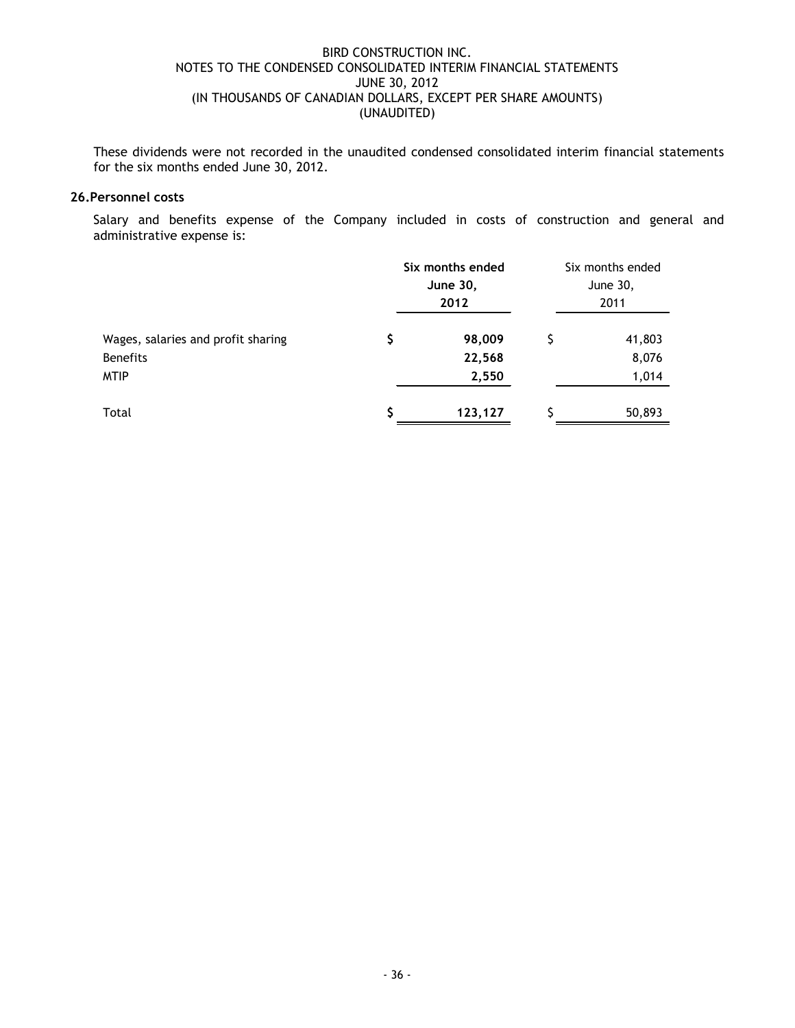These dividends were not recorded in the unaudited condensed consolidated interim financial statements for the six months ended June 30, 2012.

## 26. Personnel costs

Salary and benefits expense of the Company included in costs of construction and general and administrative expense is:

| | Six months ended June 30, 2012 | Six months ended June 30, 2011 |
|---|---|---|
| Wages, salaries and profit sharing | $ **98,009** | $ 41,803 |
| Benefits | **22,568** | 8,076 |
| MTIP | **2,550** | 1,014 |
| Total | $ **123,127** | $ 50,893 |